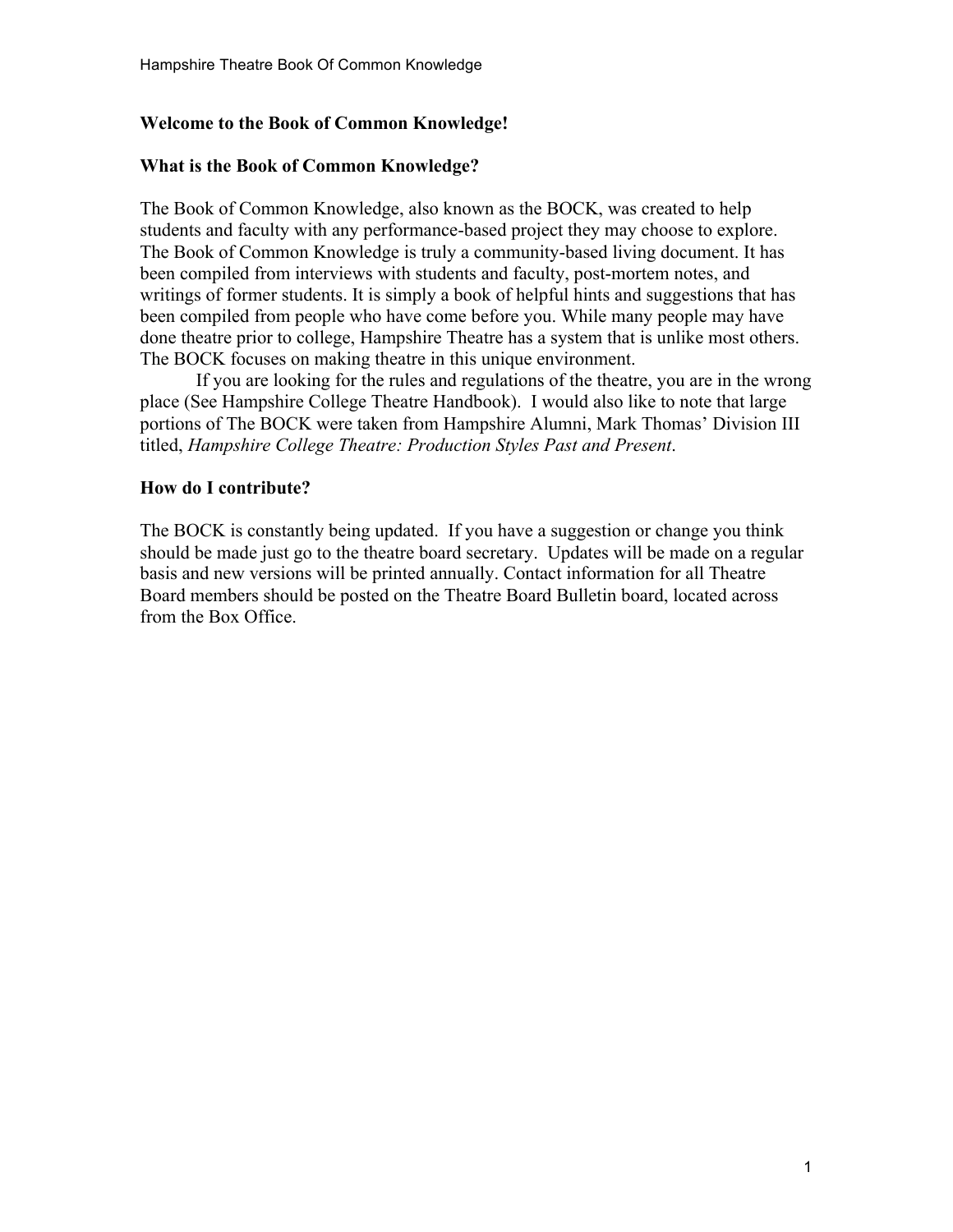## Welcome to the Book of Common Knowledge!

### What is the Book of Common Knowledge?

The Book of Common Knowledge, also known as the BOCK, was created to help students and faculty with any performance-based project they may choose to explore. The Book of Common Knowledge is truly a community-based living document. It has been compiled from interviews with students and faculty, post-mortem notes, and writings of former students. It is simply a book of helpful hints and suggestions that has been compiled from people who have come before you. While many people may have done theatre prior to college, Hampshire Theatre has a system that is unlike most others. The BOCK focuses on making theatre in this unique environment.

If you are looking for the rules and regulations of the theatre, you are in the wrong place (See Hampshire College Theatre Handbook). I would also like to note that large portions of The BOCK were taken from Hampshire Alumni, Mark Thomas' Division III titled, *Hampshire College Theatre: Production Styles Past and Present*.

### How do I contribute?

The BOCK is constantly being updated. If you have a suggestion or change you think should be made just go to the theatre board secretary. Updates will be made on a regular basis and new versions will be printed annually. Contact information for all Theatre Board members should be posted on the Theatre Board Bulletin board, located across from the Box Office.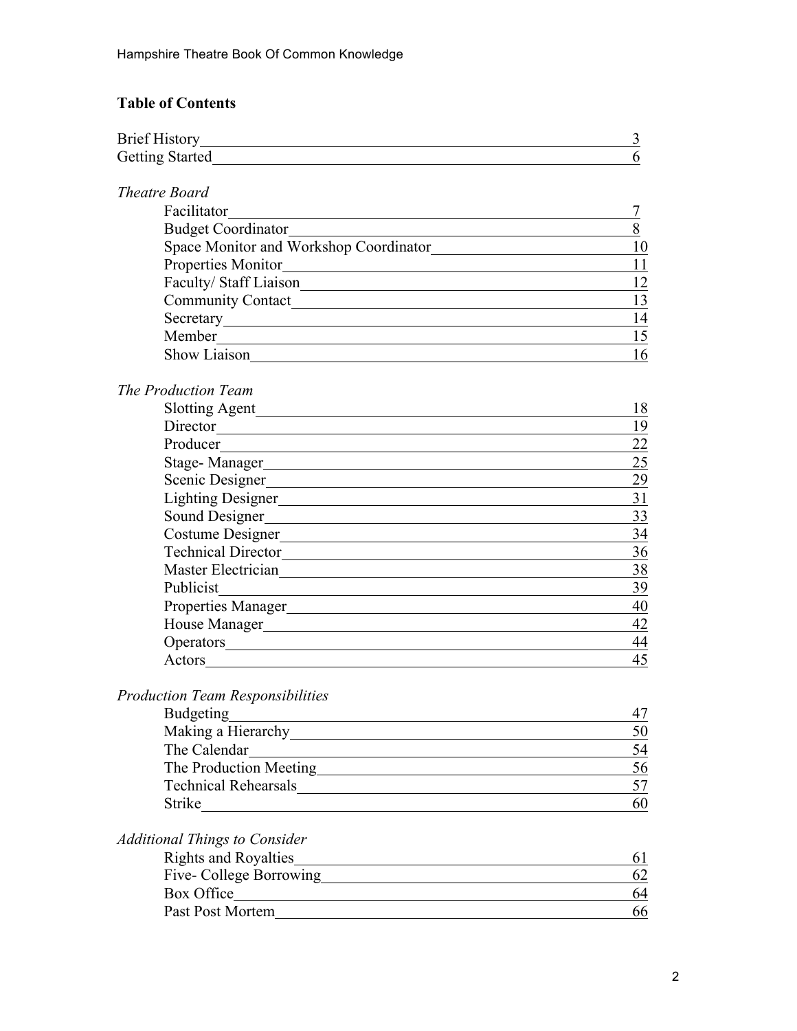## Table of Contents

| | |
|---|---|
| Brief History | 3 |
| Getting Started | 6 |
| ***Theatre Board*** | |
| Facilitator | 7 |
| Budget Coordinator | 8 |
| Space Monitor and Workshop Coordinator | 10 |
| Properties Monitor | 11 |
| Faculty/ Staff Liaison | 12 |
| Community Contact | 13 |
| Secretary | 14 |
| Member | 15 |
| Show Liaison | 16 |
| ***The Production Team*** | |
| Slotting Agent | 18 |
| Director | 19 |
| Producer | 22 |
| Stage- Manager | 25 |
| Scenic Designer | 29 |
| Lighting Designer | 31 |
| Sound Designer | 33 |
| Costume Designer | 34 |
| Technical Director | 36 |
| Master Electrician | 38 |
| Publicist | 39 |
| Properties Manager | 40 |
| House Manager | 42 |
| Operators | 44 |
| Actors | 45 |
| ***Production Team Responsibilities*** | |
| Budgeting | 47 |
| Making a Hierarchy | 50 |
| The Calendar | 54 |
| The Production Meeting | 56 |
| Technical Rehearsals | 57 |
| Strike | 60 |
| ***Additional Things to Consider*** | |
| Rights and Royalties | 61 |
| Five- College Borrowing | 62 |
| Box Office | 64 |
| Past Post Mortem | 66 |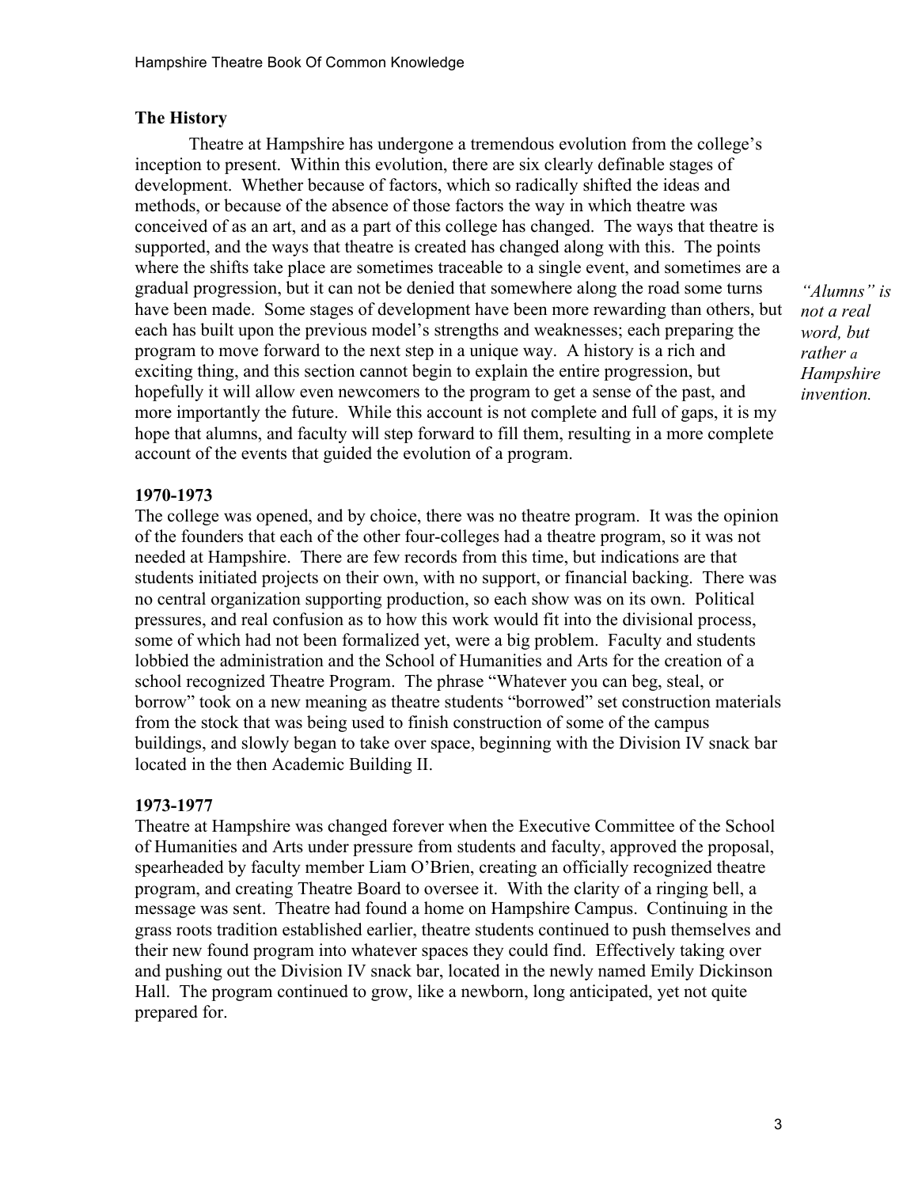## The History

Theatre at Hampshire has undergone a tremendous evolution from the college's inception to present. Within this evolution, there are six clearly definable stages of development. Whether because of factors, which so radically shifted the ideas and methods, or because of the absence of those factors the way in which theatre was conceived of as an art, and as a part of this college has changed. The ways that theatre is supported, and the ways that theatre is created has changed along with this. The points where the shifts take place are sometimes traceable to a single event, and sometimes are a gradual progression, but it can not be denied that somewhere along the road some turns have been made. Some stages of development have been more rewarding than others, but each has built upon the previous model's strengths and weaknesses; each preparing the program to move forward to the next step in a unique way. A history is a rich and exciting thing, and this section cannot begin to explain the entire progression, but hopefully it will allow even newcomers to the program to get a sense of the past, and more importantly the future. While this account is not complete and full of gaps, it is my hope that alumns, and faculty will step forward to fill them, resulting in a more complete account of the events that guided the evolution of a program.

*"Alumns" is not a real word, but rather a Hampshire invention.*

### 1970-1973

The college was opened, and by choice, there was no theatre program. It was the opinion of the founders that each of the other four-colleges had a theatre program, so it was not needed at Hampshire. There are few records from this time, but indications are that students initiated projects on their own, with no support, or financial backing. There was no central organization supporting production, so each show was on its own. Political pressures, and real confusion as to how this work would fit into the divisional process, some of which had not been formalized yet, were a big problem. Faculty and students lobbied the administration and the School of Humanities and Arts for the creation of a school recognized Theatre Program. The phrase "Whatever you can beg, steal, or borrow" took on a new meaning as theatre students "borrowed" set construction materials from the stock that was being used to finish construction of some of the campus buildings, and slowly began to take over space, beginning with the Division IV snack bar located in the then Academic Building II.

### 1973-1977

Theatre at Hampshire was changed forever when the Executive Committee of the School of Humanities and Arts under pressure from students and faculty, approved the proposal, spearheaded by faculty member Liam O'Brien, creating an officially recognized theatre program, and creating Theatre Board to oversee it. With the clarity of a ringing bell, a message was sent. Theatre had found a home on Hampshire Campus. Continuing in the grass roots tradition established earlier, theatre students continued to push themselves and their new found program into whatever spaces they could find. Effectively taking over and pushing out the Division IV snack bar, located in the newly named Emily Dickinson Hall. The program continued to grow, like a newborn, long anticipated, yet not quite prepared for.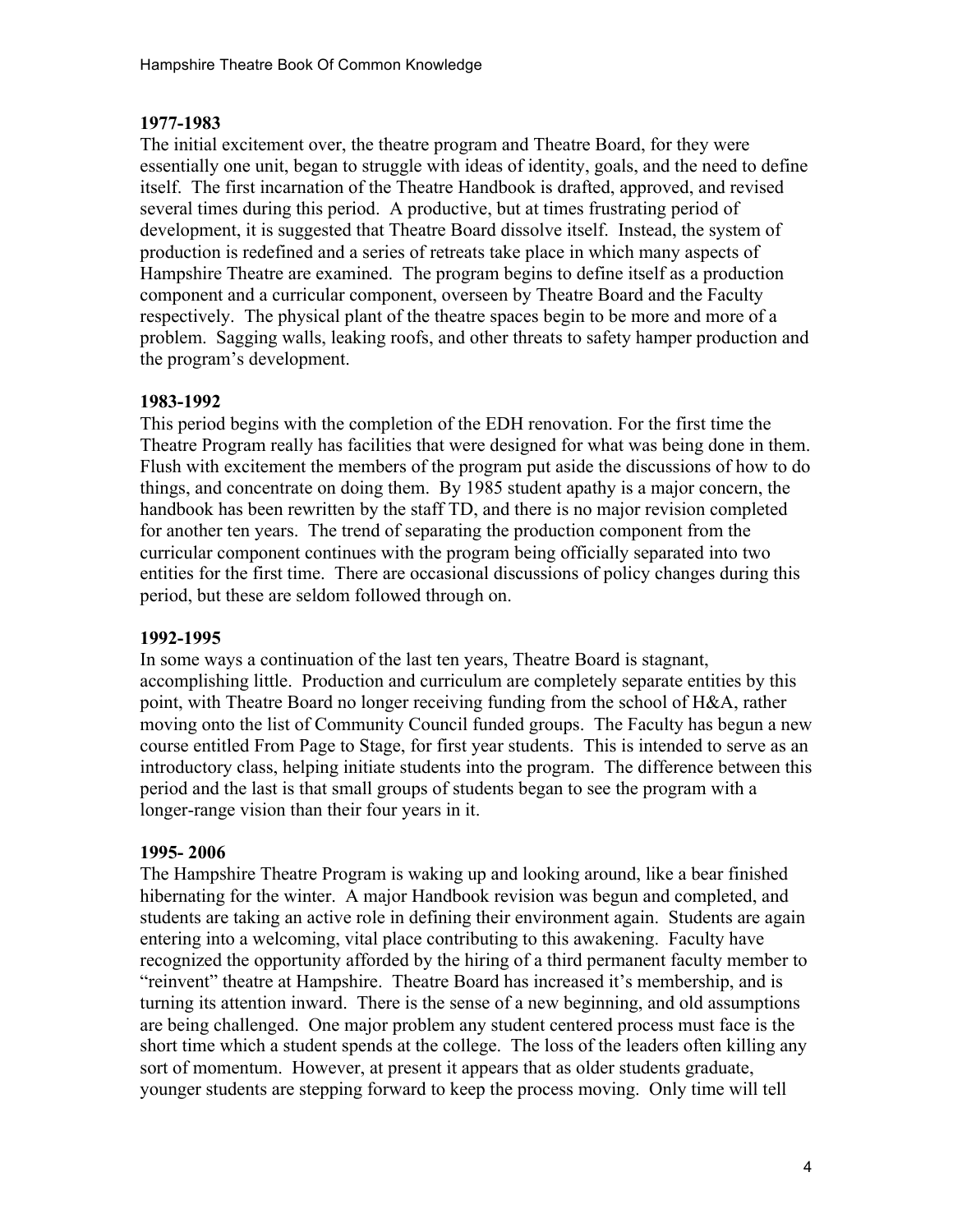**1977-1983**

The initial excitement over, the theatre program and Theatre Board, for they were essentially one unit, began to struggle with ideas of identity, goals, and the need to define itself. The first incarnation of the Theatre Handbook is drafted, approved, and revised several times during this period. A productive, but at times frustrating period of development, it is suggested that Theatre Board dissolve itself. Instead, the system of production is redefined and a series of retreats take place in which many aspects of Hampshire Theatre are examined. The program begins to define itself as a production component and a curricular component, overseen by Theatre Board and the Faculty respectively. The physical plant of the theatre spaces begin to be more and more of a problem. Sagging walls, leaking roofs, and other threats to safety hamper production and the program's development.

**1983-1992**

This period begins with the completion of the EDH renovation. For the first time the Theatre Program really has facilities that were designed for what was being done in them. Flush with excitement the members of the program put aside the discussions of how to do things, and concentrate on doing them. By 1985 student apathy is a major concern, the handbook has been rewritten by the staff TD, and there is no major revision completed for another ten years. The trend of separating the production component from the curricular component continues with the program being officially separated into two entities for the first time. There are occasional discussions of policy changes during this period, but these are seldom followed through on.

**1992-1995**

In some ways a continuation of the last ten years, Theatre Board is stagnant, accomplishing little. Production and curriculum are completely separate entities by this point, with Theatre Board no longer receiving funding from the school of H&A, rather moving onto the list of Community Council funded groups. The Faculty has begun a new course entitled From Page to Stage, for first year students. This is intended to serve as an introductory class, helping initiate students into the program. The difference between this period and the last is that small groups of students began to see the program with a longer-range vision than their four years in it.

**1995- 2006**

The Hampshire Theatre Program is waking up and looking around, like a bear finished hibernating for the winter. A major Handbook revision was begun and completed, and students are taking an active role in defining their environment again. Students are again entering into a welcoming, vital place contributing to this awakening. Faculty have recognized the opportunity afforded by the hiring of a third permanent faculty member to "reinvent" theatre at Hampshire. Theatre Board has increased it's membership, and is turning its attention inward. There is the sense of a new beginning, and old assumptions are being challenged. One major problem any student centered process must face is the short time which a student spends at the college. The loss of the leaders often killing any sort of momentum. However, at present it appears that as older students graduate, younger students are stepping forward to keep the process moving. Only time will tell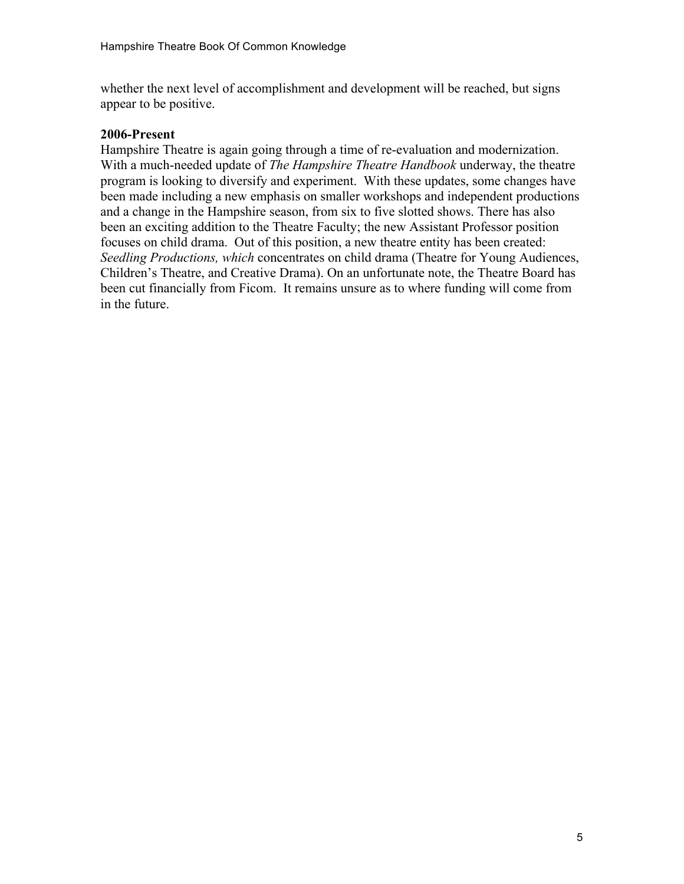whether the next level of accomplishment and development will be reached, but signs appear to be positive.

**2006-Present**

Hampshire Theatre is again going through a time of re-evaluation and modernization. With a much-needed update of *The Hampshire Theatre Handbook* underway, the theatre program is looking to diversify and experiment. With these updates, some changes have been made including a new emphasis on smaller workshops and independent productions and a change in the Hampshire season, from six to five slotted shows. There has also been an exciting addition to the Theatre Faculty; the new Assistant Professor position focuses on child drama. Out of this position, a new theatre entity has been created: *Seedling Productions, which* concentrates on child drama (Theatre for Young Audiences, Children's Theatre, and Creative Drama). On an unfortunate note, the Theatre Board has been cut financially from Ficom. It remains unsure as to where funding will come from in the future.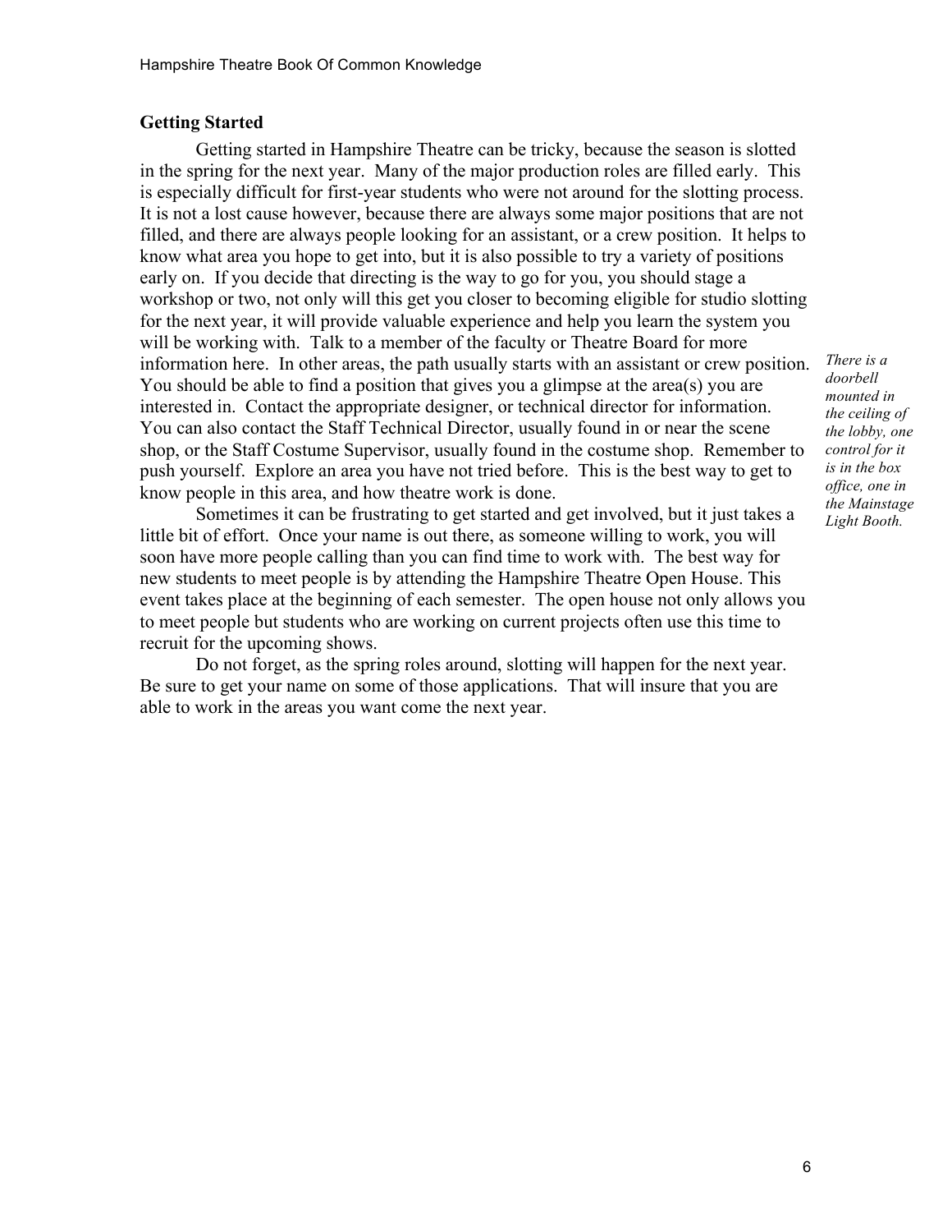## Getting Started

Getting started in Hampshire Theatre can be tricky, because the season is slotted in the spring for the next year. Many of the major production roles are filled early. This is especially difficult for first-year students who were not around for the slotting process. It is not a lost cause however, because there are always some major positions that are not filled, and there are always people looking for an assistant, or a crew position. It helps to know what area you hope to get into, but it is also possible to try a variety of positions early on. If you decide that directing is the way to go for you, you should stage a workshop or two, not only will this get you closer to becoming eligible for studio slotting for the next year, it will provide valuable experience and help you learn the system you will be working with. Talk to a member of the faculty or Theatre Board for more information here. In other areas, the path usually starts with an assistant or crew position. You should be able to find a position that gives you a glimpse at the area(s) you are interested in. Contact the appropriate designer, or technical director for information. You can also contact the Staff Technical Director, usually found in or near the scene shop, or the Staff Costume Supervisor, usually found in the costume shop. Remember to push yourself. Explore an area you have not tried before. This is the best way to get to know people in this area, and how theatre work is done.

*There is a doorbell mounted in the ceiling of the lobby, one control for it is in the box office, one in the Mainstage Light Booth.*

Sometimes it can be frustrating to get started and get involved, but it just takes a little bit of effort. Once your name is out there, as someone willing to work, you will soon have more people calling than you can find time to work with. The best way for new students to meet people is by attending the Hampshire Theatre Open House. This event takes place at the beginning of each semester. The open house not only allows you to meet people but students who are working on current projects often use this time to recruit for the upcoming shows.

Do not forget, as the spring roles around, slotting will happen for the next year. Be sure to get your name on some of those applications. That will insure that you are able to work in the areas you want come the next year.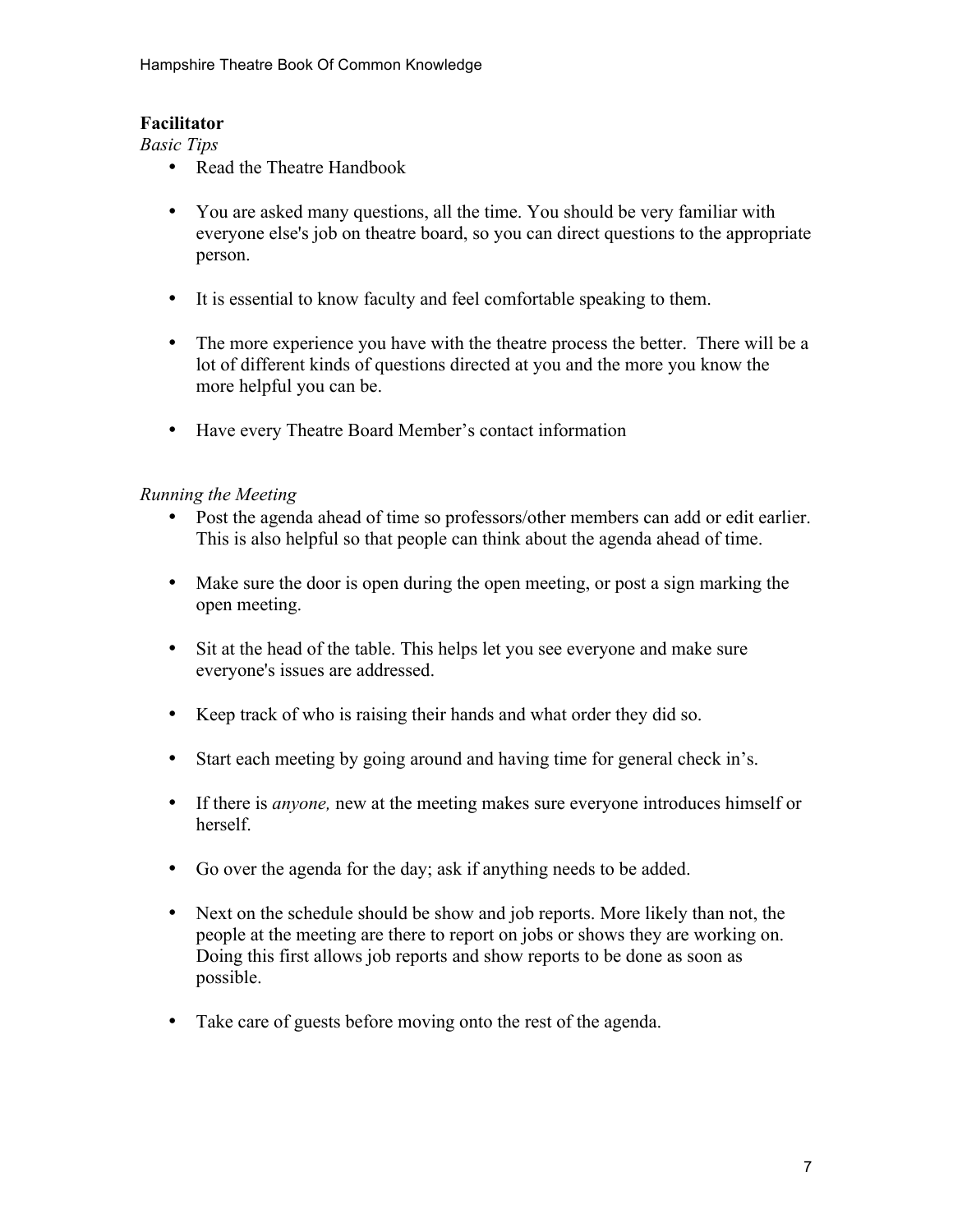**Facilitator**

*Basic Tips*

- Read the Theatre Handbook
- You are asked many questions, all the time. You should be very familiar with everyone else's job on theatre board, so you can direct questions to the appropriate person.
- It is essential to know faculty and feel comfortable speaking to them.
- The more experience you have with the theatre process the better. There will be a lot of different kinds of questions directed at you and the more you know the more helpful you can be.
- Have every Theatre Board Member's contact information

*Running the Meeting*

- Post the agenda ahead of time so professors/other members can add or edit earlier. This is also helpful so that people can think about the agenda ahead of time.
- Make sure the door is open during the open meeting, or post a sign marking the open meeting.
- Sit at the head of the table. This helps let you see everyone and make sure everyone's issues are addressed.
- Keep track of who is raising their hands and what order they did so.
- Start each meeting by going around and having time for general check in's.
- If there is *anyone,* new at the meeting makes sure everyone introduces himself or herself.
- Go over the agenda for the day; ask if anything needs to be added.
- Next on the schedule should be show and job reports. More likely than not, the people at the meeting are there to report on jobs or shows they are working on. Doing this first allows job reports and show reports to be done as soon as possible.
- Take care of guests before moving onto the rest of the agenda.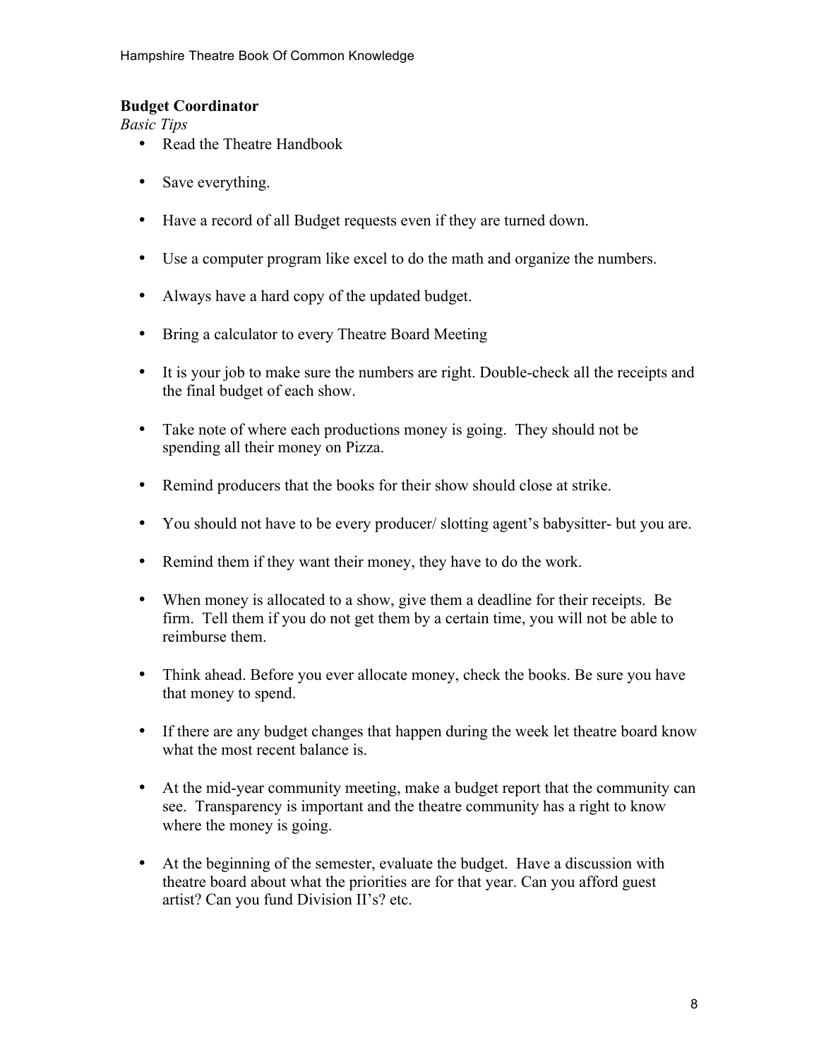**Budget Coordinator**

*Basic Tips*

- Read the Theatre Handbook
- Save everything.
- Have a record of all Budget requests even if they are turned down.
- Use a computer program like excel to do the math and organize the numbers.
- Always have a hard copy of the updated budget.
- Bring a calculator to every Theatre Board Meeting
- It is your job to make sure the numbers are right. Double-check all the receipts and the final budget of each show.
- Take note of where each productions money is going. They should not be spending all their money on Pizza.
- Remind producers that the books for their show should close at strike.
- You should not have to be every producer/ slotting agent's babysitter- but you are.
- Remind them if they want their money, they have to do the work.
- When money is allocated to a show, give them a deadline for their receipts. Be firm. Tell them if you do not get them by a certain time, you will not be able to reimburse them.
- Think ahead. Before you ever allocate money, check the books. Be sure you have that money to spend.
- If there are any budget changes that happen during the week let theatre board know what the most recent balance is.
- At the mid-year community meeting, make a budget report that the community can see. Transparency is important and the theatre community has a right to know where the money is going.
- At the beginning of the semester, evaluate the budget. Have a discussion with theatre board about what the priorities are for that year. Can you afford guest artist? Can you fund Division II's? etc.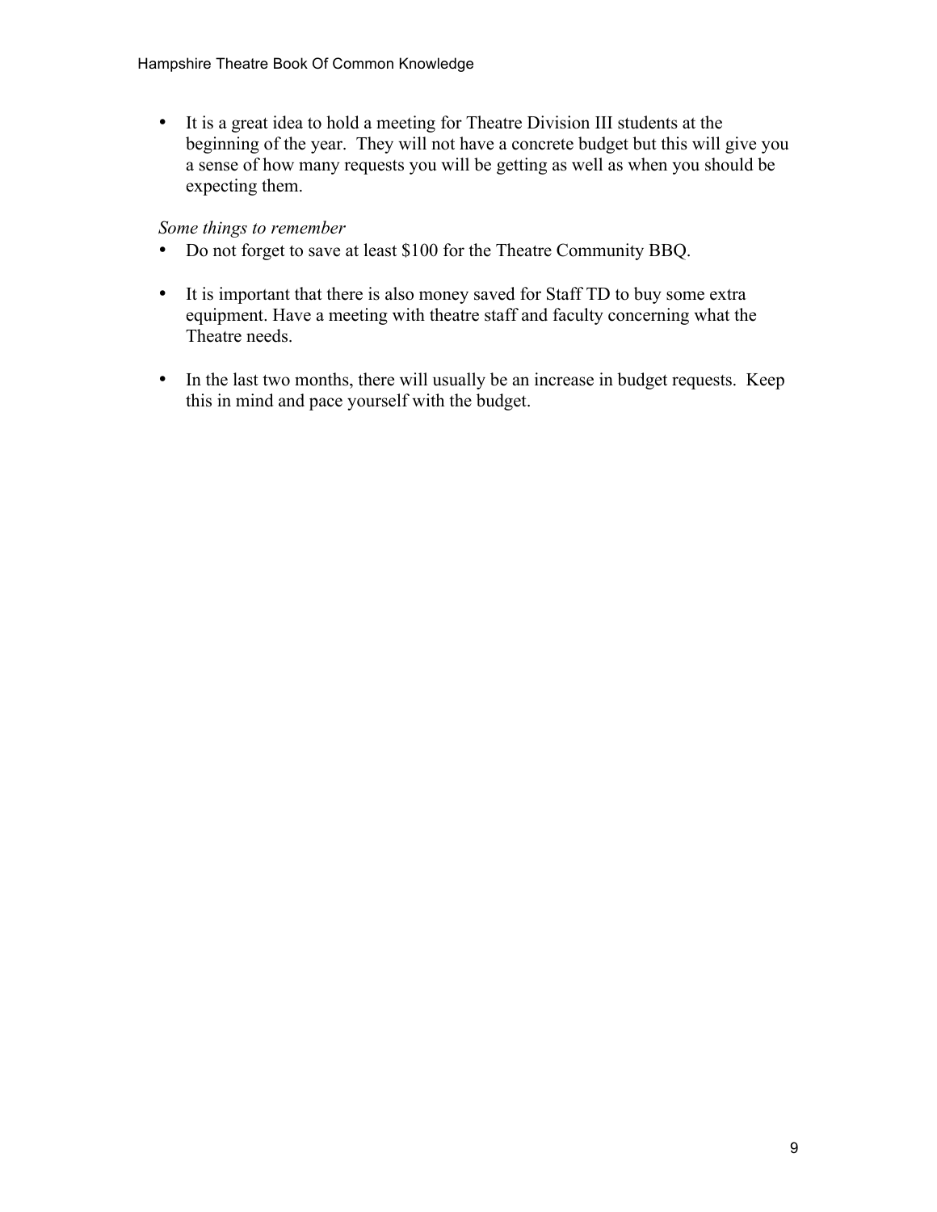- It is a great idea to hold a meeting for Theatre Division III students at the beginning of the year. They will not have a concrete budget but this will give you a sense of how many requests you will be getting as well as when you should be expecting them.

*Some things to remember*

- Do not forget to save at least $100 for the Theatre Community BBQ.

- It is important that there is also money saved for Staff TD to buy some extra equipment. Have a meeting with theatre staff and faculty concerning what the Theatre needs.

- In the last two months, there will usually be an increase in budget requests. Keep this in mind and pace yourself with the budget.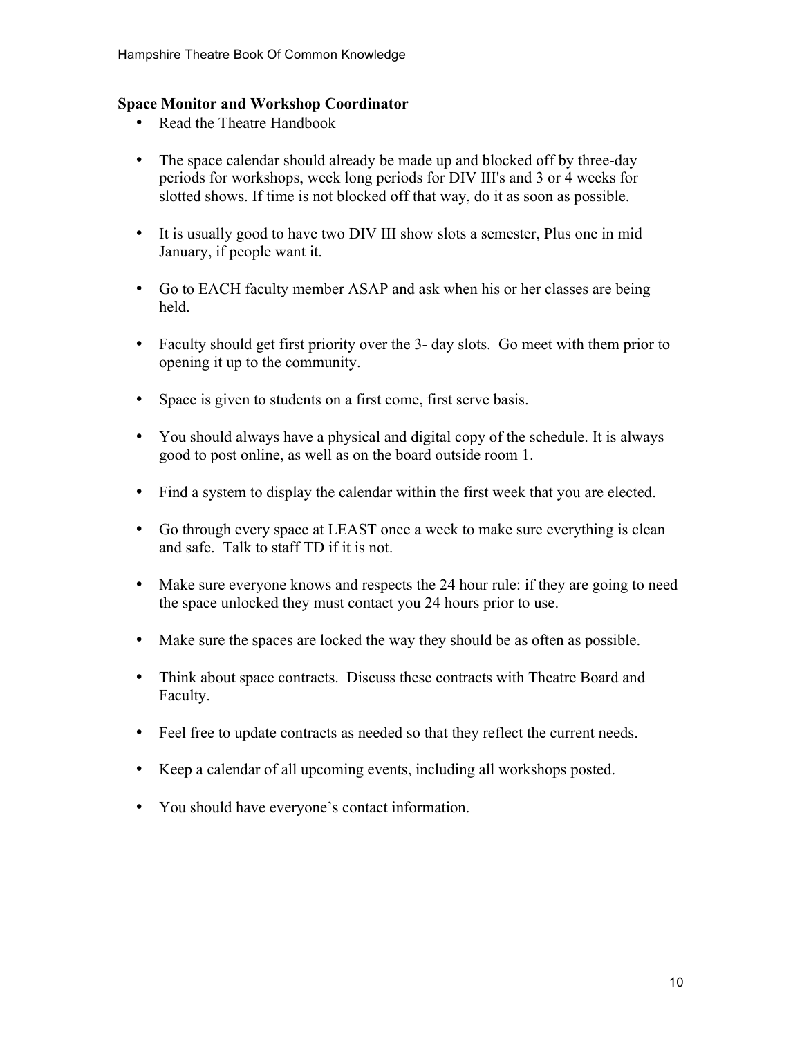### Space Monitor and Workshop Coordinator

- Read the Theatre Handbook
- The space calendar should already be made up and blocked off by three-day periods for workshops, week long periods for DIV III's and 3 or 4 weeks for slotted shows. If time is not blocked off that way, do it as soon as possible.
- It is usually good to have two DIV III show slots a semester, Plus one in mid January, if people want it.
- Go to EACH faculty member ASAP and ask when his or her classes are being held.
- Faculty should get first priority over the 3- day slots. Go meet with them prior to opening it up to the community.
- Space is given to students on a first come, first serve basis.
- You should always have a physical and digital copy of the schedule. It is always good to post online, as well as on the board outside room 1.
- Find a system to display the calendar within the first week that you are elected.
- Go through every space at LEAST once a week to make sure everything is clean and safe. Talk to staff TD if it is not.
- Make sure everyone knows and respects the 24 hour rule: if they are going to need the space unlocked they must contact you 24 hours prior to use.
- Make sure the spaces are locked the way they should be as often as possible.
- Think about space contracts. Discuss these contracts with Theatre Board and Faculty.
- Feel free to update contracts as needed so that they reflect the current needs.
- Keep a calendar of all upcoming events, including all workshops posted.
- You should have everyone's contact information.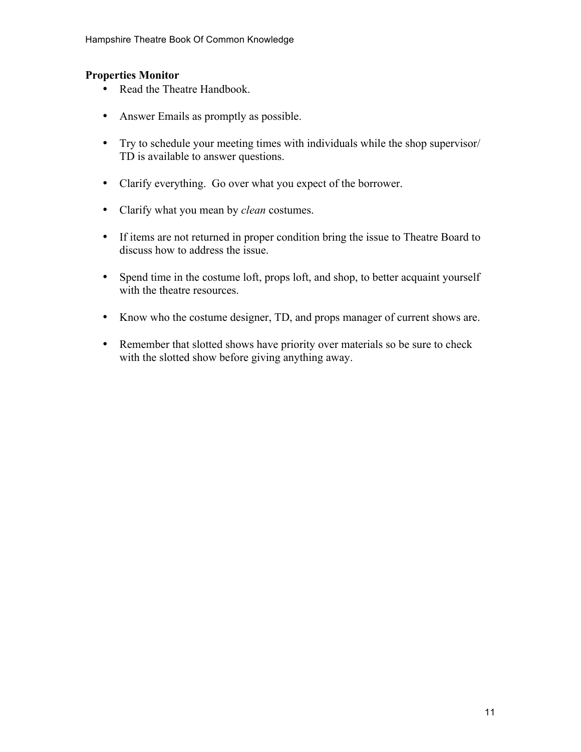**Properties Monitor**

- Read the Theatre Handbook.
- Answer Emails as promptly as possible.
- Try to schedule your meeting times with individuals while the shop supervisor/ TD is available to answer questions.
- Clarify everything. Go over what you expect of the borrower.
- Clarify what you mean by *clean* costumes.
- If items are not returned in proper condition bring the issue to Theatre Board to discuss how to address the issue.
- Spend time in the costume loft, props loft, and shop, to better acquaint yourself with the theatre resources.
- Know who the costume designer, TD, and props manager of current shows are.
- Remember that slotted shows have priority over materials so be sure to check with the slotted show before giving anything away.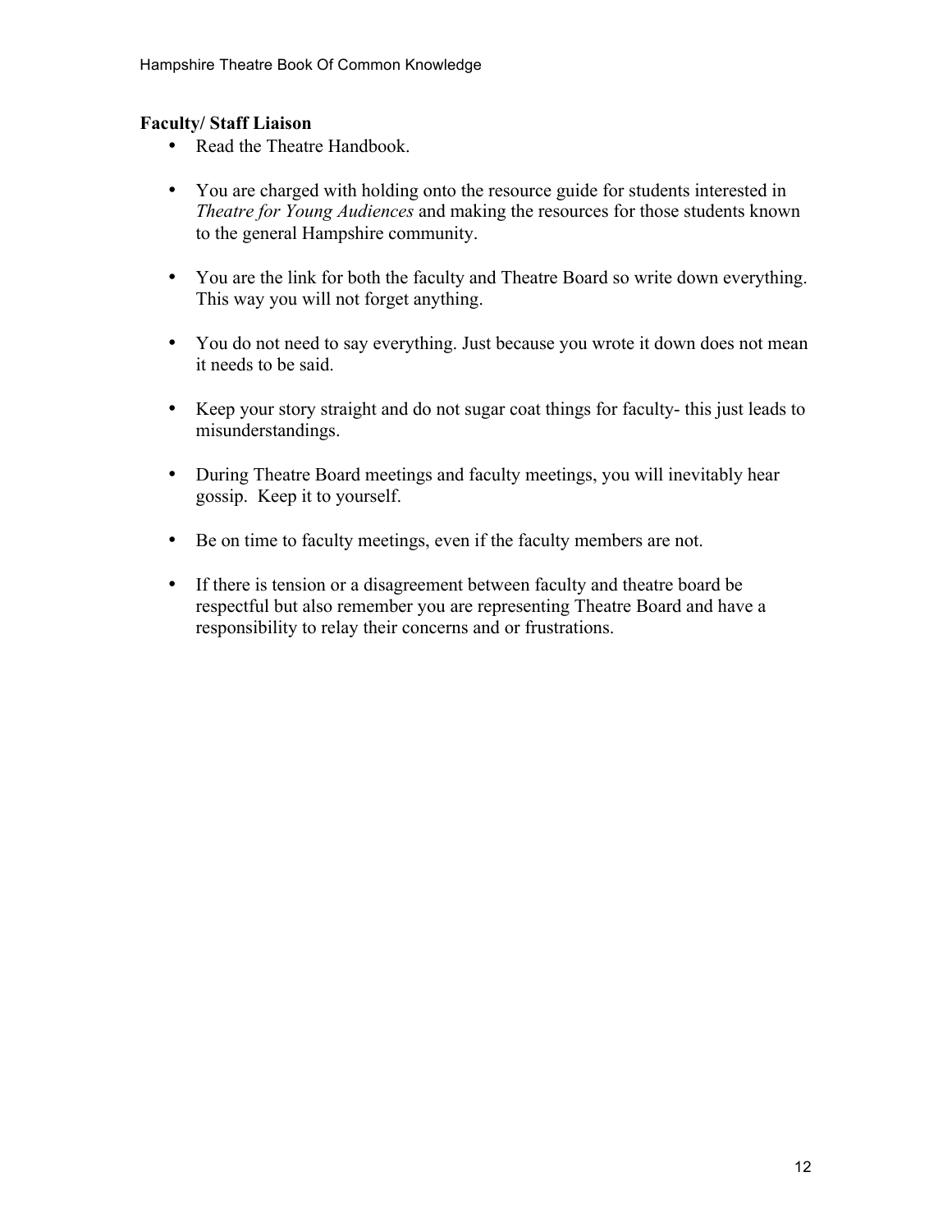**Faculty/ Staff Liaison**

- Read the Theatre Handbook.
- You are charged with holding onto the resource guide for students interested in *Theatre for Young Audiences* and making the resources for those students known to the general Hampshire community.
- You are the link for both the faculty and Theatre Board so write down everything. This way you will not forget anything.
- You do not need to say everything. Just because you wrote it down does not mean it needs to be said.
- Keep your story straight and do not sugar coat things for faculty- this just leads to misunderstandings.
- During Theatre Board meetings and faculty meetings, you will inevitably hear gossip. Keep it to yourself.
- Be on time to faculty meetings, even if the faculty members are not.
- If there is tension or a disagreement between faculty and theatre board be respectful but also remember you are representing Theatre Board and have a responsibility to relay their concerns and or frustrations.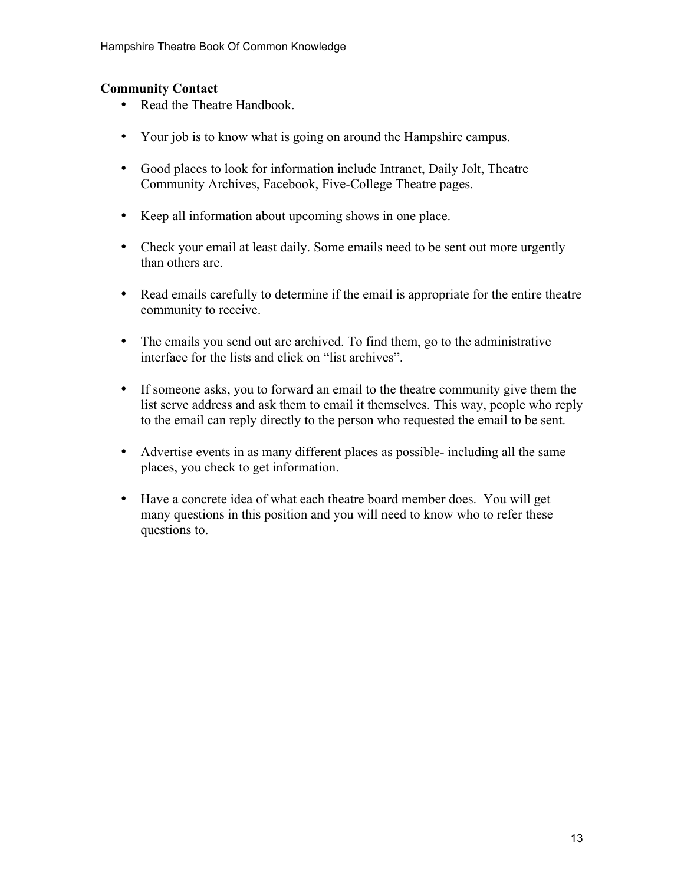**Community Contact**

- Read the Theatre Handbook.
- Your job is to know what is going on around the Hampshire campus.
- Good places to look for information include Intranet, Daily Jolt, Theatre Community Archives, Facebook, Five-College Theatre pages.
- Keep all information about upcoming shows in one place.
- Check your email at least daily. Some emails need to be sent out more urgently than others are.
- Read emails carefully to determine if the email is appropriate for the entire theatre community to receive.
- The emails you send out are archived. To find them, go to the administrative interface for the lists and click on "list archives".
- If someone asks, you to forward an email to the theatre community give them the list serve address and ask them to email it themselves. This way, people who reply to the email can reply directly to the person who requested the email to be sent.
- Advertise events in as many different places as possible- including all the same places, you check to get information.
- Have a concrete idea of what each theatre board member does. You will get many questions in this position and you will need to know who to refer these questions to.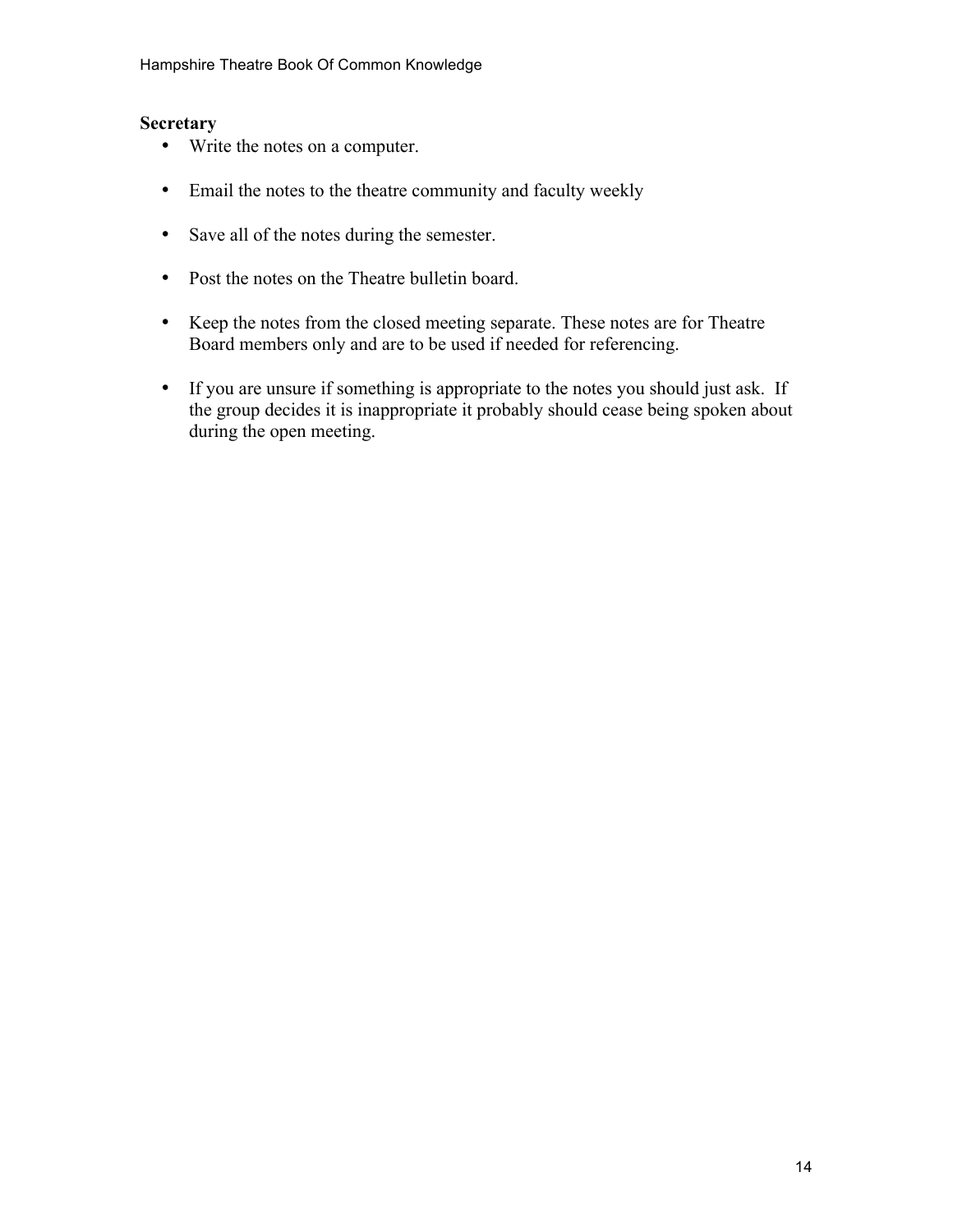**Secretary**

- Write the notes on a computer.
- Email the notes to the theatre community and faculty weekly
- Save all of the notes during the semester.
- Post the notes on the Theatre bulletin board.
- Keep the notes from the closed meeting separate. These notes are for Theatre Board members only and are to be used if needed for referencing.
- If you are unsure if something is appropriate to the notes you should just ask. If the group decides it is inappropriate it probably should cease being spoken about during the open meeting.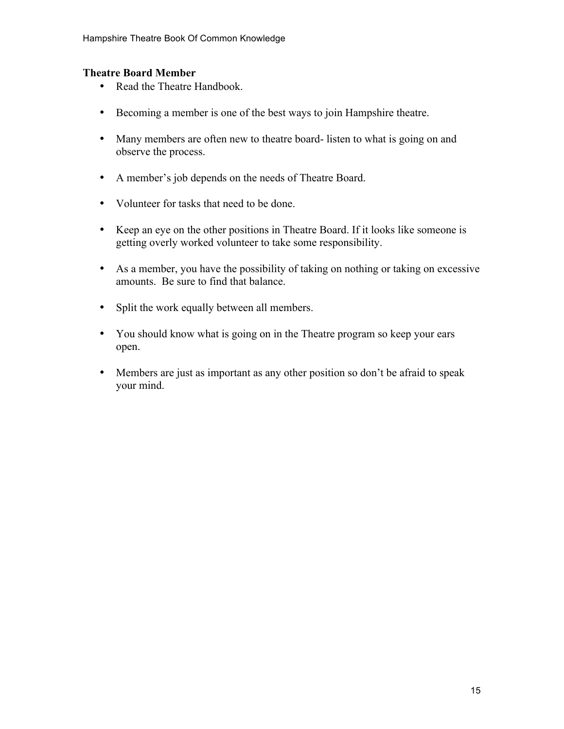## Theatre Board Member

- Read the Theatre Handbook.
- Becoming a member is one of the best ways to join Hampshire theatre.
- Many members are often new to theatre board- listen to what is going on and observe the process.
- A member's job depends on the needs of Theatre Board.
- Volunteer for tasks that need to be done.
- Keep an eye on the other positions in Theatre Board. If it looks like someone is getting overly worked volunteer to take some responsibility.
- As a member, you have the possibility of taking on nothing or taking on excessive amounts. Be sure to find that balance.
- Split the work equally between all members.
- You should know what is going on in the Theatre program so keep your ears open.
- Members are just as important as any other position so don't be afraid to speak your mind.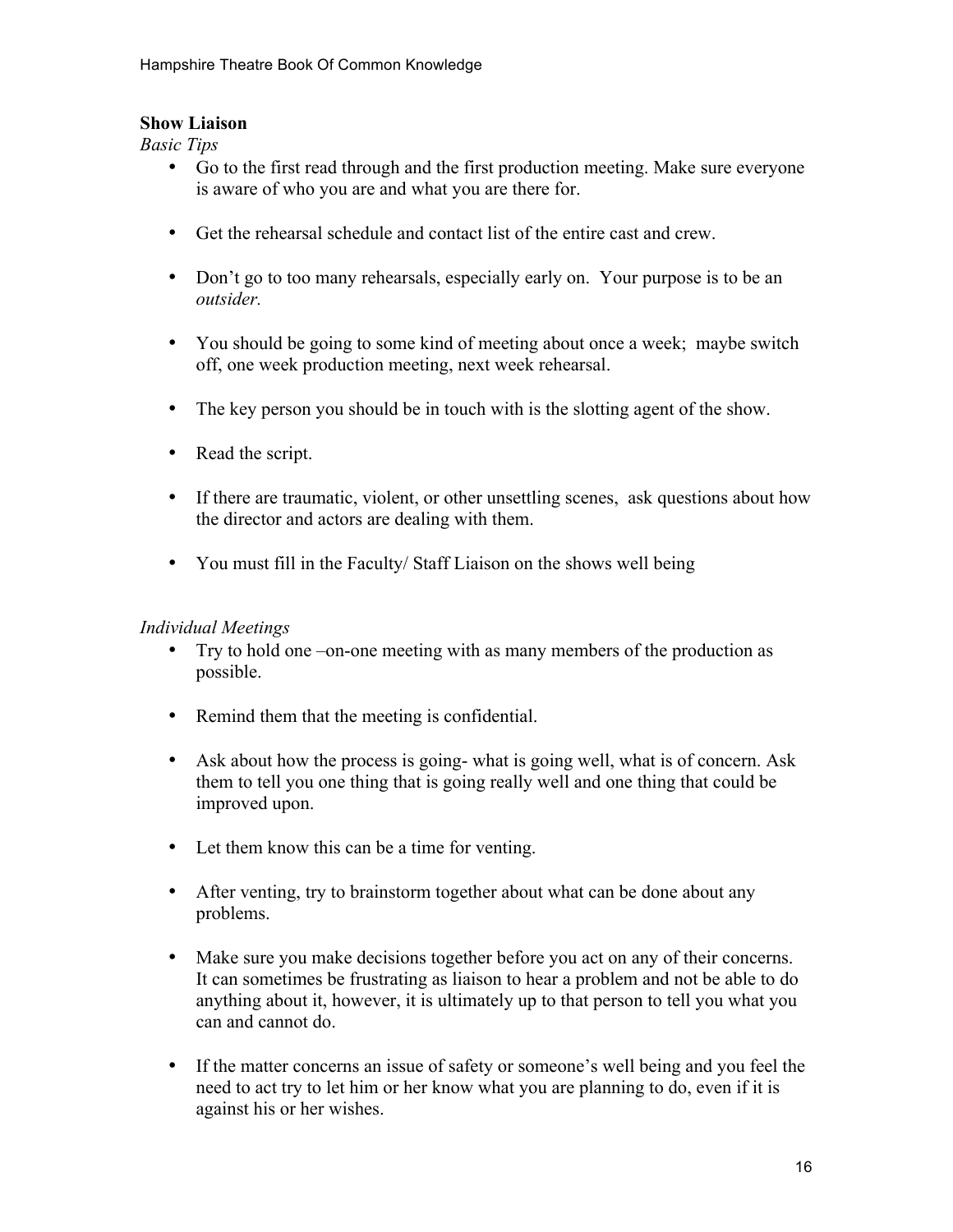**Show Liaison**

*Basic Tips*

- Go to the first read through and the first production meeting. Make sure everyone is aware of who you are and what you are there for.
- Get the rehearsal schedule and contact list of the entire cast and crew.
- Don't go to too many rehearsals, especially early on. Your purpose is to be an *outsider.*
- You should be going to some kind of meeting about once a week; maybe switch off, one week production meeting, next week rehearsal.
- The key person you should be in touch with is the slotting agent of the show.
- Read the script.
- If there are traumatic, violent, or other unsettling scenes, ask questions about how the director and actors are dealing with them.
- You must fill in the Faculty/ Staff Liaison on the shows well being

*Individual Meetings*

- Try to hold one –on-one meeting with as many members of the production as possible.
- Remind them that the meeting is confidential.
- Ask about how the process is going- what is going well, what is of concern. Ask them to tell you one thing that is going really well and one thing that could be improved upon.
- Let them know this can be a time for venting.
- After venting, try to brainstorm together about what can be done about any problems.
- Make sure you make decisions together before you act on any of their concerns. It can sometimes be frustrating as liaison to hear a problem and not be able to do anything about it, however, it is ultimately up to that person to tell you what you can and cannot do.
- If the matter concerns an issue of safety or someone's well being and you feel the need to act try to let him or her know what you are planning to do, even if it is against his or her wishes.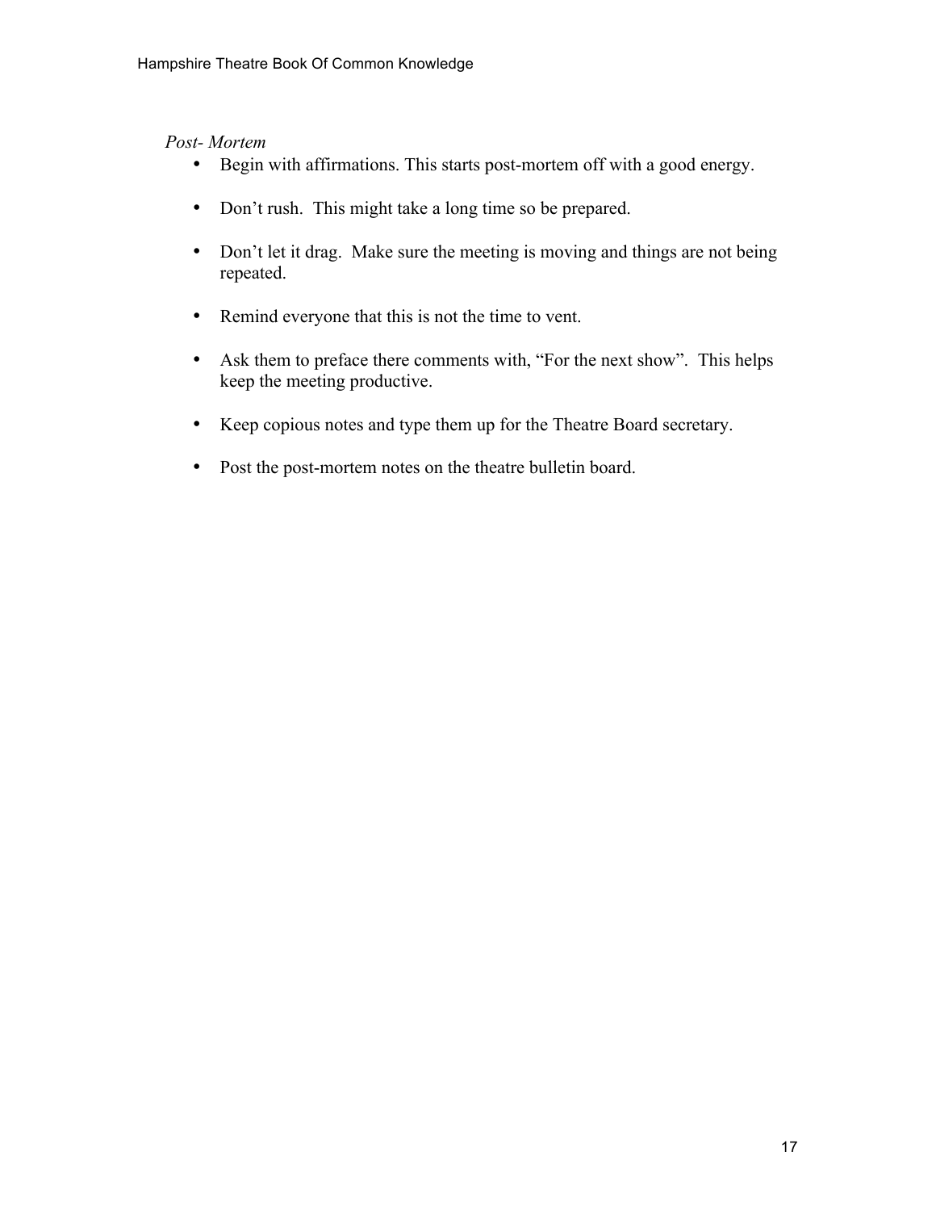*Post- Mortem*

- Begin with affirmations. This starts post-mortem off with a good energy.
- Don't rush. This might take a long time so be prepared.
- Don't let it drag. Make sure the meeting is moving and things are not being repeated.
- Remind everyone that this is not the time to vent.
- Ask them to preface there comments with, "For the next show". This helps keep the meeting productive.
- Keep copious notes and type them up for the Theatre Board secretary.
- Post the post-mortem notes on the theatre bulletin board.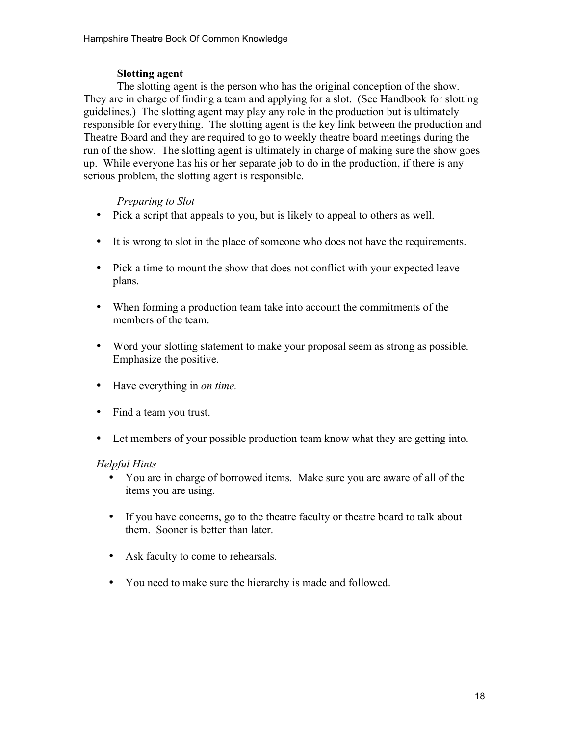### Slotting agent

The slotting agent is the person who has the original conception of the show. They are in charge of finding a team and applying for a slot. (See Handbook for slotting guidelines.) The slotting agent may play any role in the production but is ultimately responsible for everything. The slotting agent is the key link between the production and Theatre Board and they are required to go to weekly theatre board meetings during the run of the show. The slotting agent is ultimately in charge of making sure the show goes up. While everyone has his or her separate job to do in the production, if there is any serious problem, the slotting agent is responsible.

*Preparing to Slot*

- Pick a script that appeals to you, but is likely to appeal to others as well.
- It is wrong to slot in the place of someone who does not have the requirements.
- Pick a time to mount the show that does not conflict with your expected leave plans.
- When forming a production team take into account the commitments of the members of the team.
- Word your slotting statement to make your proposal seem as strong as possible. Emphasize the positive.
- Have everything in *on time.*
- Find a team you trust.
- Let members of your possible production team know what they are getting into.

*Helpful Hints*

- You are in charge of borrowed items. Make sure you are aware of all of the items you are using.
- If you have concerns, go to the theatre faculty or theatre board to talk about them. Sooner is better than later.
- Ask faculty to come to rehearsals.
- You need to make sure the hierarchy is made and followed.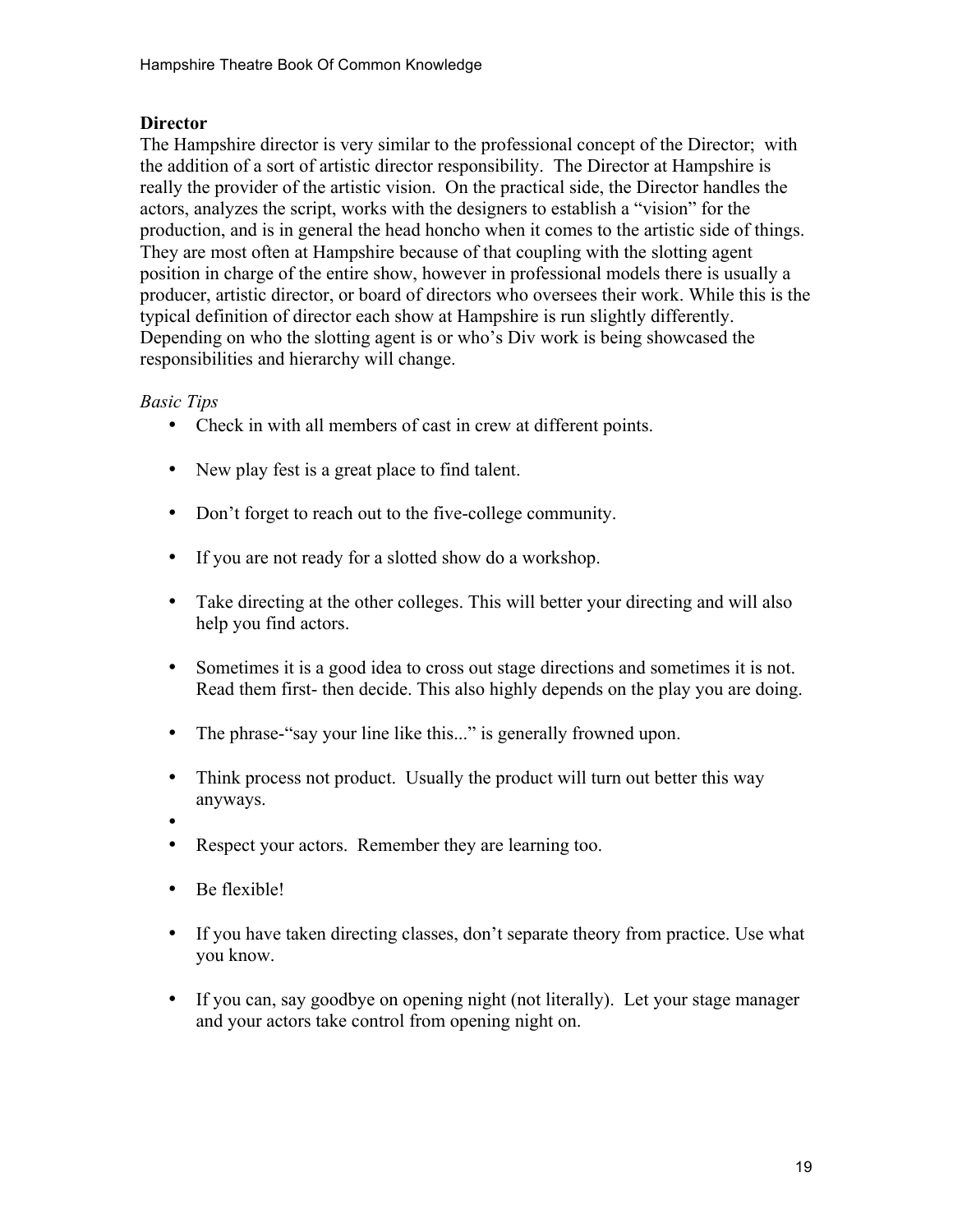## Director

The Hampshire director is very similar to the professional concept of the Director; with the addition of a sort of artistic director responsibility. The Director at Hampshire is really the provider of the artistic vision. On the practical side, the Director handles the actors, analyzes the script, works with the designers to establish a "vision" for the production, and is in general the head honcho when it comes to the artistic side of things. They are most often at Hampshire because of that coupling with the slotting agent position in charge of the entire show, however in professional models there is usually a producer, artistic director, or board of directors who oversees their work. While this is the typical definition of director each show at Hampshire is run slightly differently. Depending on who the slotting agent is or who's Div work is being showcased the responsibilities and hierarchy will change.

*Basic Tips*

- Check in with all members of cast in crew at different points.
- New play fest is a great place to find talent.
- Don't forget to reach out to the five-college community.
- If you are not ready for a slotted show do a workshop.
- Take directing at the other colleges. This will better your directing and will also help you find actors.
- Sometimes it is a good idea to cross out stage directions and sometimes it is not. Read them first- then decide. This also highly depends on the play you are doing.
- The phrase-"say your line like this..." is generally frowned upon.
- Think process not product. Usually the product will turn out better this way anyways.
- Respect your actors. Remember they are learning too.
- Be flexible!
- If you have taken directing classes, don't separate theory from practice. Use what you know.
- If you can, say goodbye on opening night (not literally). Let your stage manager and your actors take control from opening night on.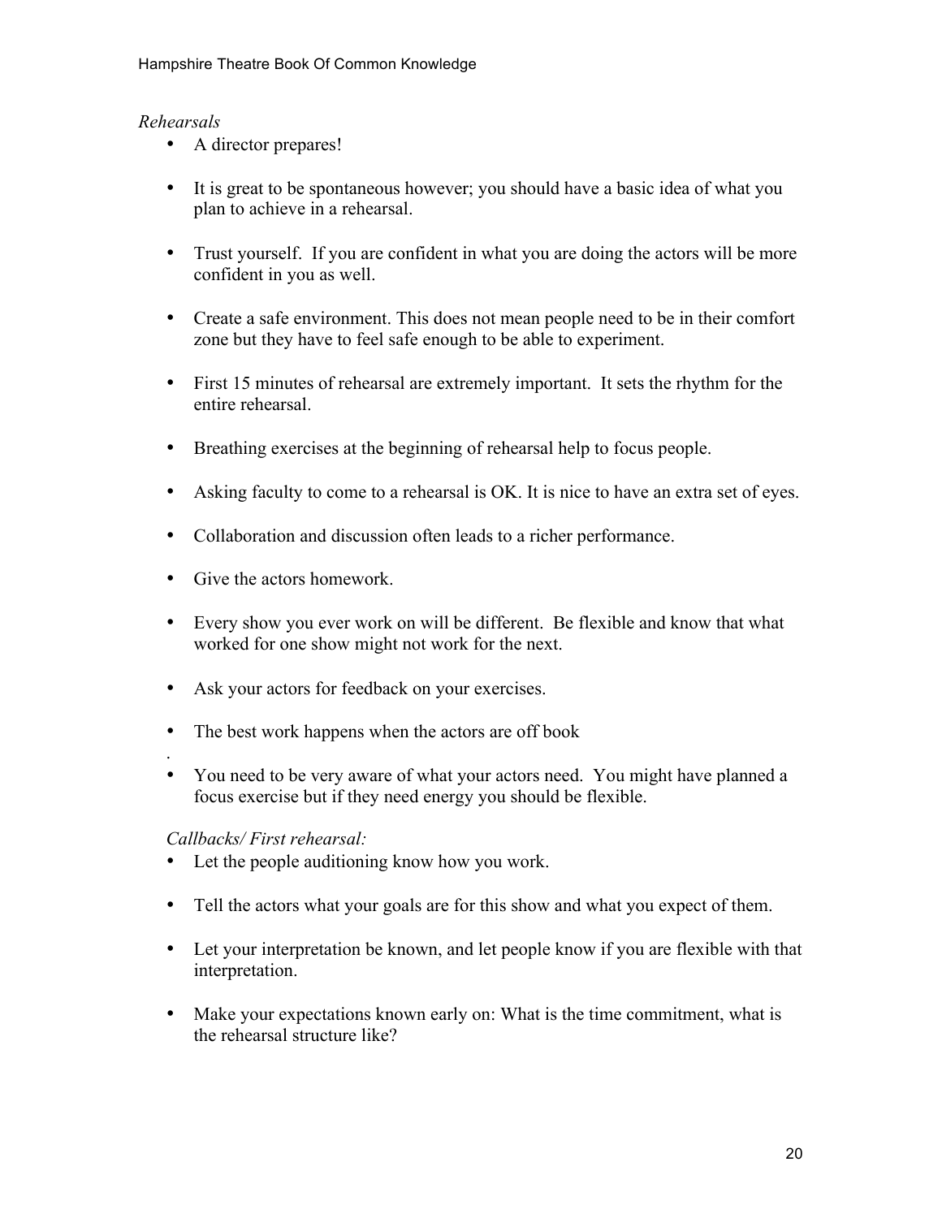*Rehearsals*

- A director prepares!
- It is great to be spontaneous however; you should have a basic idea of what you plan to achieve in a rehearsal.
- Trust yourself. If you are confident in what you are doing the actors will be more confident in you as well.
- Create a safe environment. This does not mean people need to be in their comfort zone but they have to feel safe enough to be able to experiment.
- First 15 minutes of rehearsal are extremely important. It sets the rhythm for the entire rehearsal.
- Breathing exercises at the beginning of rehearsal help to focus people.
- Asking faculty to come to a rehearsal is OK. It is nice to have an extra set of eyes.
- Collaboration and discussion often leads to a richer performance.
- Give the actors homework.
- Every show you ever work on will be different. Be flexible and know that what worked for one show might not work for the next.
- Ask your actors for feedback on your exercises.
- The best work happens when the actors are off book
- You need to be very aware of what your actors need. You might have planned a focus exercise but if they need energy you should be flexible.

*Callbacks/ First rehearsal:*

- Let the people auditioning know how you work.
- Tell the actors what your goals are for this show and what you expect of them.
- Let your interpretation be known, and let people know if you are flexible with that interpretation.
- Make your expectations known early on: What is the time commitment, what is the rehearsal structure like?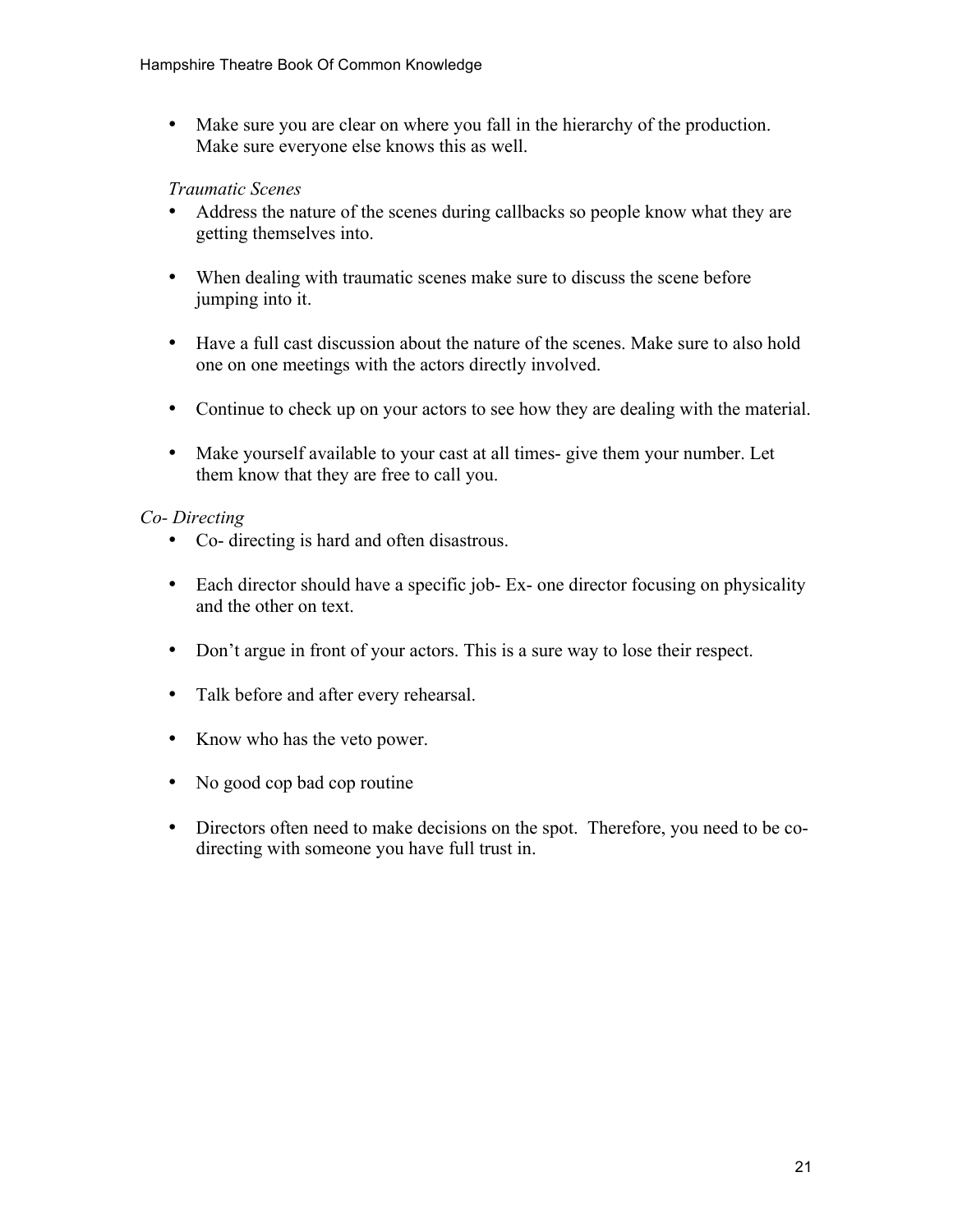- Make sure you are clear on where you fall in the hierarchy of the production. Make sure everyone else knows this as well.

*Traumatic Scenes*

- Address the nature of the scenes during callbacks so people know what they are getting themselves into.

- When dealing with traumatic scenes make sure to discuss the scene before jumping into it.

- Have a full cast discussion about the nature of the scenes. Make sure to also hold one on one meetings with the actors directly involved.

- Continue to check up on your actors to see how they are dealing with the material.

- Make yourself available to your cast at all times- give them your number. Let them know that they are free to call you.

*Co- Directing*

- Co- directing is hard and often disastrous.

- Each director should have a specific job- Ex- one director focusing on physicality and the other on text.

- Don't argue in front of your actors. This is a sure way to lose their respect.

- Talk before and after every rehearsal.

- Know who has the veto power.

- No good cop bad cop routine

- Directors often need to make decisions on the spot. Therefore, you need to be co-directing with someone you have full trust in.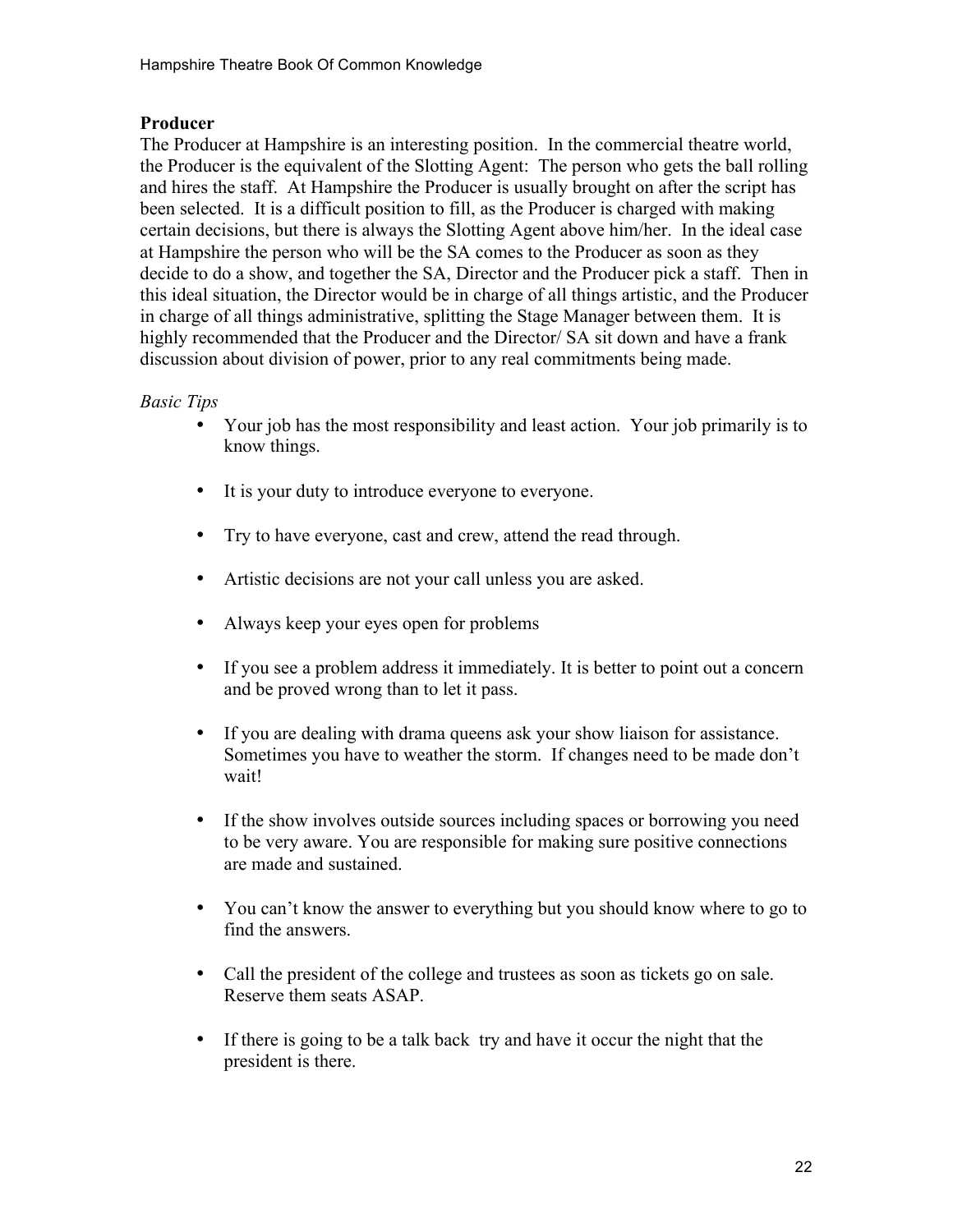## Producer

The Producer at Hampshire is an interesting position. In the commercial theatre world, the Producer is the equivalent of the Slotting Agent: The person who gets the ball rolling and hires the staff. At Hampshire the Producer is usually brought on after the script has been selected. It is a difficult position to fill, as the Producer is charged with making certain decisions, but there is always the Slotting Agent above him/her. In the ideal case at Hampshire the person who will be the SA comes to the Producer as soon as they decide to do a show, and together the SA, Director and the Producer pick a staff. Then in this ideal situation, the Director would be in charge of all things artistic, and the Producer in charge of all things administrative, splitting the Stage Manager between them. It is highly recommended that the Producer and the Director/ SA sit down and have a frank discussion about division of power, prior to any real commitments being made.

*Basic Tips*

- Your job has the most responsibility and least action. Your job primarily is to know things.
- It is your duty to introduce everyone to everyone.
- Try to have everyone, cast and crew, attend the read through.
- Artistic decisions are not your call unless you are asked.
- Always keep your eyes open for problems
- If you see a problem address it immediately. It is better to point out a concern and be proved wrong than to let it pass.
- If you are dealing with drama queens ask your show liaison for assistance. Sometimes you have to weather the storm. If changes need to be made don't wait!
- If the show involves outside sources including spaces or borrowing you need to be very aware. You are responsible for making sure positive connections are made and sustained.
- You can't know the answer to everything but you should know where to go to find the answers.
- Call the president of the college and trustees as soon as tickets go on sale. Reserve them seats ASAP.
- If there is going to be a talk back try and have it occur the night that the president is there.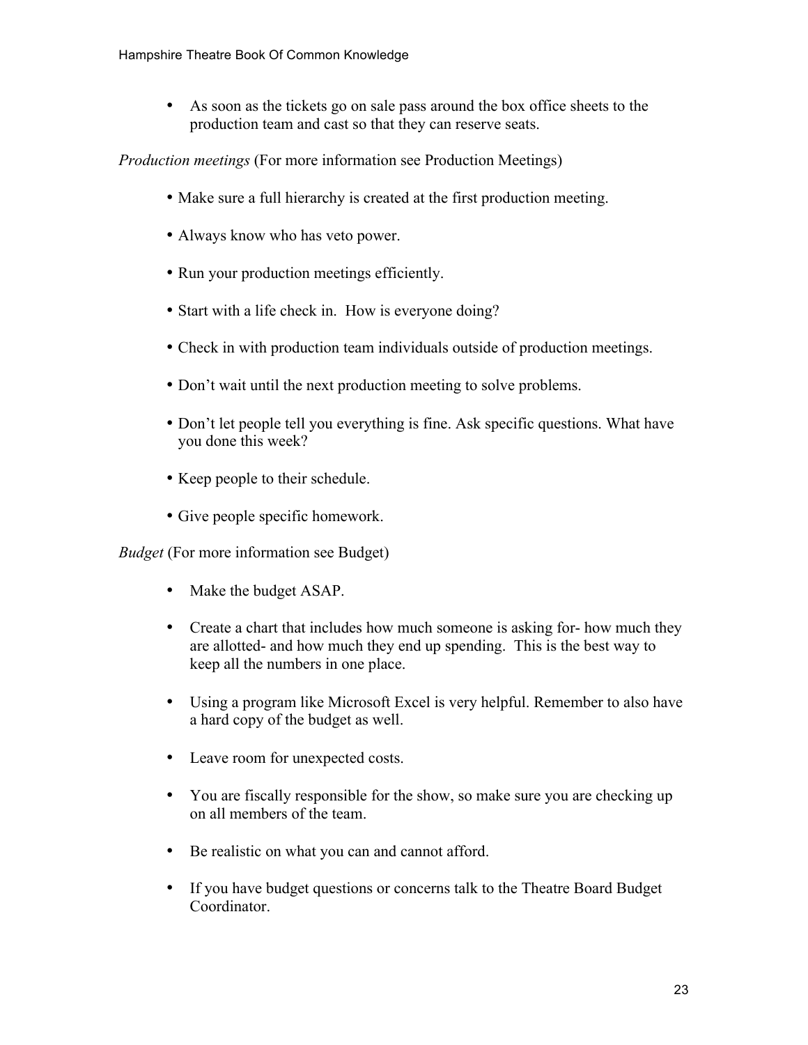- As soon as the tickets go on sale pass around the box office sheets to the production team and cast so that they can reserve seats.

*Production meetings* (For more information see Production Meetings)

- Make sure a full hierarchy is created at the first production meeting.
- Always know who has veto power.
- Run your production meetings efficiently.
- Start with a life check in. How is everyone doing?
- Check in with production team individuals outside of production meetings.
- Don't wait until the next production meeting to solve problems.
- Don't let people tell you everything is fine. Ask specific questions. What have you done this week?
- Keep people to their schedule.
- Give people specific homework.

*Budget* (For more information see Budget)

- Make the budget ASAP.
- Create a chart that includes how much someone is asking for- how much they are allotted- and how much they end up spending. This is the best way to keep all the numbers in one place.
- Using a program like Microsoft Excel is very helpful. Remember to also have a hard copy of the budget as well.
- Leave room for unexpected costs.
- You are fiscally responsible for the show, so make sure you are checking up on all members of the team.
- Be realistic on what you can and cannot afford.
- If you have budget questions or concerns talk to the Theatre Board Budget Coordinator.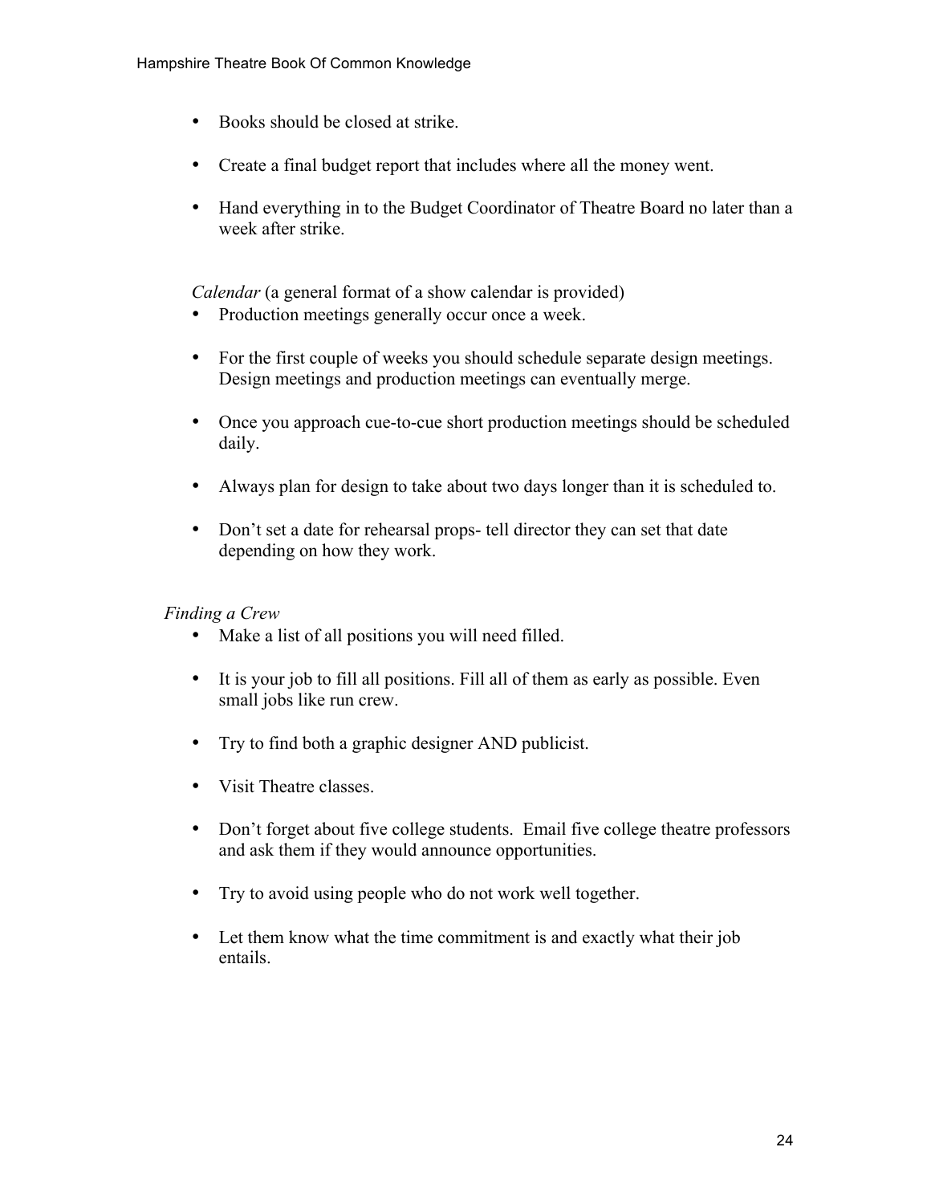- Books should be closed at strike.

- Create a final budget report that includes where all the money went.

- Hand everything in to the Budget Coordinator of Theatre Board no later than a week after strike.

*Calendar* (a general format of a show calendar is provided)

- Production meetings generally occur once a week.

- For the first couple of weeks you should schedule separate design meetings. Design meetings and production meetings can eventually merge.

- Once you approach cue-to-cue short production meetings should be scheduled daily.

- Always plan for design to take about two days longer than it is scheduled to.

- Don't set a date for rehearsal props- tell director they can set that date depending on how they work.

*Finding a Crew*

- Make a list of all positions you will need filled.

- It is your job to fill all positions. Fill all of them as early as possible. Even small jobs like run crew.

- Try to find both a graphic designer AND publicist.

- Visit Theatre classes.

- Don't forget about five college students. Email five college theatre professors and ask them if they would announce opportunities.

- Try to avoid using people who do not work well together.

- Let them know what the time commitment is and exactly what their job entails.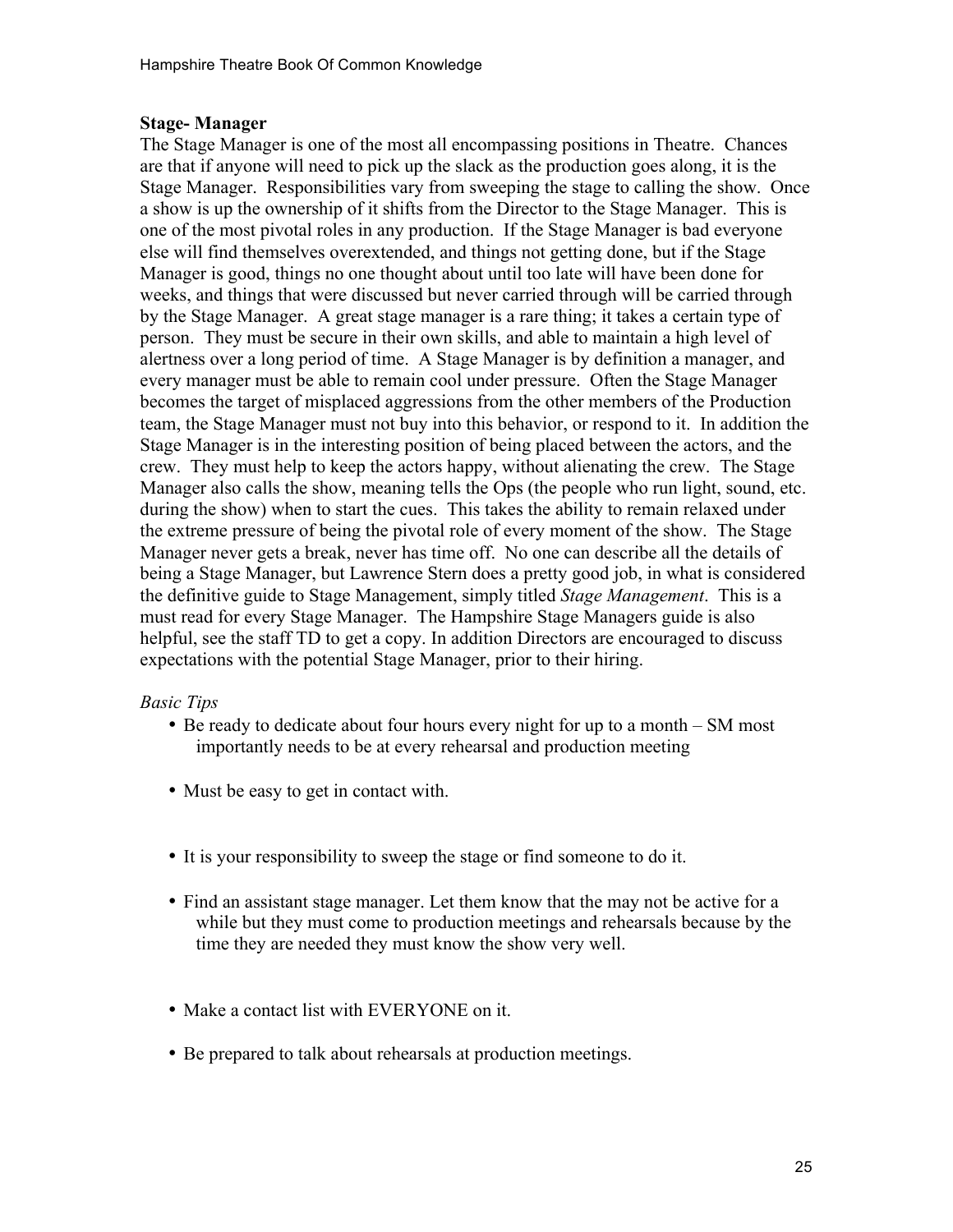**Stage- Manager**

The Stage Manager is one of the most all encompassing positions in Theatre. Chances are that if anyone will need to pick up the slack as the production goes along, it is the Stage Manager. Responsibilities vary from sweeping the stage to calling the show. Once a show is up the ownership of it shifts from the Director to the Stage Manager. This is one of the most pivotal roles in any production. If the Stage Manager is bad everyone else will find themselves overextended, and things not getting done, but if the Stage Manager is good, things no one thought about until too late will have been done for weeks, and things that were discussed but never carried through will be carried through by the Stage Manager. A great stage manager is a rare thing; it takes a certain type of person. They must be secure in their own skills, and able to maintain a high level of alertness over a long period of time. A Stage Manager is by definition a manager, and every manager must be able to remain cool under pressure. Often the Stage Manager becomes the target of misplaced aggressions from the other members of the Production team, the Stage Manager must not buy into this behavior, or respond to it. In addition the Stage Manager is in the interesting position of being placed between the actors, and the crew. They must help to keep the actors happy, without alienating the crew. The Stage Manager also calls the show, meaning tells the Ops (the people who run light, sound, etc. during the show) when to start the cues. This takes the ability to remain relaxed under the extreme pressure of being the pivotal role of every moment of the show. The Stage Manager never gets a break, never has time off. No one can describe all the details of being a Stage Manager, but Lawrence Stern does a pretty good job, in what is considered the definitive guide to Stage Management, simply titled *Stage Management*. This is a must read for every Stage Manager. The Hampshire Stage Managers guide is also helpful, see the staff TD to get a copy. In addition Directors are encouraged to discuss expectations with the potential Stage Manager, prior to their hiring.

*Basic Tips*

- Be ready to dedicate about four hours every night for up to a month – SM most importantly needs to be at every rehearsal and production meeting
- Must be easy to get in contact with.
- It is your responsibility to sweep the stage or find someone to do it.
- Find an assistant stage manager. Let them know that the may not be active for a while but they must come to production meetings and rehearsals because by the time they are needed they must know the show very well.
- Make a contact list with EVERYONE on it.
- Be prepared to talk about rehearsals at production meetings.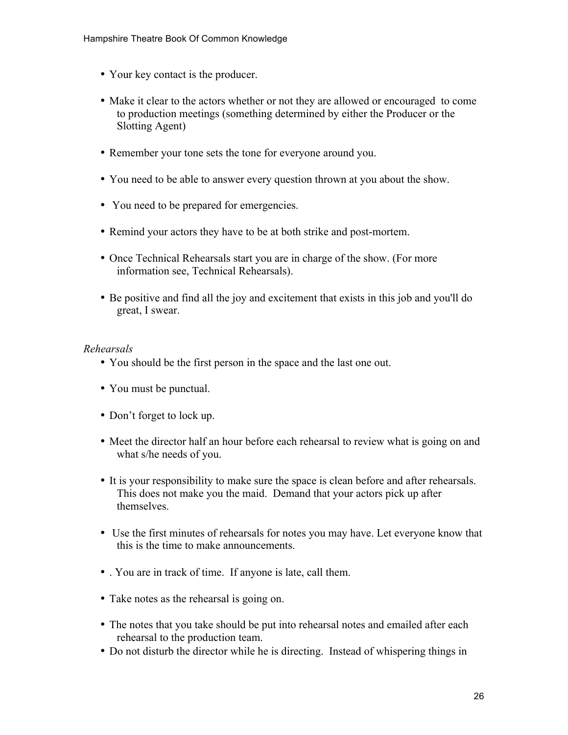- Your key contact is the producer.

- Make it clear to the actors whether or not they are allowed or encouraged  to come to production meetings (something determined by either the Producer or the Slotting Agent)

- Remember your tone sets the tone for everyone around you.

- You need to be able to answer every question thrown at you about the show.

- You need to be prepared for emergencies.

- Remind your actors they have to be at both strike and post-mortem.

- Once Technical Rehearsals start you are in charge of the show. (For more information see, Technical Rehearsals).

- Be positive and find all the joy and excitement that exists in this job and you'll do great, I swear.

*Rehearsals*

- You should be the first person in the space and the last one out.

- You must be punctual.

- Don't forget to lock up.

- Meet the director half an hour before each rehearsal to review what is going on and what s/he needs of you.

- It is your responsibility to make sure the space is clean before and after rehearsals. This does not make you the maid.  Demand that your actors pick up after themselves.

- Use the first minutes of rehearsals for notes you may have. Let everyone know that this is the time to make announcements.

- . You are in track of time.  If anyone is late, call them.

- Take notes as the rehearsal is going on.

- The notes that you take should be put into rehearsal notes and emailed after each rehearsal to the production team.
- Do not disturb the director while he is directing.  Instead of whispering things in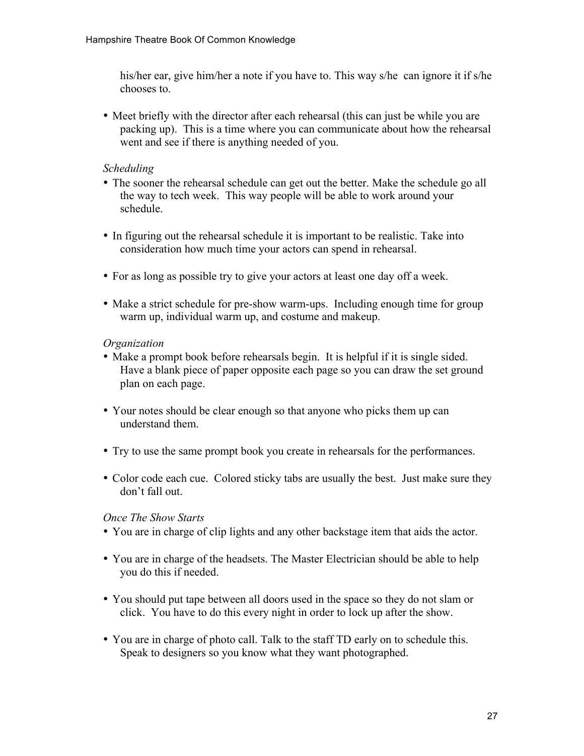his/her ear, give him/her a note if you have to. This way s/he  can ignore it if s/he chooses to.

- Meet briefly with the director after each rehearsal (this can just be while you are packing up).  This is a time where you can communicate about how the rehearsal went and see if there is anything needed of you.

*Scheduling*

- The sooner the rehearsal schedule can get out the better. Make the schedule go all the way to tech week.  This way people will be able to work around your schedule.

- In figuring out the rehearsal schedule it is important to be realistic. Take into consideration how much time your actors can spend in rehearsal.

- For as long as possible try to give your actors at least one day off a week.

- Make a strict schedule for pre-show warm-ups.  Including enough time for group warm up, individual warm up, and costume and makeup.

*Organization*

- Make a prompt book before rehearsals begin.  It is helpful if it is single sided. Have a blank piece of paper opposite each page so you can draw the set ground plan on each page.

- Your notes should be clear enough so that anyone who picks them up can understand them.

- Try to use the same prompt book you create in rehearsals for the performances.

- Color code each cue.  Colored sticky tabs are usually the best.  Just make sure they don't fall out.

*Once The Show Starts*

- You are in charge of clip lights and any other backstage item that aids the actor.

- You are in charge of the headsets. The Master Electrician should be able to help you do this if needed.

- You should put tape between all doors used in the space so they do not slam or click.  You have to do this every night in order to lock up after the show.

- You are in charge of photo call. Talk to the staff TD early on to schedule this. Speak to designers so you know what they want photographed.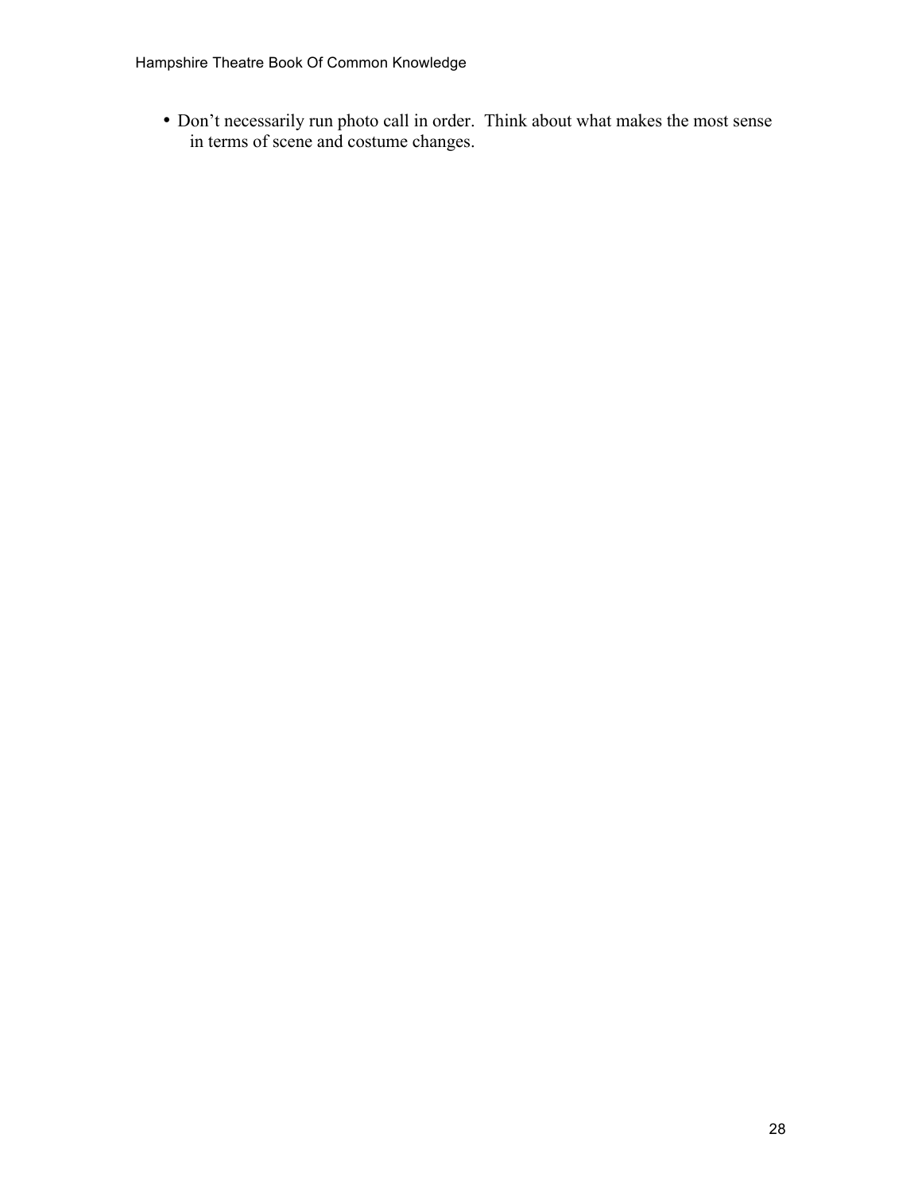- Don't necessarily run photo call in order. Think about what makes the most sense in terms of scene and costume changes.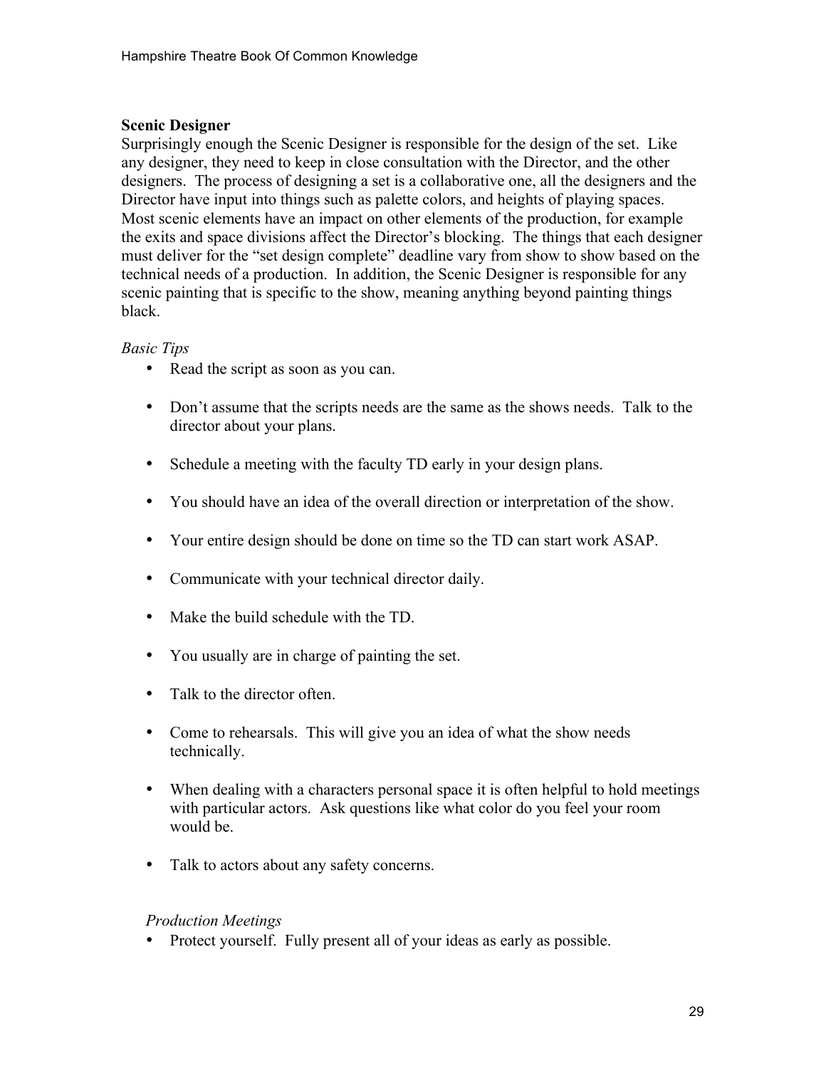**Scenic Designer**

Surprisingly enough the Scenic Designer is responsible for the design of the set. Like any designer, they need to keep in close consultation with the Director, and the other designers. The process of designing a set is a collaborative one, all the designers and the Director have input into things such as palette colors, and heights of playing spaces. Most scenic elements have an impact on other elements of the production, for example the exits and space divisions affect the Director's blocking. The things that each designer must deliver for the "set design complete" deadline vary from show to show based on the technical needs of a production. In addition, the Scenic Designer is responsible for any scenic painting that is specific to the show, meaning anything beyond painting things black.

*Basic Tips*

- Read the script as soon as you can.
- Don't assume that the scripts needs are the same as the shows needs. Talk to the director about your plans.
- Schedule a meeting with the faculty TD early in your design plans.
- You should have an idea of the overall direction or interpretation of the show.
- Your entire design should be done on time so the TD can start work ASAP.
- Communicate with your technical director daily.
- Make the build schedule with the TD.
- You usually are in charge of painting the set.
- Talk to the director often.
- Come to rehearsals. This will give you an idea of what the show needs technically.
- When dealing with a characters personal space it is often helpful to hold meetings with particular actors. Ask questions like what color do you feel your room would be.
- Talk to actors about any safety concerns.

*Production Meetings*

- Protect yourself. Fully present all of your ideas as early as possible.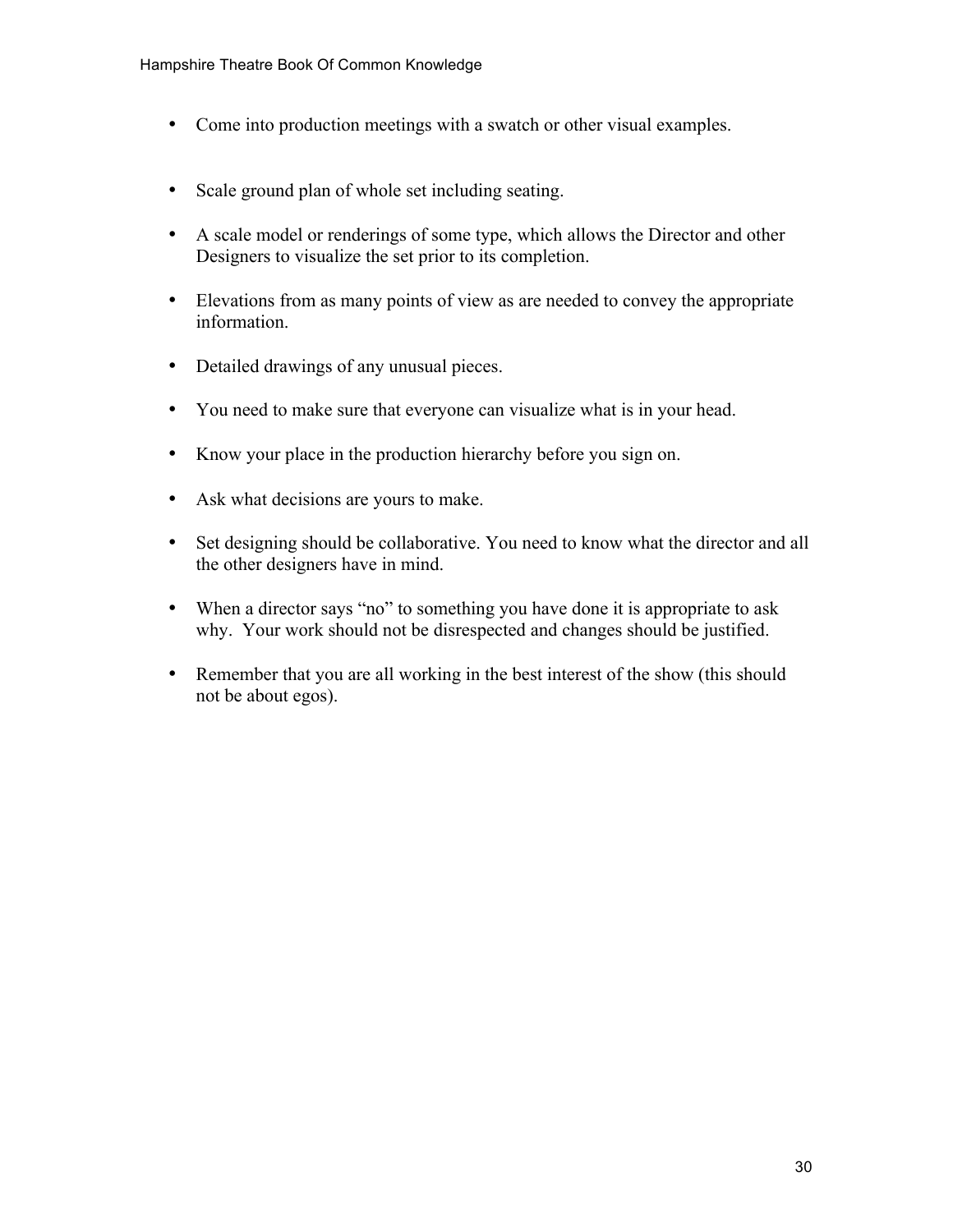- Come into production meetings with a swatch or other visual examples.

- Scale ground plan of whole set including seating.

- A scale model or renderings of some type, which allows the Director and other Designers to visualize the set prior to its completion.

- Elevations from as many points of view as are needed to convey the appropriate information.

- Detailed drawings of any unusual pieces.

- You need to make sure that everyone can visualize what is in your head.

- Know your place in the production hierarchy before you sign on.

- Ask what decisions are yours to make.

- Set designing should be collaborative. You need to know what the director and all the other designers have in mind.

- When a director says "no" to something you have done it is appropriate to ask why. Your work should not be disrespected and changes should be justified.

- Remember that you are all working in the best interest of the show (this should not be about egos).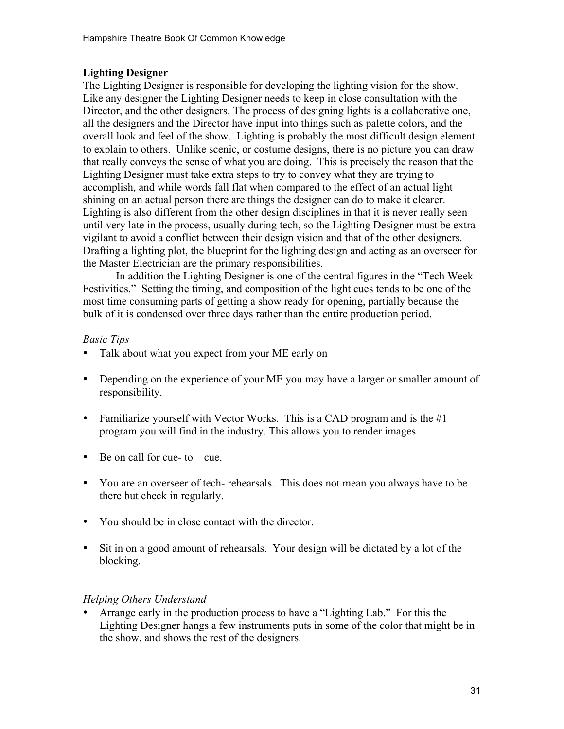**Lighting Designer**

The Lighting Designer is responsible for developing the lighting vision for the show. Like any designer the Lighting Designer needs to keep in close consultation with the Director, and the other designers. The process of designing lights is a collaborative one, all the designers and the Director have input into things such as palette colors, and the overall look and feel of the show. Lighting is probably the most difficult design element to explain to others. Unlike scenic, or costume designs, there is no picture you can draw that really conveys the sense of what you are doing. This is precisely the reason that the Lighting Designer must take extra steps to try to convey what they are trying to accomplish, and while words fall flat when compared to the effect of an actual light shining on an actual person there are things the designer can do to make it clearer. Lighting is also different from the other design disciplines in that it is never really seen until very late in the process, usually during tech, so the Lighting Designer must be extra vigilant to avoid a conflict between their design vision and that of the other designers. Drafting a lighting plot, the blueprint for the lighting design and acting as an overseer for the Master Electrician are the primary responsibilities.

In addition the Lighting Designer is one of the central figures in the "Tech Week Festivities." Setting the timing, and composition of the light cues tends to be one of the most time consuming parts of getting a show ready for opening, partially because the bulk of it is condensed over three days rather than the entire production period.

*Basic Tips*

- Talk about what you expect from your ME early on
- Depending on the experience of your ME you may have a larger or smaller amount of responsibility.
- Familiarize yourself with Vector Works. This is a CAD program and is the #1 program you will find in the industry. This allows you to render images
- Be on call for cue- to – cue.
- You are an overseer of tech- rehearsals. This does not mean you always have to be there but check in regularly.
- You should be in close contact with the director.
- Sit in on a good amount of rehearsals. Your design will be dictated by a lot of the blocking.

*Helping Others Understand*

- Arrange early in the production process to have a "Lighting Lab." For this the Lighting Designer hangs a few instruments puts in some of the color that might be in the show, and shows the rest of the designers.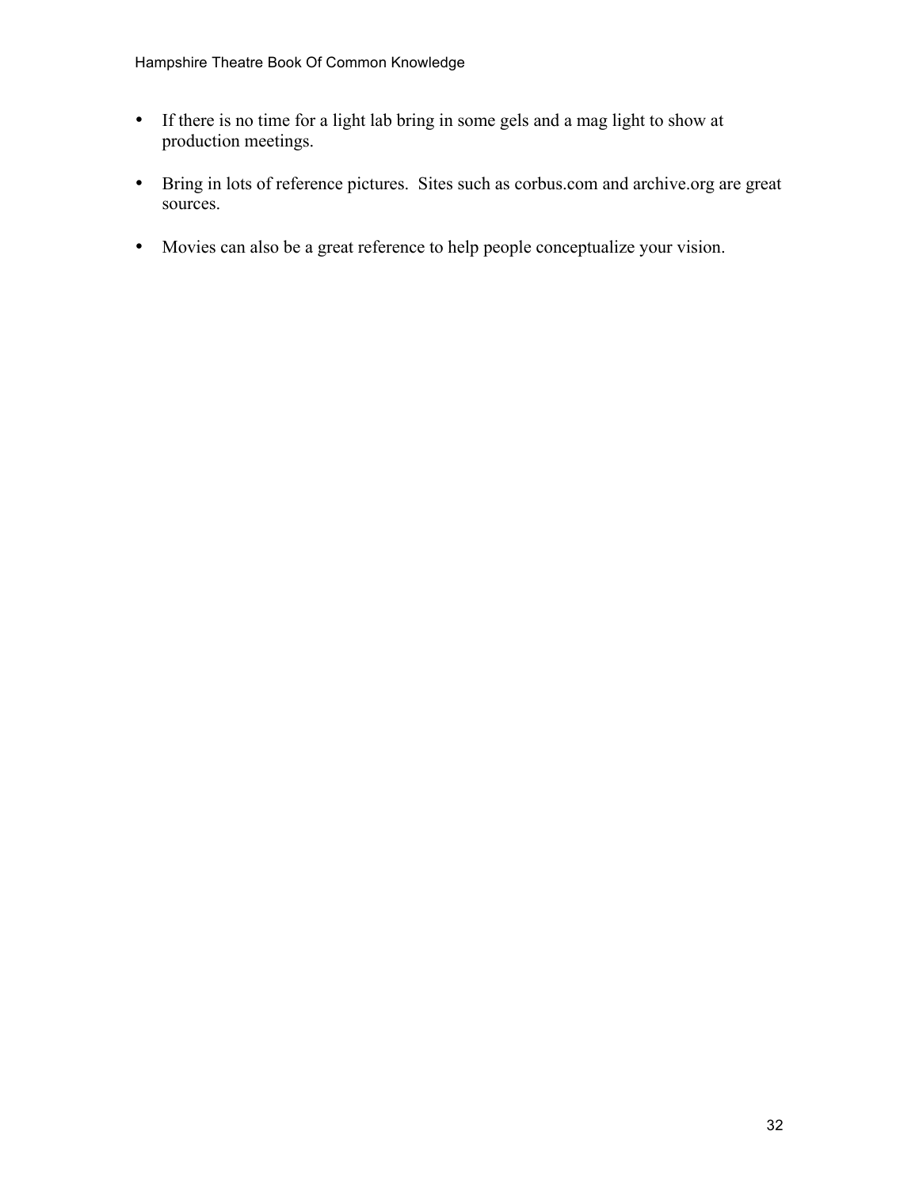- If there is no time for a light lab bring in some gels and a mag light to show at production meetings.

- Bring in lots of reference pictures. Sites such as corbus.com and archive.org are great sources.

- Movies can also be a great reference to help people conceptualize your vision.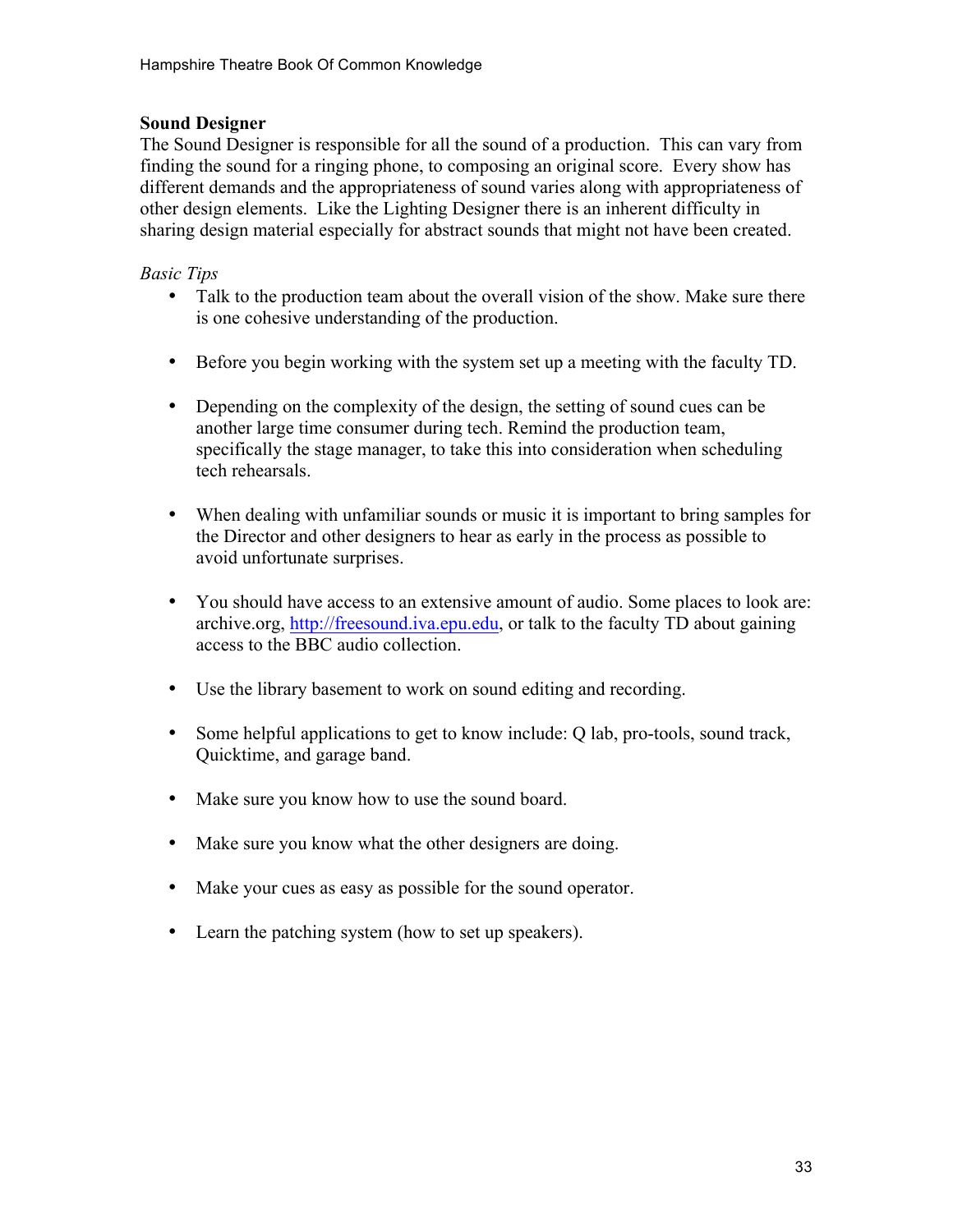**Sound Designer**

The Sound Designer is responsible for all the sound of a production. This can vary from finding the sound for a ringing phone, to composing an original score. Every show has different demands and the appropriateness of sound varies along with appropriateness of other design elements. Like the Lighting Designer there is an inherent difficulty in sharing design material especially for abstract sounds that might not have been created.

*Basic Tips*

- Talk to the production team about the overall vision of the show. Make sure there is one cohesive understanding of the production.
- Before you begin working with the system set up a meeting with the faculty TD.
- Depending on the complexity of the design, the setting of sound cues can be another large time consumer during tech. Remind the production team, specifically the stage manager, to take this into consideration when scheduling tech rehearsals.
- When dealing with unfamiliar sounds or music it is important to bring samples for the Director and other designers to hear as early in the process as possible to avoid unfortunate surprises.
- You should have access to an extensive amount of audio. Some places to look are: archive.org, [http://freesound.iva.epu.edu](http://freesound.iva.epu.edu), or talk to the faculty TD about gaining access to the BBC audio collection.
- Use the library basement to work on sound editing and recording.
- Some helpful applications to get to know include: Q lab, pro-tools, sound track, Quicktime, and garage band.
- Make sure you know how to use the sound board.
- Make sure you know what the other designers are doing.
- Make your cues as easy as possible for the sound operator.
- Learn the patching system (how to set up speakers).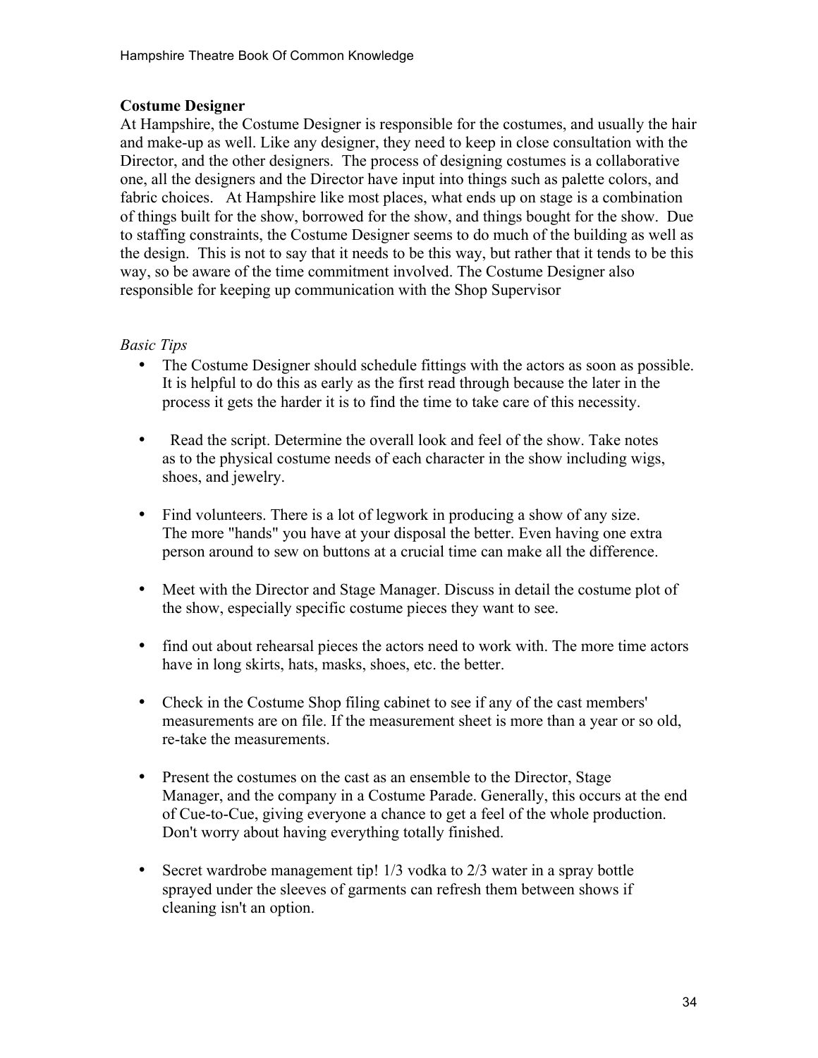## Costume Designer

At Hampshire, the Costume Designer is responsible for the costumes, and usually the hair and make-up as well. Like any designer, they need to keep in close consultation with the Director, and the other designers. The process of designing costumes is a collaborative one, all the designers and the Director have input into things such as palette colors, and fabric choices. At Hampshire like most places, what ends up on stage is a combination of things built for the show, borrowed for the show, and things bought for the show. Due to staffing constraints, the Costume Designer seems to do much of the building as well as the design. This is not to say that it needs to be this way, but rather that it tends to be this way, so be aware of the time commitment involved. The Costume Designer also responsible for keeping up communication with the Shop Supervisor

*Basic Tips*

- The Costume Designer should schedule fittings with the actors as soon as possible. It is helpful to do this as early as the first read through because the later in the process it gets the harder it is to find the time to take care of this necessity.
- Read the script. Determine the overall look and feel of the show. Take notes as to the physical costume needs of each character in the show including wigs, shoes, and jewelry.
- Find volunteers. There is a lot of legwork in producing a show of any size. The more "hands" you have at your disposal the better. Even having one extra person around to sew on buttons at a crucial time can make all the difference.
- Meet with the Director and Stage Manager. Discuss in detail the costume plot of the show, especially specific costume pieces they want to see.
- find out about rehearsal pieces the actors need to work with. The more time actors have in long skirts, hats, masks, shoes, etc. the better.
- Check in the Costume Shop filing cabinet to see if any of the cast members' measurements are on file. If the measurement sheet is more than a year or so old, re-take the measurements.
- Present the costumes on the cast as an ensemble to the Director, Stage Manager, and the company in a Costume Parade. Generally, this occurs at the end of Cue-to-Cue, giving everyone a chance to get a feel of the whole production. Don't worry about having everything totally finished.
- Secret wardrobe management tip! 1/3 vodka to 2/3 water in a spray bottle sprayed under the sleeves of garments can refresh them between shows if cleaning isn't an option.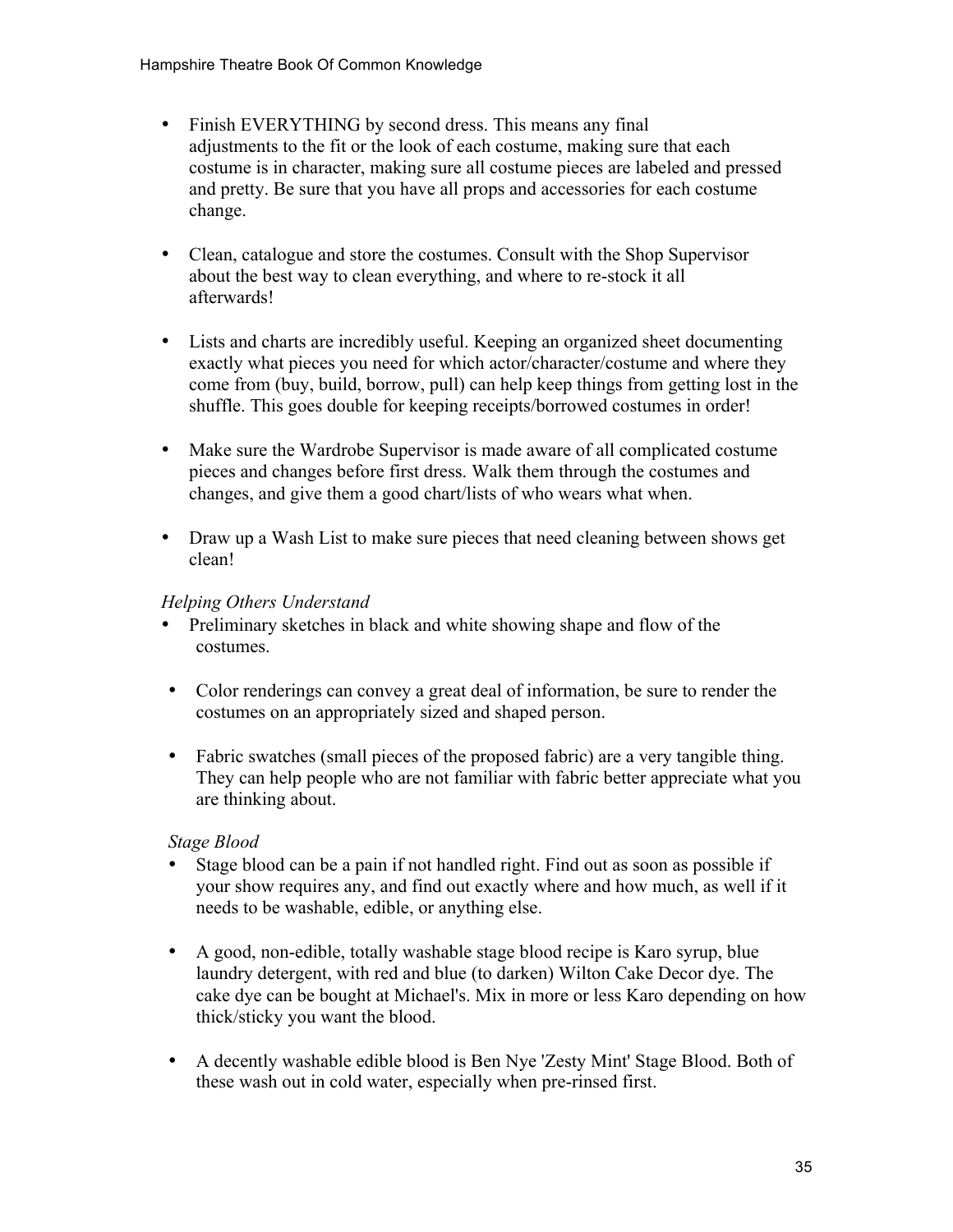- Finish EVERYTHING by second dress. This means any final adjustments to the fit or the look of each costume, making sure that each costume is in character, making sure all costume pieces are labeled and pressed and pretty. Be sure that you have all props and accessories for each costume change.

- Clean, catalogue and store the costumes. Consult with the Shop Supervisor about the best way to clean everything, and where to re-stock it all afterwards!

- Lists and charts are incredibly useful. Keeping an organized sheet documenting exactly what pieces you need for which actor/character/costume and where they come from (buy, build, borrow, pull) can help keep things from getting lost in the shuffle. This goes double for keeping receipts/borrowed costumes in order!

- Make sure the Wardrobe Supervisor is made aware of all complicated costume pieces and changes before first dress. Walk them through the costumes and changes, and give them a good chart/lists of who wears what when.

- Draw up a Wash List to make sure pieces that need cleaning between shows get clean!

*Helping Others Understand*

- Preliminary sketches in black and white showing shape and flow of the costumes.

- Color renderings can convey a great deal of information, be sure to render the costumes on an appropriately sized and shaped person.

- Fabric swatches (small pieces of the proposed fabric) are a very tangible thing. They can help people who are not familiar with fabric better appreciate what you are thinking about.

*Stage Blood*

- Stage blood can be a pain if not handled right. Find out as soon as possible if your show requires any, and find out exactly where and how much, as well if it needs to be washable, edible, or anything else.

- A good, non-edible, totally washable stage blood recipe is Karo syrup, blue laundry detergent, with red and blue (to darken) Wilton Cake Decor dye. The cake dye can be bought at Michael's. Mix in more or less Karo depending on how thick/sticky you want the blood.

- A decently washable edible blood is Ben Nye 'Zesty Mint' Stage Blood. Both of these wash out in cold water, especially when pre-rinsed first.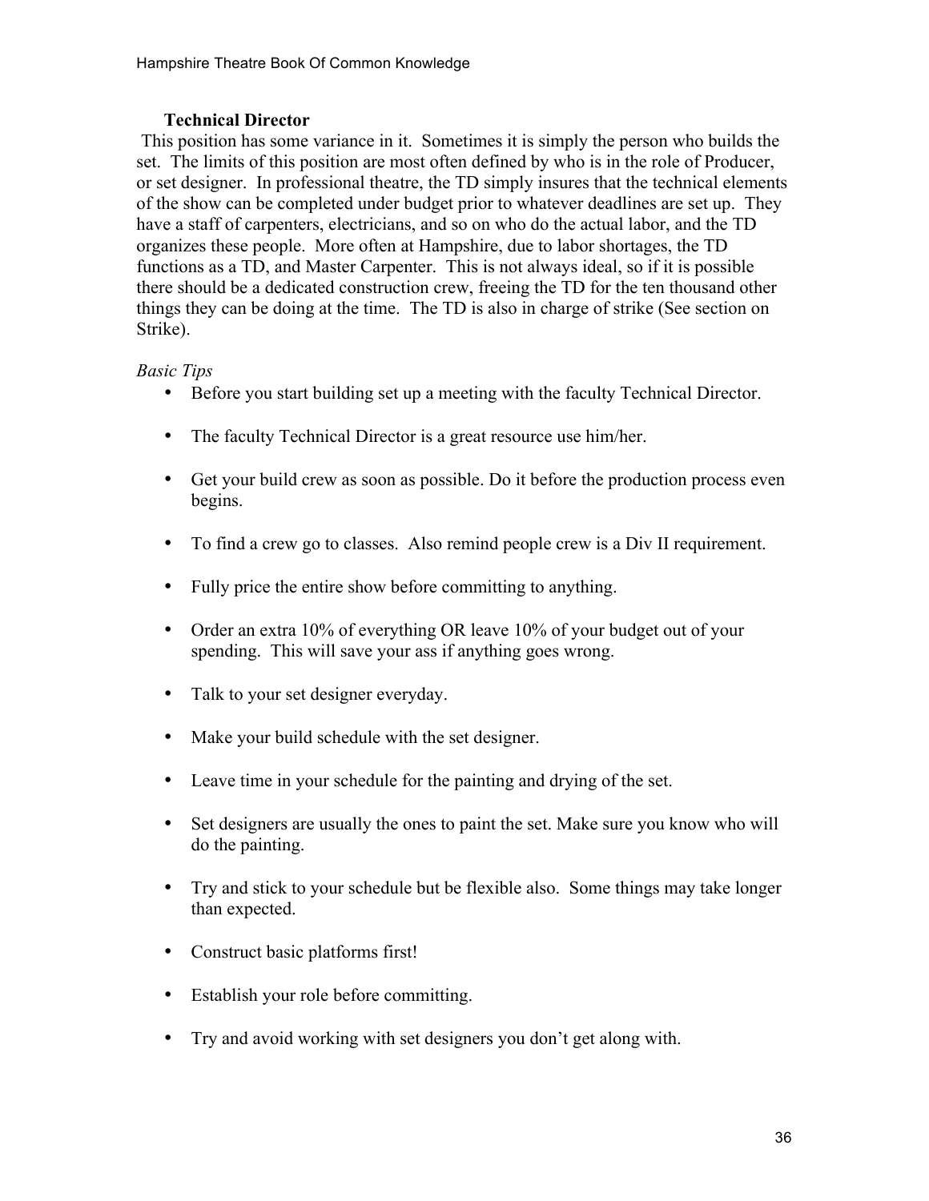### Technical Director

This position has some variance in it. Sometimes it is simply the person who builds the set. The limits of this position are most often defined by who is in the role of Producer, or set designer. In professional theatre, the TD simply insures that the technical elements of the show can be completed under budget prior to whatever deadlines are set up. They have a staff of carpenters, electricians, and so on who do the actual labor, and the TD organizes these people. More often at Hampshire, due to labor shortages, the TD functions as a TD, and Master Carpenter. This is not always ideal, so if it is possible there should be a dedicated construction crew, freeing the TD for the ten thousand other things they can be doing at the time. The TD is also in charge of strike (See section on Strike).

*Basic Tips*

- Before you start building set up a meeting with the faculty Technical Director.
- The faculty Technical Director is a great resource use him/her.
- Get your build crew as soon as possible. Do it before the production process even begins.
- To find a crew go to classes. Also remind people crew is a Div II requirement.
- Fully price the entire show before committing to anything.
- Order an extra 10% of everything OR leave 10% of your budget out of your spending. This will save your ass if anything goes wrong.
- Talk to your set designer everyday.
- Make your build schedule with the set designer.
- Leave time in your schedule for the painting and drying of the set.
- Set designers are usually the ones to paint the set. Make sure you know who will do the painting.
- Try and stick to your schedule but be flexible also. Some things may take longer than expected.
- Construct basic platforms first!
- Establish your role before committing.
- Try and avoid working with set designers you don't get along with.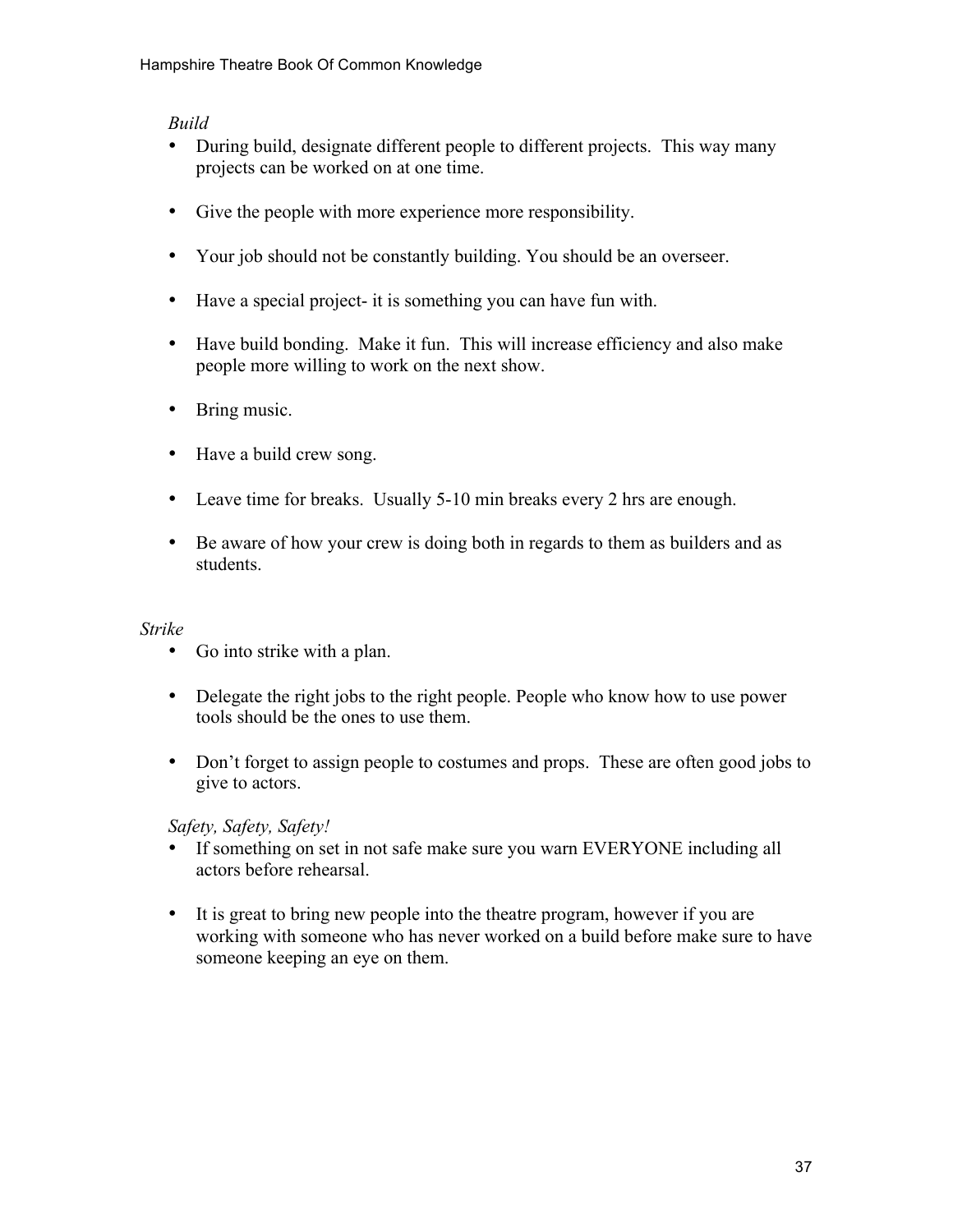*Build*

- During build, designate different people to different projects. This way many projects can be worked on at one time.
- Give the people with more experience more responsibility.
- Your job should not be constantly building. You should be an overseer.
- Have a special project- it is something you can have fun with.
- Have build bonding. Make it fun. This will increase efficiency and also make people more willing to work on the next show.
- Bring music.
- Have a build crew song.
- Leave time for breaks. Usually 5-10 min breaks every 2 hrs are enough.
- Be aware of how your crew is doing both in regards to them as builders and as students.

*Strike*

- Go into strike with a plan.
- Delegate the right jobs to the right people. People who know how to use power tools should be the ones to use them.
- Don't forget to assign people to costumes and props. These are often good jobs to give to actors.

*Safety, Safety, Safety!*

- If something on set in not safe make sure you warn EVERYONE including all actors before rehearsal.
- It is great to bring new people into the theatre program, however if you are working with someone who has never worked on a build before make sure to have someone keeping an eye on them.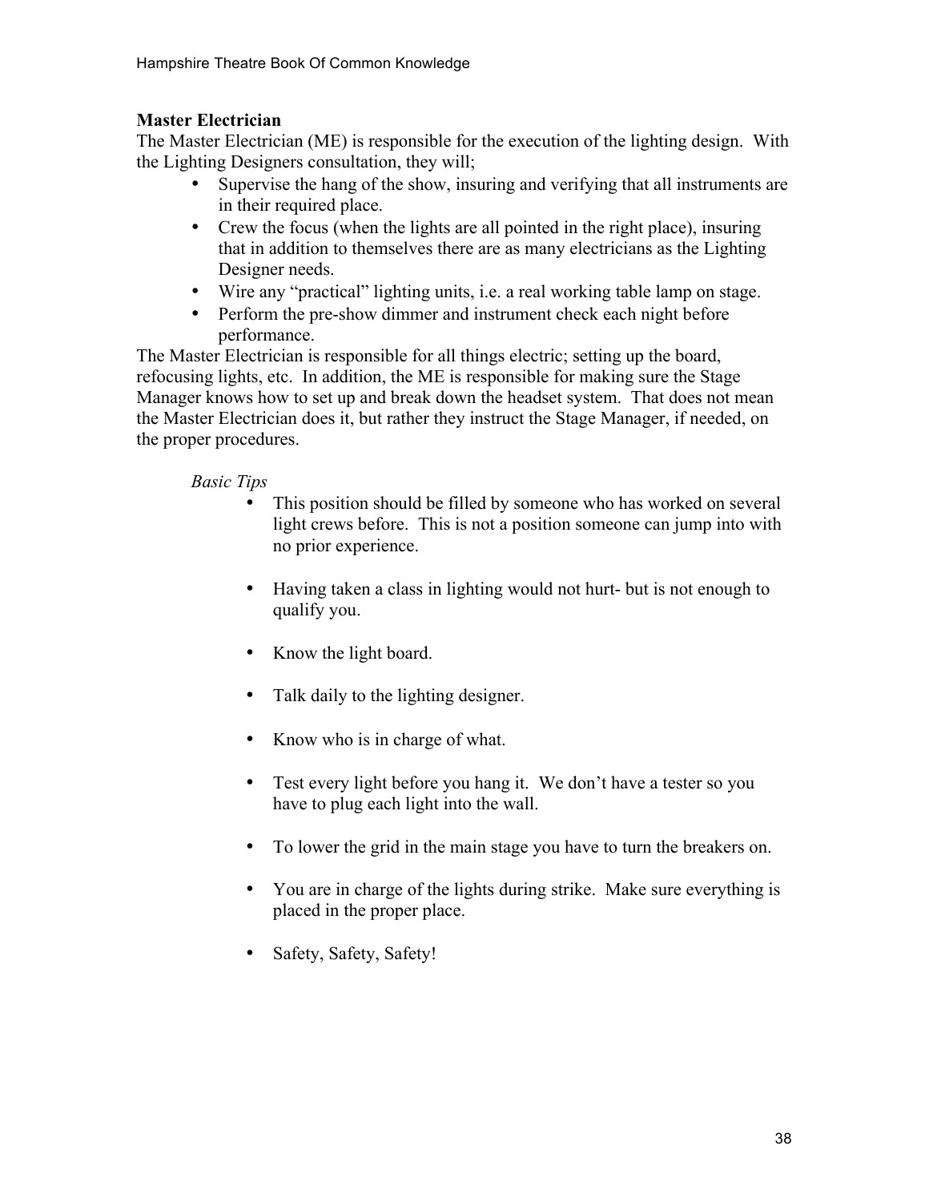**Master Electrician**

The Master Electrician (ME) is responsible for the execution of the lighting design. With the Lighting Designers consultation, they will;

- Supervise the hang of the show, insuring and verifying that all instruments are in their required place.
- Crew the focus (when the lights are all pointed in the right place), insuring that in addition to themselves there are as many electricians as the Lighting Designer needs.
- Wire any "practical" lighting units, i.e. a real working table lamp on stage.
- Perform the pre-show dimmer and instrument check each night before performance.

The Master Electrician is responsible for all things electric; setting up the board, refocusing lights, etc. In addition, the ME is responsible for making sure the Stage Manager knows how to set up and break down the headset system. That does not mean the Master Electrician does it, but rather they instruct the Stage Manager, if needed, on the proper procedures.

*Basic Tips*

- This position should be filled by someone who has worked on several light crews before. This is not a position someone can jump into with no prior experience.
- Having taken a class in lighting would not hurt- but is not enough to qualify you.
- Know the light board.
- Talk daily to the lighting designer.
- Know who is in charge of what.
- Test every light before you hang it. We don't have a tester so you have to plug each light into the wall.
- To lower the grid in the main stage you have to turn the breakers on.
- You are in charge of the lights during strike. Make sure everything is placed in the proper place.
- Safety, Safety, Safety!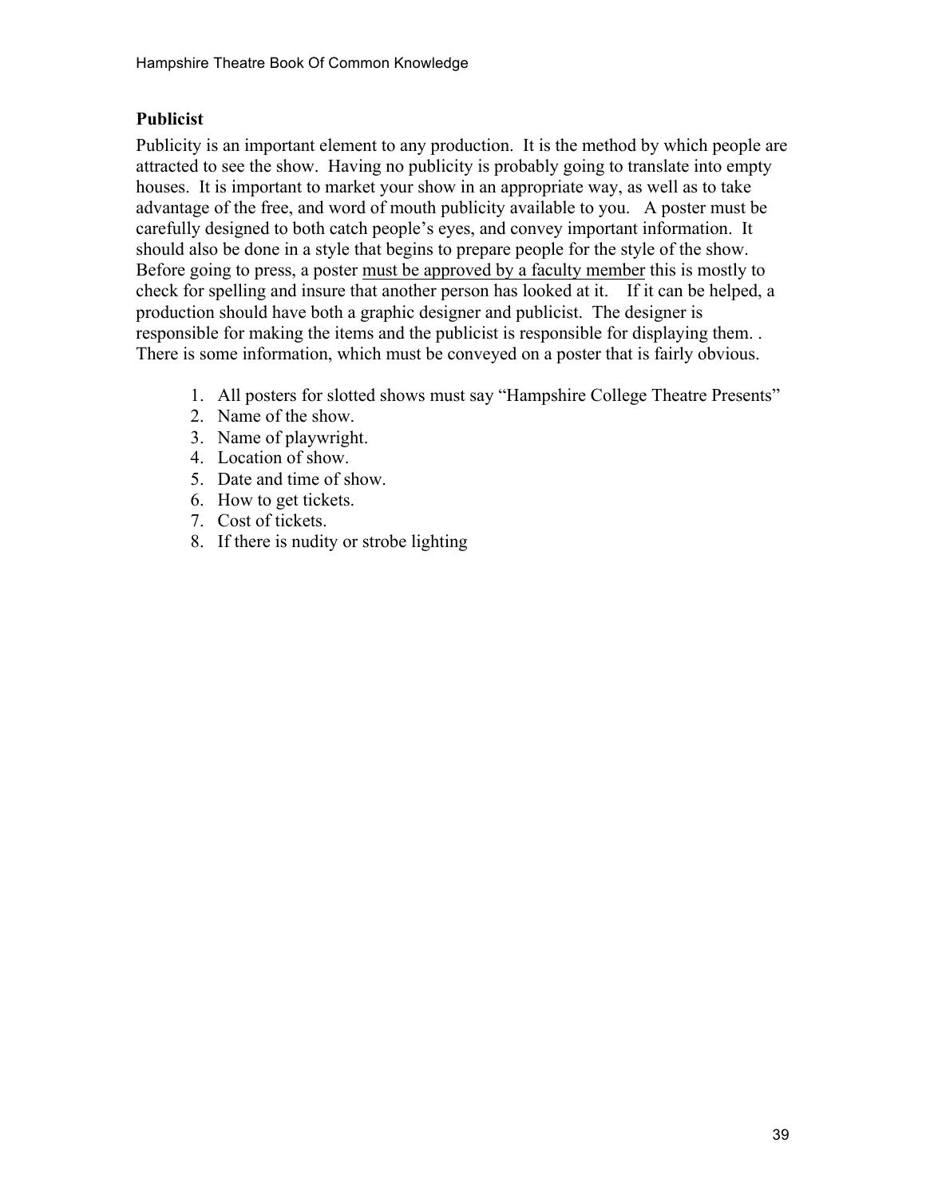## Publicist

Publicity is an important element to any production. It is the method by which people are attracted to see the show. Having no publicity is probably going to translate into empty houses. It is important to market your show in an appropriate way, as well as to take advantage of the free, and word of mouth publicity available to you. A poster must be carefully designed to both catch people's eyes, and convey important information. It should also be done in a style that begins to prepare people for the style of the show. Before going to press, a poster <u>must be approved by a faculty member</u> this is mostly to check for spelling and insure that another person has looked at it. If it can be helped, a production should have both a graphic designer and publicist. The designer is responsible for making the items and the publicist is responsible for displaying them. . There is some information, which must be conveyed on a poster that is fairly obvious.

1. All posters for slotted shows must say "Hampshire College Theatre Presents"
2. Name of the show.
3. Name of playwright.
4. Location of show.
5. Date and time of show.
6. How to get tickets.
7. Cost of tickets.
8. If there is nudity or strobe lighting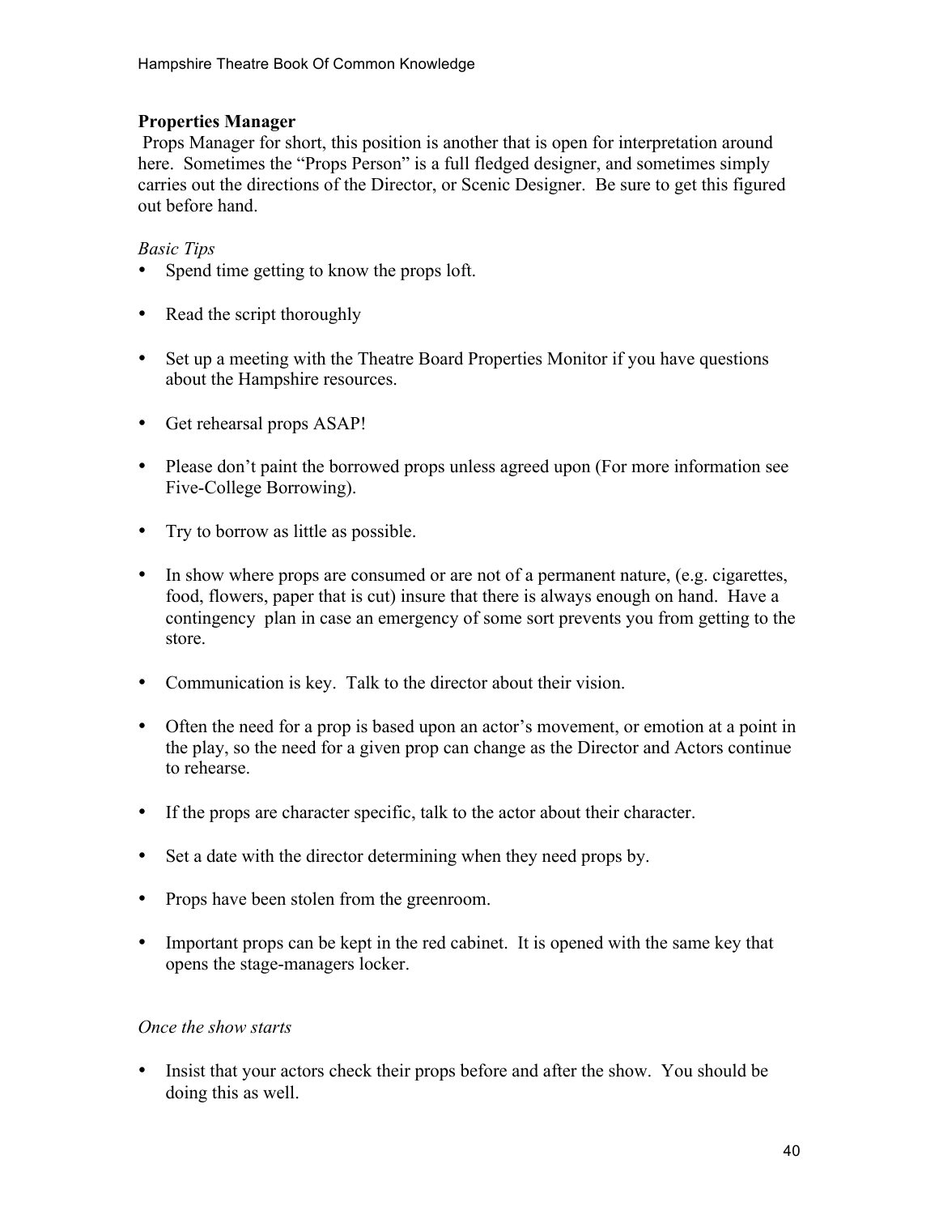**Properties Manager**

Props Manager for short, this position is another that is open for interpretation around here. Sometimes the "Props Person" is a full fledged designer, and sometimes simply carries out the directions of the Director, or Scenic Designer. Be sure to get this figured out before hand.

*Basic Tips*

- Spend time getting to know the props loft.
- Read the script thoroughly
- Set up a meeting with the Theatre Board Properties Monitor if you have questions about the Hampshire resources.
- Get rehearsal props ASAP!
- Please don't paint the borrowed props unless agreed upon (For more information see Five-College Borrowing).
- Try to borrow as little as possible.
- In show where props are consumed or are not of a permanent nature, (e.g. cigarettes, food, flowers, paper that is cut) insure that there is always enough on hand. Have a contingency plan in case an emergency of some sort prevents you from getting to the store.
- Communication is key. Talk to the director about their vision.
- Often the need for a prop is based upon an actor's movement, or emotion at a point in the play, so the need for a given prop can change as the Director and Actors continue to rehearse.
- If the props are character specific, talk to the actor about their character.
- Set a date with the director determining when they need props by.
- Props have been stolen from the greenroom.
- Important props can be kept in the red cabinet. It is opened with the same key that opens the stage-managers locker.

*Once the show starts*

- Insist that your actors check their props before and after the show. You should be doing this as well.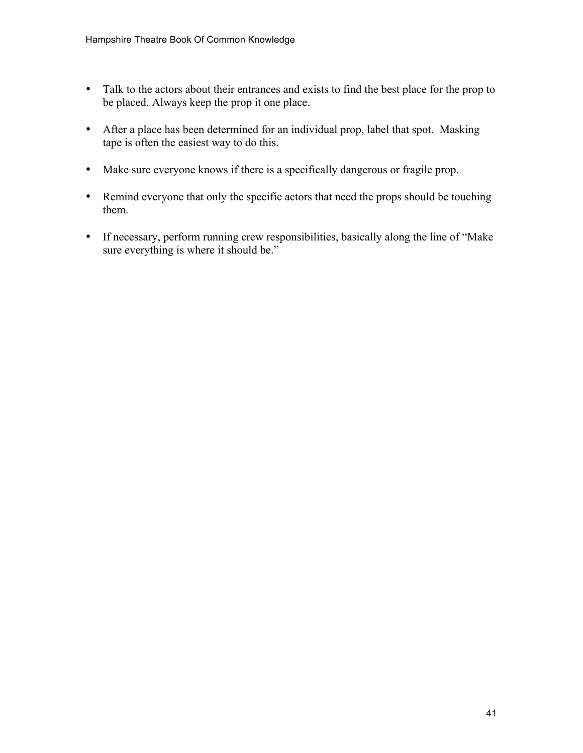- Talk to the actors about their entrances and exists to find the best place for the prop to be placed. Always keep the prop it one place.

- After a place has been determined for an individual prop, label that spot. Masking tape is often the easiest way to do this.

- Make sure everyone knows if there is a specifically dangerous or fragile prop.

- Remind everyone that only the specific actors that need the props should be touching them.

- If necessary, perform running crew responsibilities, basically along the line of "Make sure everything is where it should be."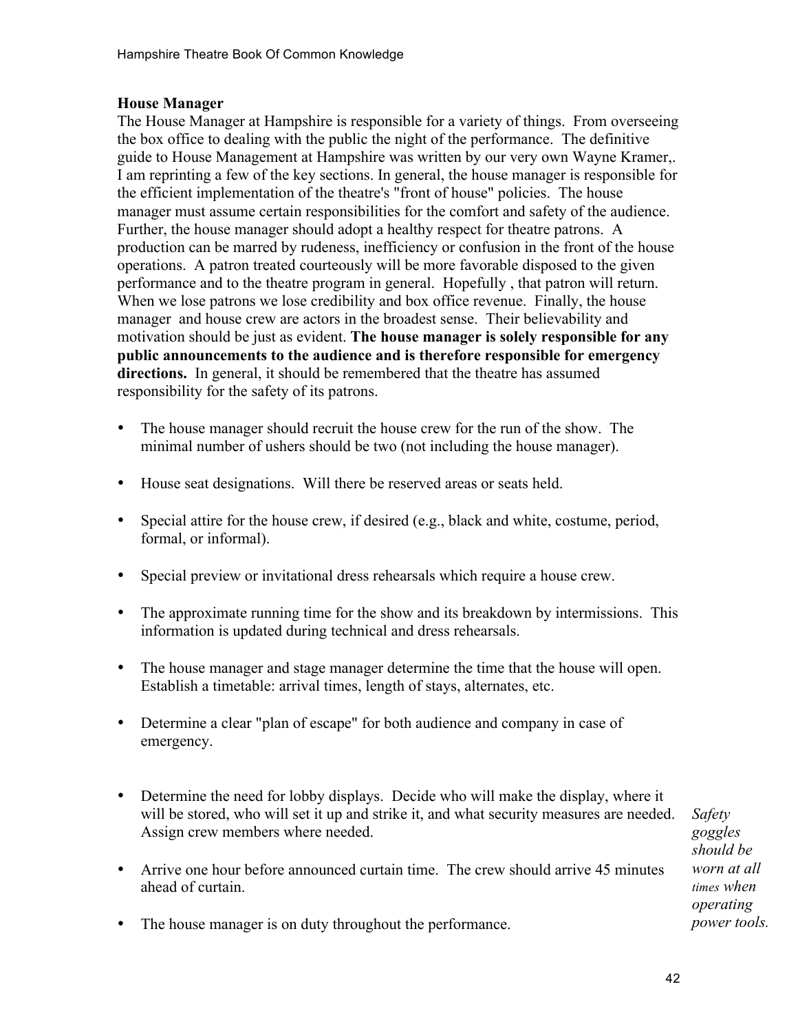### House Manager

The House Manager at Hampshire is responsible for a variety of things. From overseeing the box office to dealing with the public the night of the performance. The definitive guide to House Management at Hampshire was written by our very own Wayne Kramer,. I am reprinting a few of the key sections. In general, the house manager is responsible for the efficient implementation of the theatre's "front of house" policies. The house manager must assume certain responsibilities for the comfort and safety of the audience. Further, the house manager should adopt a healthy respect for theatre patrons. A production can be marred by rudeness, inefficiency or confusion in the front of the house operations. A patron treated courteously will be more favorable disposed to the given performance and to the theatre program in general. Hopefully , that patron will return. When we lose patrons we lose credibility and box office revenue. Finally, the house manager and house crew are actors in the broadest sense. Their believability and motivation should be just as evident. **The house manager is solely responsible for any public announcements to the audience and is therefore responsible for emergency directions.** In general, it should be remembered that the theatre has assumed responsibility for the safety of its patrons.

- The house manager should recruit the house crew for the run of the show. The minimal number of ushers should be two (not including the house manager).
- House seat designations. Will there be reserved areas or seats held.
- Special attire for the house crew, if desired (e.g., black and white, costume, period, formal, or informal).
- Special preview or invitational dress rehearsals which require a house crew.
- The approximate running time for the show and its breakdown by intermissions. This information is updated during technical and dress rehearsals.
- The house manager and stage manager determine the time that the house will open. Establish a timetable: arrival times, length of stays, alternates, etc.
- Determine a clear "plan of escape" for both audience and company in case of emergency.
- Determine the need for lobby displays. Decide who will make the display, where it will be stored, who will set it up and strike it, and what security measures are needed. Assign crew members where needed.
- Arrive one hour before announced curtain time. The crew should arrive 45 minutes ahead of curtain.
- The house manager is on duty throughout the performance.

*Safety goggles should be worn at all times when operating power tools.*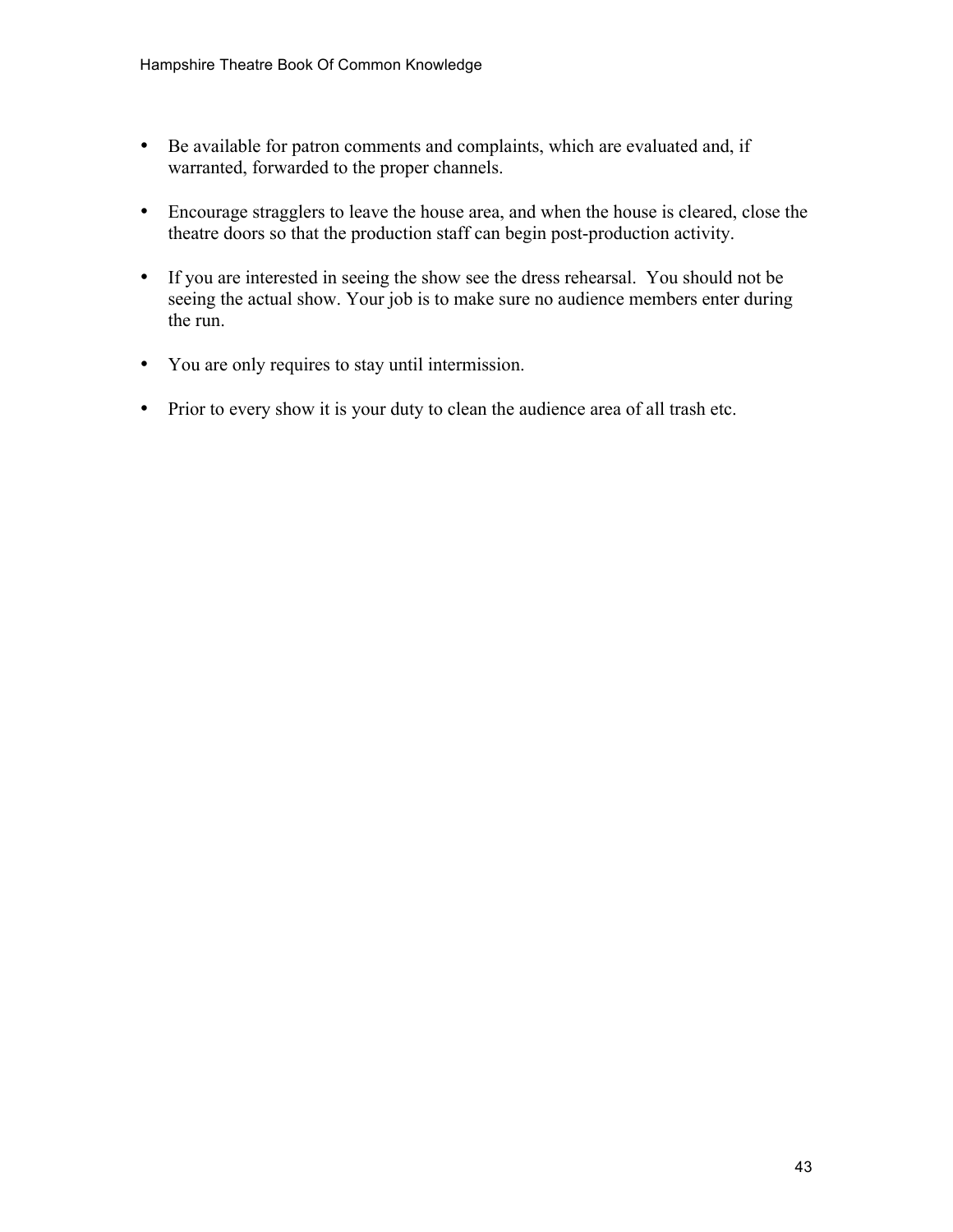- Be available for patron comments and complaints, which are evaluated and, if warranted, forwarded to the proper channels.

- Encourage stragglers to leave the house area, and when the house is cleared, close the theatre doors so that the production staff can begin post-production activity.

- If you are interested in seeing the show see the dress rehearsal. You should not be seeing the actual show. Your job is to make sure no audience members enter during the run.

- You are only requires to stay until intermission.

- Prior to every show it is your duty to clean the audience area of all trash etc.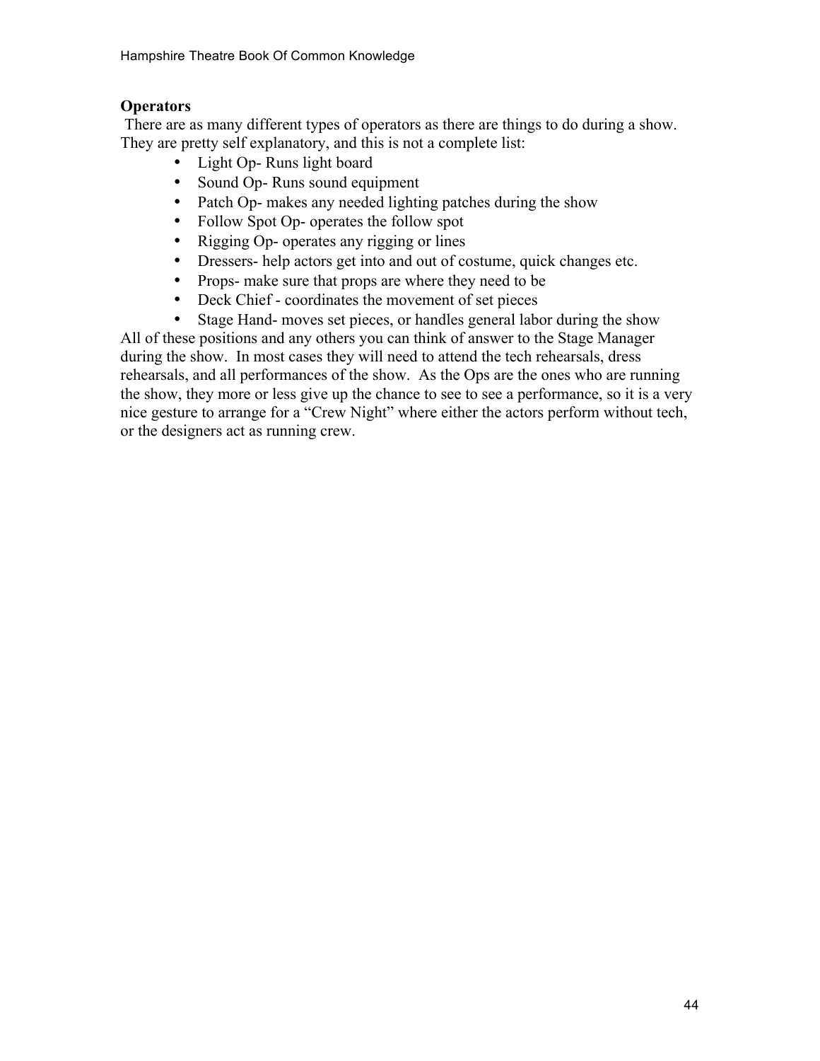**Operators**

There are as many different types of operators as there are things to do during a show. They are pretty self explanatory, and this is not a complete list:

- Light Op- Runs light board
- Sound Op- Runs sound equipment
- Patch Op- makes any needed lighting patches during the show
- Follow Spot Op- operates the follow spot
- Rigging Op- operates any rigging or lines
- Dressers- help actors get into and out of costume, quick changes etc.
- Props- make sure that props are where they need to be
- Deck Chief - coordinates the movement of set pieces
- Stage Hand- moves set pieces, or handles general labor during the show

All of these positions and any others you can think of answer to the Stage Manager during the show. In most cases they will need to attend the tech rehearsals, dress rehearsals, and all performances of the show. As the Ops are the ones who are running the show, they more or less give up the chance to see to see a performance, so it is a very nice gesture to arrange for a "Crew Night" where either the actors perform without tech, or the designers act as running crew.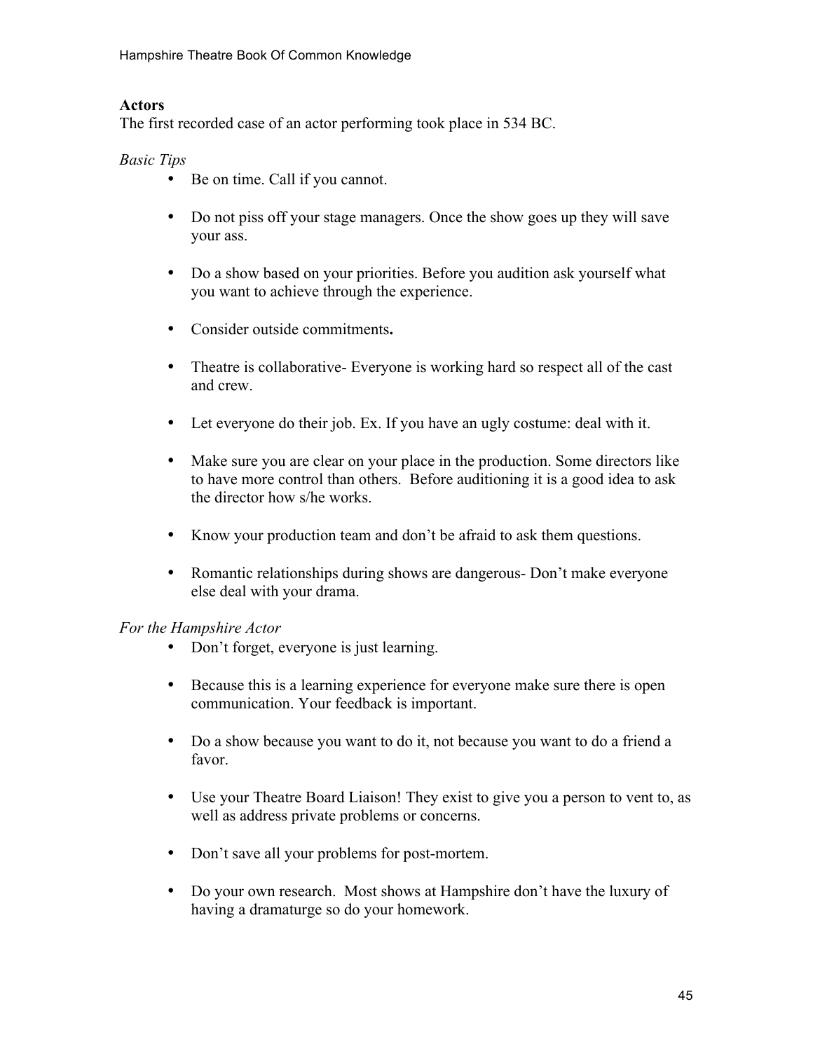## Actors

The first recorded case of an actor performing took place in 534 BC.

*Basic Tips*

- Be on time. Call if you cannot.
- Do not piss off your stage managers. Once the show goes up they will save your ass.
- Do a show based on your priorities. Before you audition ask yourself what you want to achieve through the experience.
- Consider outside commitments**.**
- Theatre is collaborative- Everyone is working hard so respect all of the cast and crew.
- Let everyone do their job. Ex. If you have an ugly costume: deal with it.
- Make sure you are clear on your place in the production. Some directors like to have more control than others. Before auditioning it is a good idea to ask the director how s/he works.
- Know your production team and don't be afraid to ask them questions.
- Romantic relationships during shows are dangerous- Don't make everyone else deal with your drama.

*For the Hampshire Actor*

- Don't forget, everyone is just learning.
- Because this is a learning experience for everyone make sure there is open communication. Your feedback is important.
- Do a show because you want to do it, not because you want to do a friend a favor.
- Use your Theatre Board Liaison! They exist to give you a person to vent to, as well as address private problems or concerns.
- Don't save all your problems for post-mortem.
- Do your own research. Most shows at Hampshire don't have the luxury of having a dramaturge so do your homework.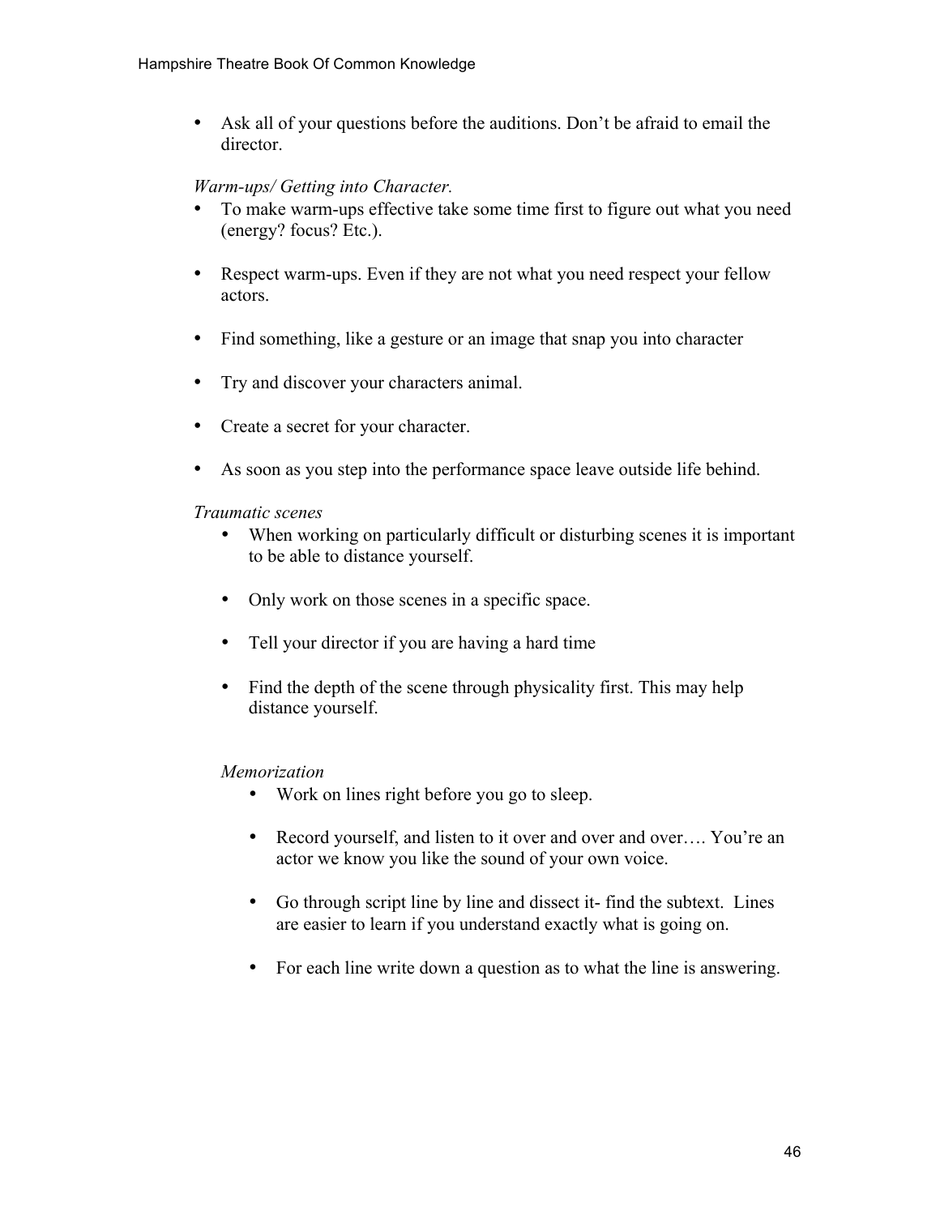- Ask all of your questions before the auditions. Don't be afraid to email the director.

*Warm-ups/ Getting into Character.*

- To make warm-ups effective take some time first to figure out what you need (energy? focus? Etc.).
- Respect warm-ups. Even if they are not what you need respect your fellow actors.
- Find something, like a gesture or an image that snap you into character
- Try and discover your characters animal.
- Create a secret for your character.
- As soon as you step into the performance space leave outside life behind.

*Traumatic scenes*

- When working on particularly difficult or disturbing scenes it is important to be able to distance yourself.
- Only work on those scenes in a specific space.
- Tell your director if you are having a hard time
- Find the depth of the scene through physicality first. This may help distance yourself.

*Memorization*

- Work on lines right before you go to sleep.
- Record yourself, and listen to it over and over and over…. You're an actor we know you like the sound of your own voice.
- Go through script line by line and dissect it- find the subtext. Lines are easier to learn if you understand exactly what is going on.
- For each line write down a question as to what the line is answering.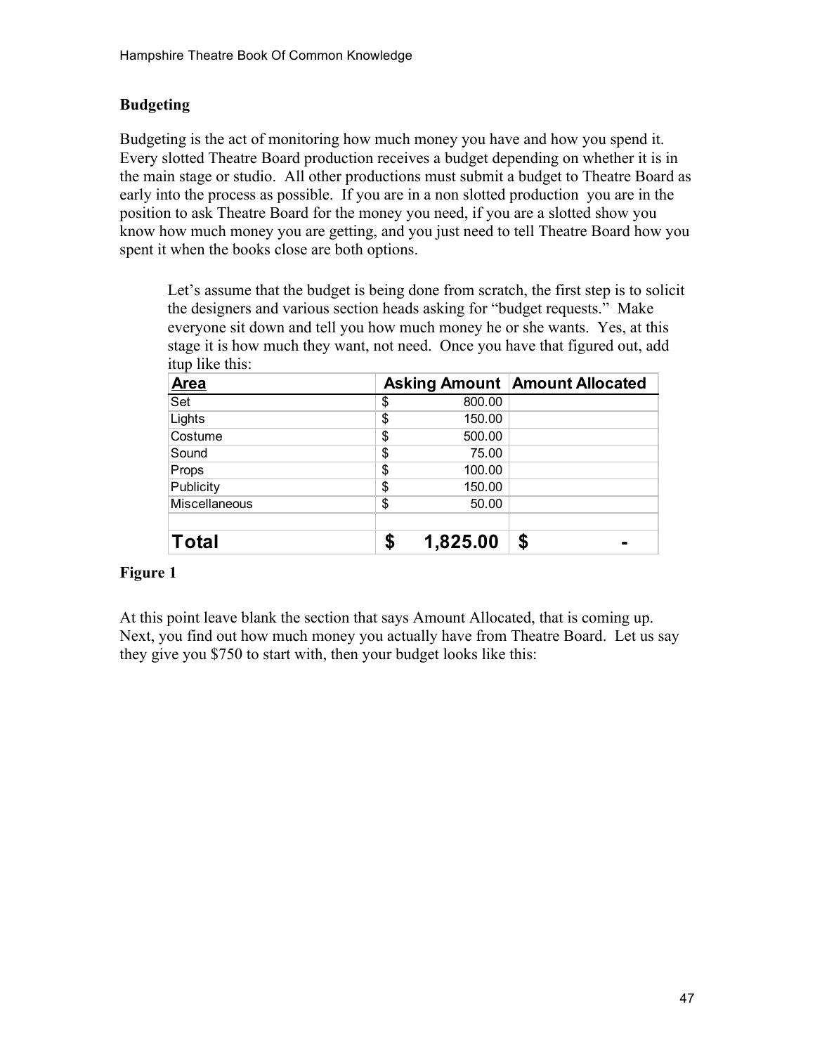## Budgeting

Budgeting is the act of monitoring how much money you have and how you spend it. Every slotted Theatre Board production receives a budget depending on whether it is in the main stage or studio. All other productions must submit a budget to Theatre Board as early into the process as possible. If you are in a non slotted production you are in the position to ask Theatre Board for the money you need, if you are a slotted show you know how much money you are getting, and you just need to tell Theatre Board how you spent it when the books close are both options.

> Let's assume that the budget is being done from scratch, the first step is to solicit the designers and various section heads asking for "budget requests." Make everyone sit down and tell you how much money he or she wants. Yes, at this stage it is how much they want, not need. Once you have that figured out, add itup like this:

| Area | Asking Amount | Amount Allocated |
|---|---|---|
| Set | $ 800.00 | |
| Lights | $ 150.00 | |
| Costume | $ 500.00 | |
| Sound | $ 75.00 | |
| Props | $ 100.00 | |
| Publicity | $ 150.00 | |
| Miscellaneous | $ 50.00 | |
| | | |
| **Total** | **$ 1,825.00** | **$ -** |

**Figure 1**

At this point leave blank the section that says Amount Allocated, that is coming up. Next, you find out how much money you actually have from Theatre Board. Let us say they give you $750 to start with, then your budget looks like this: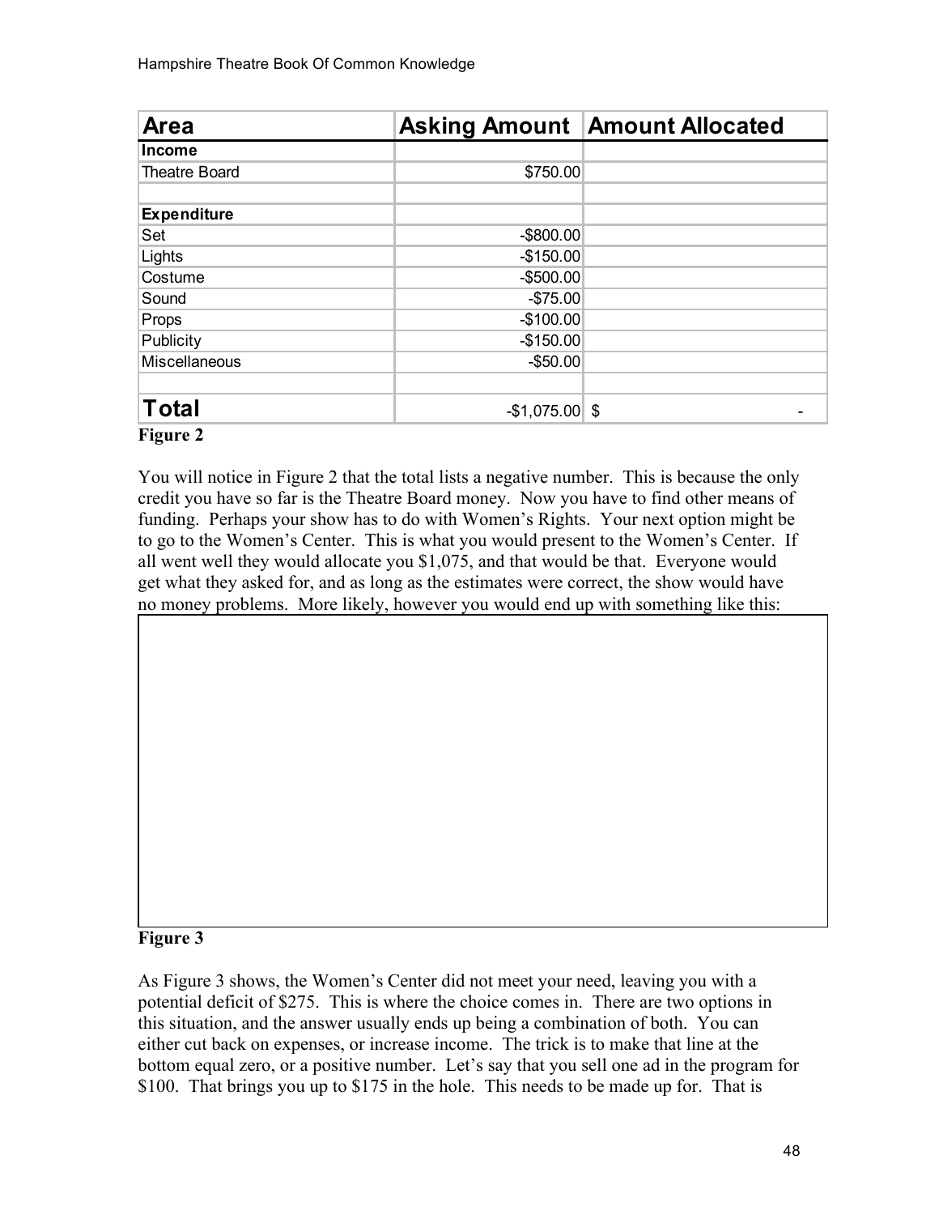| Area | Asking Amount | Amount Allocated |
|---|---|---|
| **Income** | | |
| Theatre Board | $750.00 | |
| | | |
| **Expenditure** | | |
| Set | -$800.00 | |
| Lights | -$150.00 | |
| Costume | -$500.00 | |
| Sound | -$75.00 | |
| Props | -$100.00 | |
| Publicity | -$150.00 | |
| Miscellaneous | -$50.00 | |
| | | |
| **Total** | -$1,075.00 | $ - |

**Figure 2**

You will notice in Figure 2 that the total lists a negative number. This is because the only credit you have so far is the Theatre Board money. Now you have to find other means of funding. Perhaps your show has to do with Women's Rights. Your next option might be to go to the Women's Center. This is what you would present to the Women's Center. If all went well they would allocate you $1,075, and that would be that. Everyone would get what they asked for, and as long as the estimates were correct, the show would have no money problems. More likely, however you would end up with something like this:

**Figure 3**

As Figure 3 shows, the Women's Center did not meet your need, leaving you with a potential deficit of $275. This is where the choice comes in. There are two options in this situation, and the answer usually ends up being a combination of both. You can either cut back on expenses, or increase income. The trick is to make that line at the bottom equal zero, or a positive number. Let's say that you sell one ad in the program for $100. That brings you up to $175 in the hole. This needs to be made up for. That is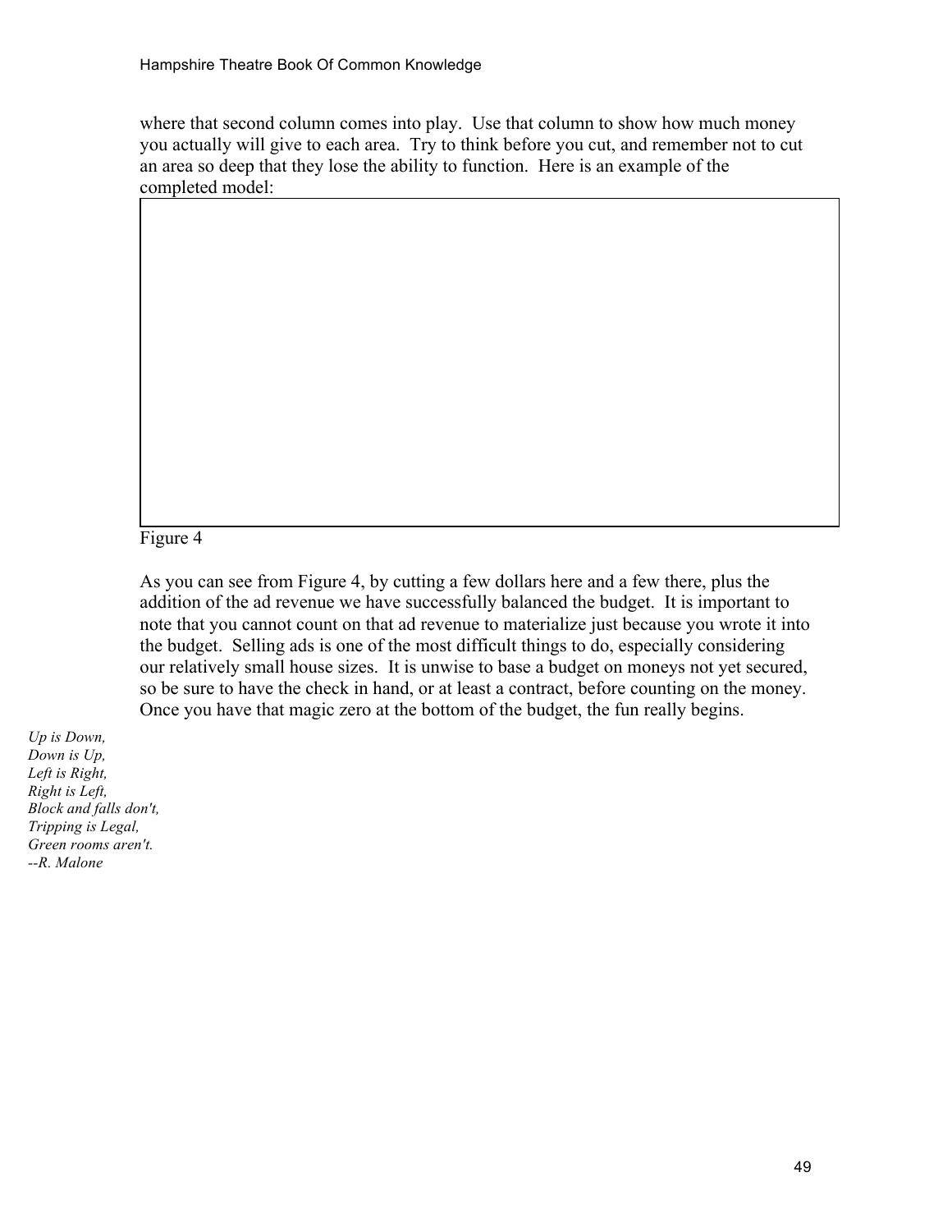where that second column comes into play. Use that column to show how much money you actually will give to each area. Try to think before you cut, and remember not to cut an area so deep that they lose the ability to function. Here is an example of the completed model:

Figure 4

As you can see from Figure 4, by cutting a few dollars here and a few there, plus the addition of the ad revenue we have successfully balanced the budget. It is important to note that you cannot count on that ad revenue to materialize just because you wrote it into the budget. Selling ads is one of the most difficult things to do, especially considering our relatively small house sizes. It is unwise to base a budget on moneys not yet secured, so be sure to have the check in hand, or at least a contract, before counting on the money. Once you have that magic zero at the bottom of the budget, the fun really begins.

*Up is Down,*
*Down is Up,*
*Left is Right,*
*Right is Left,*
*Block and falls don't,*
*Tripping is Legal,*
*Green rooms aren't.*
*--R. Malone*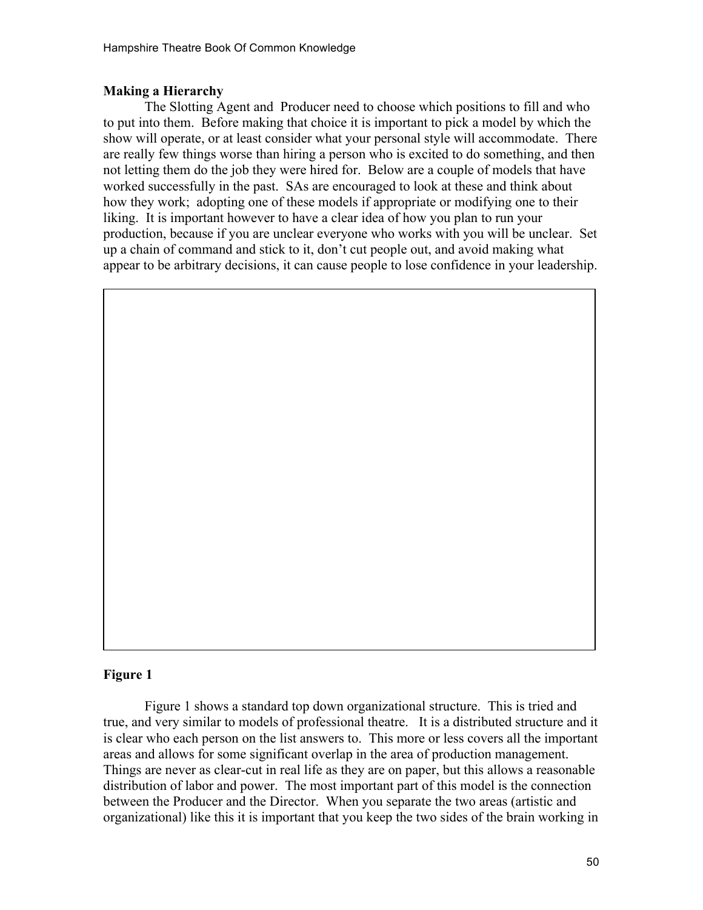**Making a Hierarchy**

The Slotting Agent and Producer need to choose which positions to fill and who to put into them. Before making that choice it is important to pick a model by which the show will operate, or at least consider what your personal style will accommodate. There are really few things worse than hiring a person who is excited to do something, and then not letting them do the job they were hired for. Below are a couple of models that have worked successfully in the past. SAs are encouraged to look at these and think about how they work; adopting one of these models if appropriate or modifying one to their liking. It is important however to have a clear idea of how you plan to run your production, because if you are unclear everyone who works with you will be unclear. Set up a chain of command and stick to it, don't cut people out, and avoid making what appear to be arbitrary decisions, it can cause people to lose confidence in your leadership.

**Figure 1**

Figure 1 shows a standard top down organizational structure. This is tried and true, and very similar to models of professional theatre. It is a distributed structure and it is clear who each person on the list answers to. This more or less covers all the important areas and allows for some significant overlap in the area of production management. Things are never as clear-cut in real life as they are on paper, but this allows a reasonable distribution of labor and power. The most important part of this model is the connection between the Producer and the Director. When you separate the two areas (artistic and organizational) like this it is important that you keep the two sides of the brain working in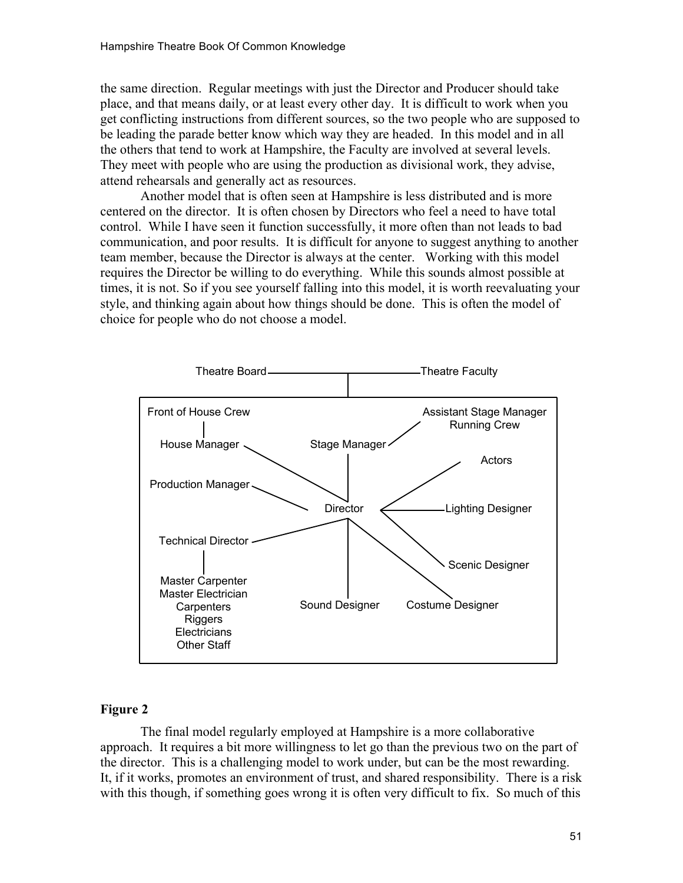the same direction. Regular meetings with just the Director and Producer should take place, and that means daily, or at least every other day. It is difficult to work when you get conflicting instructions from different sources, so the two people who are supposed to be leading the parade better know which way they are headed. In this model and in all the others that tend to work at Hampshire, the Faculty are involved at several levels. They meet with people who are using the production as divisional work, they advise, attend rehearsals and generally act as resources.

Another model that is often seen at Hampshire is less distributed and is more centered on the director. It is often chosen by Directors who feel a need to have total control. While I have seen it function successfully, it more often than not leads to bad communication, and poor results. It is difficult for anyone to suggest anything to another team member, because the Director is always at the center. Working with this model requires the Director be willing to do everything. While this sounds almost possible at times, it is not. So if you see yourself falling into this model, it is worth reevaluating your style, and thinking again about how things should be done. This is often the model of choice for people who do not choose a model.

- Theatre Board — Theatre Faculty
  - Director
    - House Manager
      - Front of House Crew
    - Stage Manager
      - Assistant Stage Manager, Running Crew
    - Production Manager
    - Technical Director
      - Master Carpenter, Master Electrician, Carpenters, Riggers, Electricians, Other Staff
    - Sound Designer
    - Costume Designer
    - Scenic Designer
    - Lighting Designer
    - Actors

**Figure 2**

The final model regularly employed at Hampshire is a more collaborative approach. It requires a bit more willingness to let go than the previous two on the part of the director. This is a challenging model to work under, but can be the most rewarding. It, if it works, promotes an environment of trust, and shared responsibility. There is a risk with this though, if something goes wrong it is often very difficult to fix. So much of this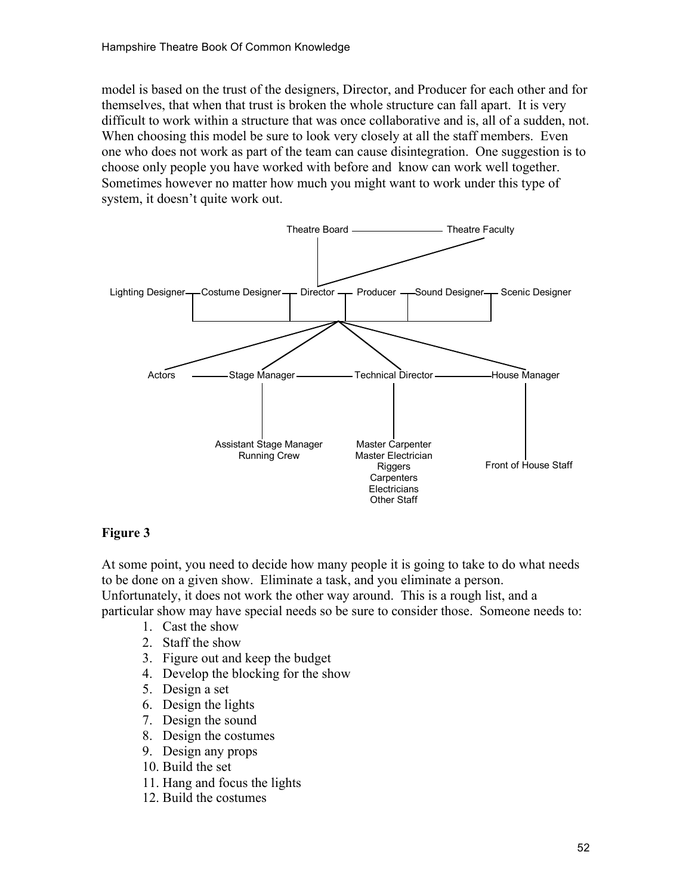model is based on the trust of the designers, Director, and Producer for each other and for themselves, that when that trust is broken the whole structure can fall apart. It is very difficult to work within a structure that was once collaborative and is, all of a sudden, not. When choosing this model be sure to look very closely at all the staff members. Even one who does not work as part of the team can cause disintegration. One suggestion is to choose only people you have worked with before and know can work well together. Sometimes however no matter how much you might want to work under this type of system, it doesn't quite work out.

Theatre Board — Theatre Faculty

Lighting Designer — Costume Designer — Director — Producer — Sound Designer — Scenic Designer

Actors — Stage Manager — Technical Director — House Manager

Assistant Stage Manager
Running Crew

Master Carpenter
Master Electrician
Riggers
Carpenters
Electricians
Other Staff

Front of House Staff

**Figure 3**

At some point, you need to decide how many people it is going to take to do what needs to be done on a given show. Eliminate a task, and you eliminate a person. Unfortunately, it does not work the other way around. This is a rough list, and a particular show may have special needs so be sure to consider those. Someone needs to:

1. Cast the show
2. Staff the show
3. Figure out and keep the budget
4. Develop the blocking for the show
5. Design a set
6. Design the lights
7. Design the sound
8. Design the costumes
9. Design any props
10. Build the set
11. Hang and focus the lights
12. Build the costumes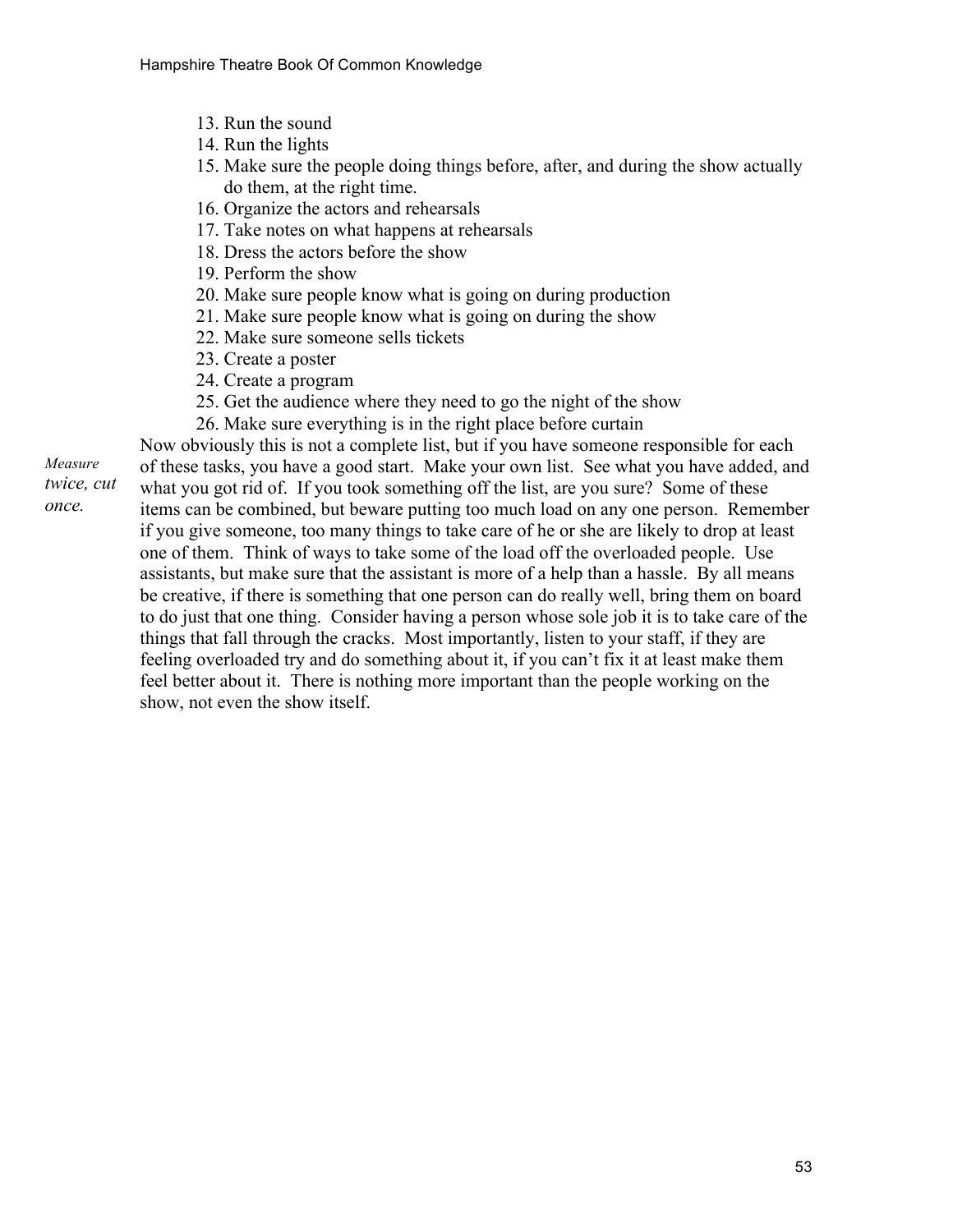13. Run the sound
14. Run the lights
15. Make sure the people doing things before, after, and during the show actually do them, at the right time.
16. Organize the actors and rehearsals
17. Take notes on what happens at rehearsals
18. Dress the actors before the show
19. Perform the show
20. Make sure people know what is going on during production
21. Make sure people know what is going on during the show
22. Make sure someone sells tickets
23. Create a poster
24. Create a program
25. Get the audience where they need to go the night of the show
26. Make sure everything is in the right place before curtain

*Measure twice, cut once.*

Now obviously this is not a complete list, but if you have someone responsible for each of these tasks, you have a good start. Make your own list. See what you have added, and what you got rid of. If you took something off the list, are you sure? Some of these items can be combined, but beware putting too much load on any one person. Remember if you give someone, too many things to take care of he or she are likely to drop at least one of them. Think of ways to take some of the load off the overloaded people. Use assistants, but make sure that the assistant is more of a help than a hassle. By all means be creative, if there is something that one person can do really well, bring them on board to do just that one thing. Consider having a person whose sole job it is to take care of the things that fall through the cracks. Most importantly, listen to your staff, if they are feeling overloaded try and do something about it, if you can't fix it at least make them feel better about it. There is nothing more important than the people working on the show, not even the show itself.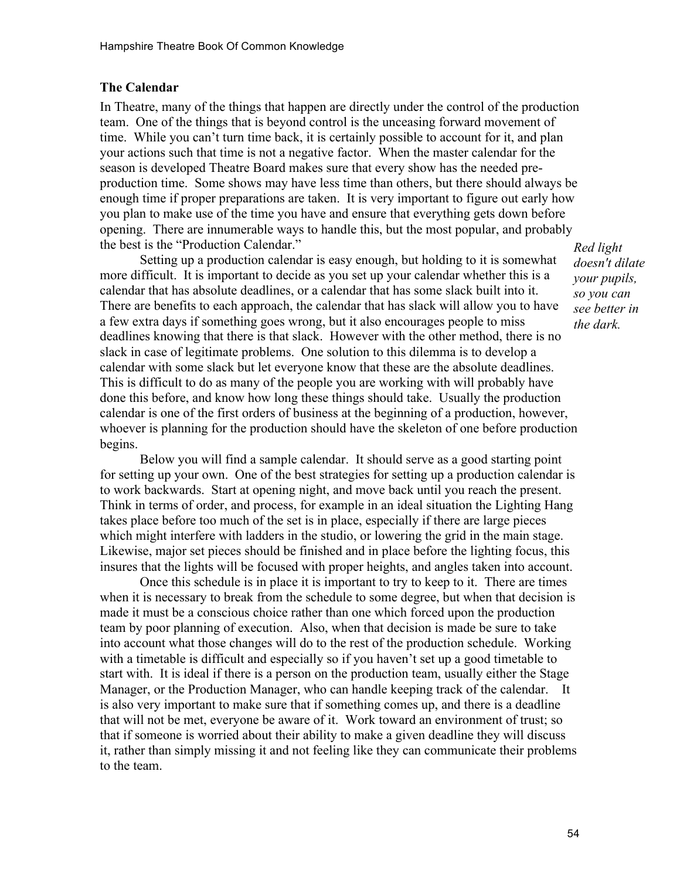## The Calendar

In Theatre, many of the things that happen are directly under the control of the production team. One of the things that is beyond control is the unceasing forward movement of time. While you can't turn time back, it is certainly possible to account for it, and plan your actions such that time is not a negative factor. When the master calendar for the season is developed Theatre Board makes sure that every show has the needed pre-production time. Some shows may have less time than others, but there should always be enough time if proper preparations are taken. It is very important to figure out early how you plan to make use of the time you have and ensure that everything gets down before opening. There are innumerable ways to handle this, but the most popular, and probably the best is the "Production Calendar."

*Red light doesn't dilate your pupils, so you can see better in the dark.*

Setting up a production calendar is easy enough, but holding to it is somewhat more difficult. It is important to decide as you set up your calendar whether this is a calendar that has absolute deadlines, or a calendar that has some slack built into it. There are benefits to each approach, the calendar that has slack will allow you to have a few extra days if something goes wrong, but it also encourages people to miss deadlines knowing that there is that slack. However with the other method, there is no slack in case of legitimate problems. One solution to this dilemma is to develop a calendar with some slack but let everyone know that these are the absolute deadlines. This is difficult to do as many of the people you are working with will probably have done this before, and know how long these things should take. Usually the production calendar is one of the first orders of business at the beginning of a production, however, whoever is planning for the production should have the skeleton of one before production begins.

Below you will find a sample calendar. It should serve as a good starting point for setting up your own. One of the best strategies for setting up a production calendar is to work backwards. Start at opening night, and move back until you reach the present. Think in terms of order, and process, for example in an ideal situation the Lighting Hang takes place before too much of the set is in place, especially if there are large pieces which might interfere with ladders in the studio, or lowering the grid in the main stage. Likewise, major set pieces should be finished and in place before the lighting focus, this insures that the lights will be focused with proper heights, and angles taken into account.

Once this schedule is in place it is important to try to keep to it. There are times when it is necessary to break from the schedule to some degree, but when that decision is made it must be a conscious choice rather than one which forced upon the production team by poor planning of execution. Also, when that decision is made be sure to take into account what those changes will do to the rest of the production schedule. Working with a timetable is difficult and especially so if you haven't set up a good timetable to start with. It is ideal if there is a person on the production team, usually either the Stage Manager, or the Production Manager, who can handle keeping track of the calendar. It is also very important to make sure that if something comes up, and there is a deadline that will not be met, everyone be aware of it. Work toward an environment of trust; so that if someone is worried about their ability to make a given deadline they will discuss it, rather than simply missing it and not feeling like they can communicate their problems to the team.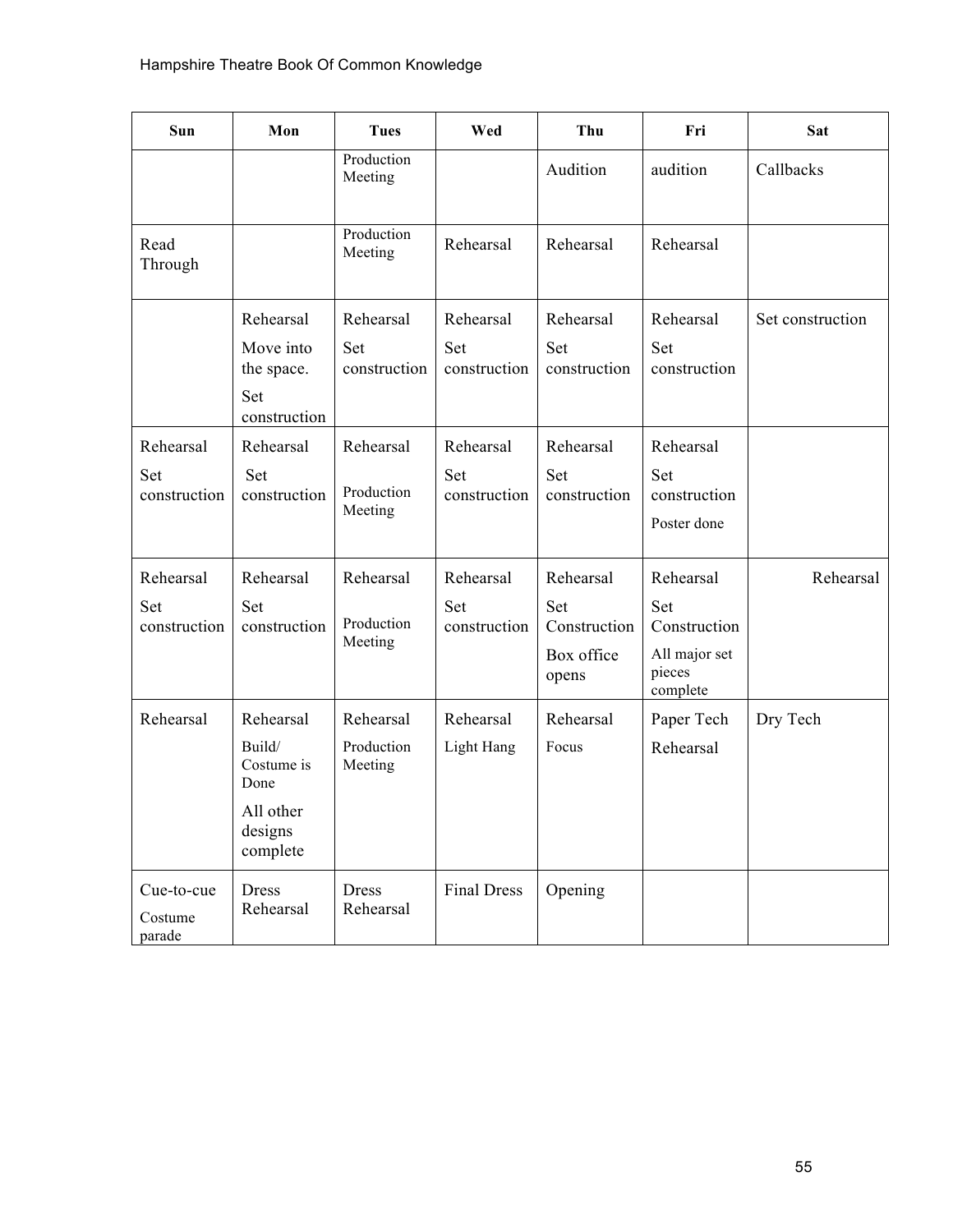| Sun | Mon | Tues | Wed | Thu | Fri | Sat |
|---|---|---|---|---|---|---|
| | | Production Meeting | | Audition | audition | Callbacks |
| Read Through | | Production Meeting | Rehearsal | Rehearsal | Rehearsal | |
| | Rehearsal<br>Move into the space.<br>Set construction | Rehearsal<br>Set construction | Rehearsal<br>Set construction | Rehearsal<br>Set construction | Rehearsal<br>Set construction | Set construction |
| Rehearsal<br>Set construction | Rehearsal<br>Set construction | Rehearsal<br>Production Meeting | Rehearsal<br>Set construction | Rehearsal<br>Set construction | Rehearsal<br>Set construction<br>Poster done | |
| Rehearsal<br>Set construction | Rehearsal<br>Set construction | Rehearsal<br>Production Meeting | Rehearsal<br>Set construction | Rehearsal<br>Set Construction<br>Box office opens | Rehearsal<br>Set Construction<br>All major set pieces complete | Rehearsal |
| Rehearsal | Rehearsal<br>Build/ Costume is Done<br>All other designs complete | Rehearsal<br>Production Meeting | Rehearsal<br>Light Hang | Rehearsal<br>Focus | Paper Tech<br>Rehearsal | Dry Tech |
| Cue-to-cue<br>Costume parade | Dress Rehearsal | Dress Rehearsal | Final Dress | Opening | | |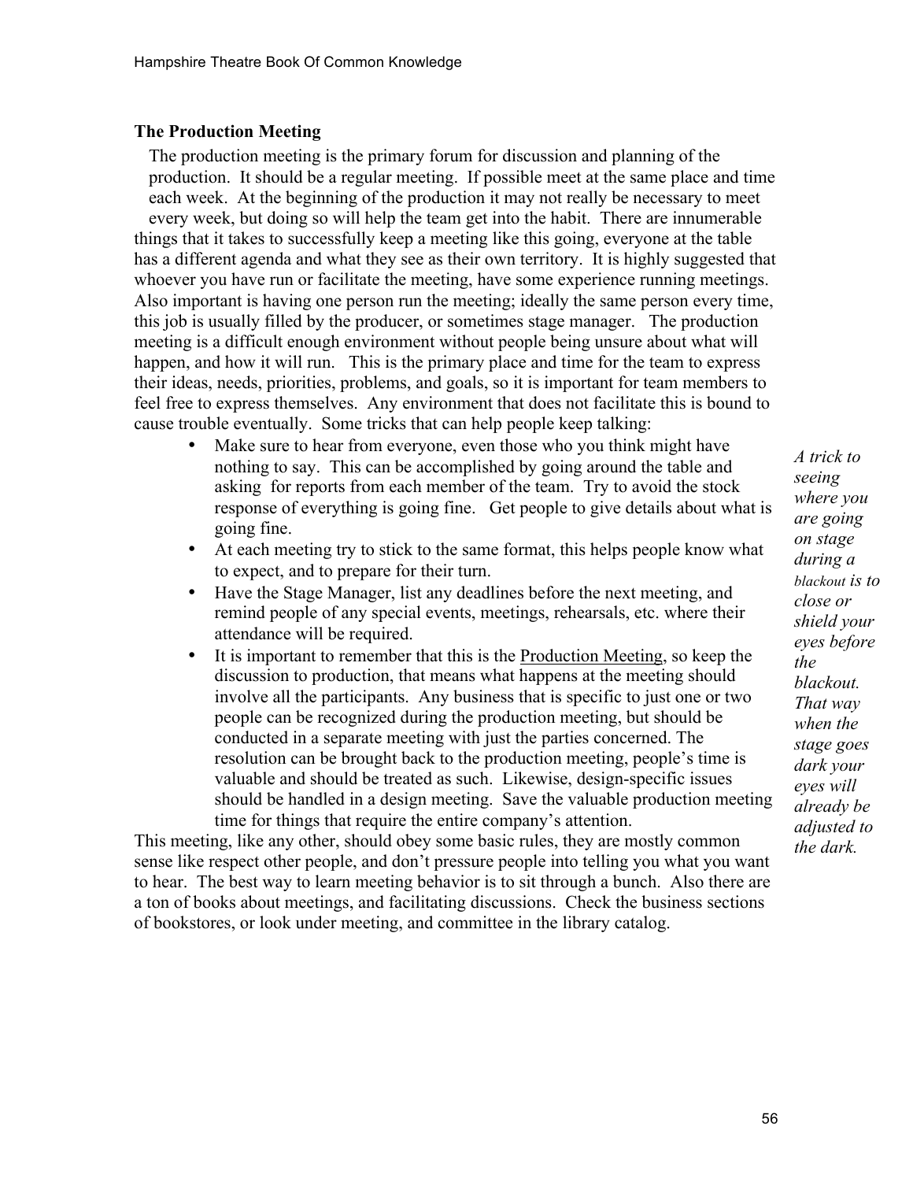### The Production Meeting

The production meeting is the primary forum for discussion and planning of the production. It should be a regular meeting. If possible meet at the same place and time each week. At the beginning of the production it may not really be necessary to meet every week, but doing so will help the team get into the habit. There are innumerable things that it takes to successfully keep a meeting like this going, everyone at the table has a different agenda and what they see as their own territory. It is highly suggested that whoever you have run or facilitate the meeting, have some experience running meetings. Also important is having one person run the meeting; ideally the same person every time, this job is usually filled by the producer, or sometimes stage manager. The production meeting is a difficult enough environment without people being unsure about what will happen, and how it will run. This is the primary place and time for the team to express their ideas, needs, priorities, problems, and goals, so it is important for team members to feel free to express themselves. Any environment that does not facilitate this is bound to cause trouble eventually. Some tricks that can help people keep talking:

- Make sure to hear from everyone, even those who you think might have nothing to say. This can be accomplished by going around the table and asking for reports from each member of the team. Try to avoid the stock response of everything is going fine. Get people to give details about what is going fine.
- At each meeting try to stick to the same format, this helps people know what to expect, and to prepare for their turn.
- Have the Stage Manager, list any deadlines before the next meeting, and remind people of any special events, meetings, rehearsals, etc. where their attendance will be required.
- It is important to remember that this is the Production Meeting, so keep the discussion to production, that means what happens at the meeting should involve all the participants. Any business that is specific to just one or two people can be recognized during the production meeting, but should be conducted in a separate meeting with just the parties concerned. The resolution can be brought back to the production meeting, people's time is valuable and should be treated as such. Likewise, design-specific issues should be handled in a design meeting. Save the valuable production meeting time for things that require the entire company's attention.

This meeting, like any other, should obey some basic rules, they are mostly common sense like respect other people, and don't pressure people into telling you what you want to hear. The best way to learn meeting behavior is to sit through a bunch. Also there are a ton of books about meetings, and facilitating discussions. Check the business sections of bookstores, or look under meeting, and committee in the library catalog.

*A trick to seeing where you are going on stage during a blackout is to close or shield your eyes before the blackout. That way when the stage goes dark your eyes will already be adjusted to the dark.*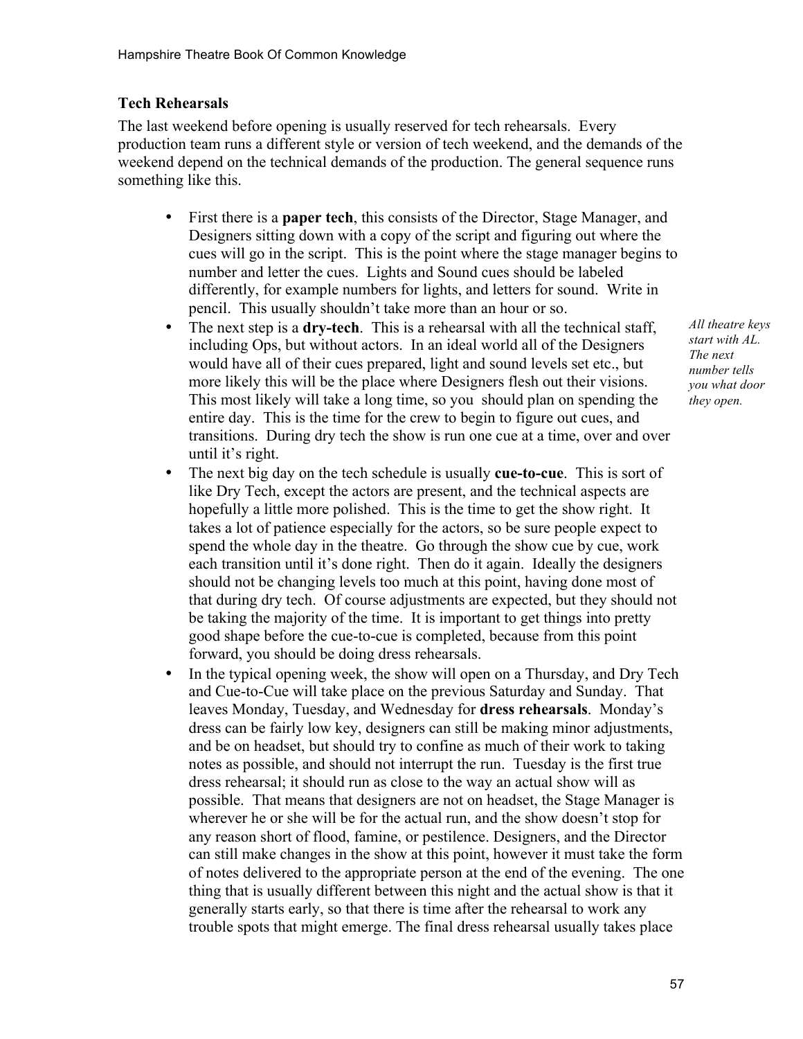### Tech Rehearsals

The last weekend before opening is usually reserved for tech rehearsals. Every production team runs a different style or version of tech weekend, and the demands of the weekend depend on the technical demands of the production. The general sequence runs something like this.

- First there is a **paper tech**, this consists of the Director, Stage Manager, and Designers sitting down with a copy of the script and figuring out where the cues will go in the script. This is the point where the stage manager begins to number and letter the cues. Lights and Sound cues should be labeled differently, for example numbers for lights, and letters for sound. Write in pencil. This usually shouldn't take more than an hour or so.
- The next step is a **dry-tech**. This is a rehearsal with all the technical staff, including Ops, but without actors. In an ideal world all of the Designers would have all of their cues prepared, light and sound levels set etc., but more likely this will be the place where Designers flesh out their visions. This most likely will take a long time, so you should plan on spending the entire day. This is the time for the crew to begin to figure out cues, and transitions. During dry tech the show is run one cue at a time, over and over until it's right.
- The next big day on the tech schedule is usually **cue-to-cue**. This is sort of like Dry Tech, except the actors are present, and the technical aspects are hopefully a little more polished. This is the time to get the show right. It takes a lot of patience especially for the actors, so be sure people expect to spend the whole day in the theatre. Go through the show cue by cue, work each transition until it's done right. Then do it again. Ideally the designers should not be changing levels too much at this point, having done most of that during dry tech. Of course adjustments are expected, but they should not be taking the majority of the time. It is important to get things into pretty good shape before the cue-to-cue is completed, because from this point forward, you should be doing dress rehearsals.
- In the typical opening week, the show will open on a Thursday, and Dry Tech and Cue-to-Cue will take place on the previous Saturday and Sunday. That leaves Monday, Tuesday, and Wednesday for **dress rehearsals**. Monday's dress can be fairly low key, designers can still be making minor adjustments, and be on headset, but should try to confine as much of their work to taking notes as possible, and should not interrupt the run. Tuesday is the first true dress rehearsal; it should run as close to the way an actual show will as possible. That means that designers are not on headset, the Stage Manager is wherever he or she will be for the actual run, and the show doesn't stop for any reason short of flood, famine, or pestilence. Designers, and the Director can still make changes in the show at this point, however it must take the form of notes delivered to the appropriate person at the end of the evening. The one thing that is usually different between this night and the actual show is that it generally starts early, so that there is time after the rehearsal to work any trouble spots that might emerge. The final dress rehearsal usually takes place

*All theatre keys start with AL. The next number tells you what door they open.*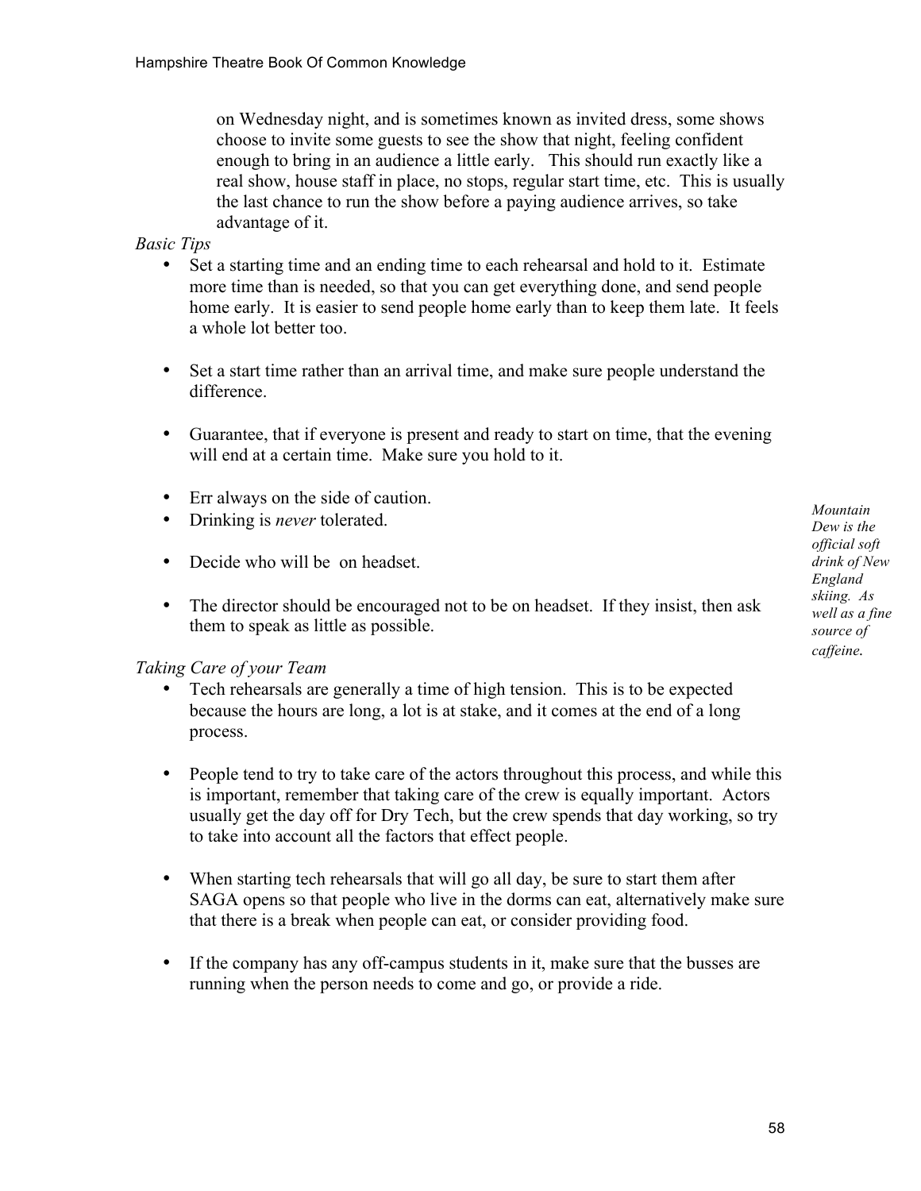on Wednesday night, and is sometimes known as invited dress, some shows choose to invite some guests to see the show that night, feeling confident enough to bring in an audience a little early. This should run exactly like a real show, house staff in place, no stops, regular start time, etc. This is usually the last chance to run the show before a paying audience arrives, so take advantage of it.

*Basic Tips*

- Set a starting time and an ending time to each rehearsal and hold to it. Estimate more time than is needed, so that you can get everything done, and send people home early. It is easier to send people home early than to keep them late. It feels a whole lot better too.
- Set a start time rather than an arrival time, and make sure people understand the difference.
- Guarantee, that if everyone is present and ready to start on time, that the evening will end at a certain time. Make sure you hold to it.
- Err always on the side of caution.
- Drinking is *never* tolerated.
- Decide who will be on headset.
- The director should be encouraged not to be on headset. If they insist, then ask them to speak as little as possible.

*Mountain Dew is the official soft drink of New England skiing. As well as a fine source of caffeine.*

*Taking Care of your Team*

- Tech rehearsals are generally a time of high tension. This is to be expected because the hours are long, a lot is at stake, and it comes at the end of a long process.
- People tend to try to take care of the actors throughout this process, and while this is important, remember that taking care of the crew is equally important. Actors usually get the day off for Dry Tech, but the crew spends that day working, so try to take into account all the factors that effect people.
- When starting tech rehearsals that will go all day, be sure to start them after SAGA opens so that people who live in the dorms can eat, alternatively make sure that there is a break when people can eat, or consider providing food.
- If the company has any off-campus students in it, make sure that the busses are running when the person needs to come and go, or provide a ride.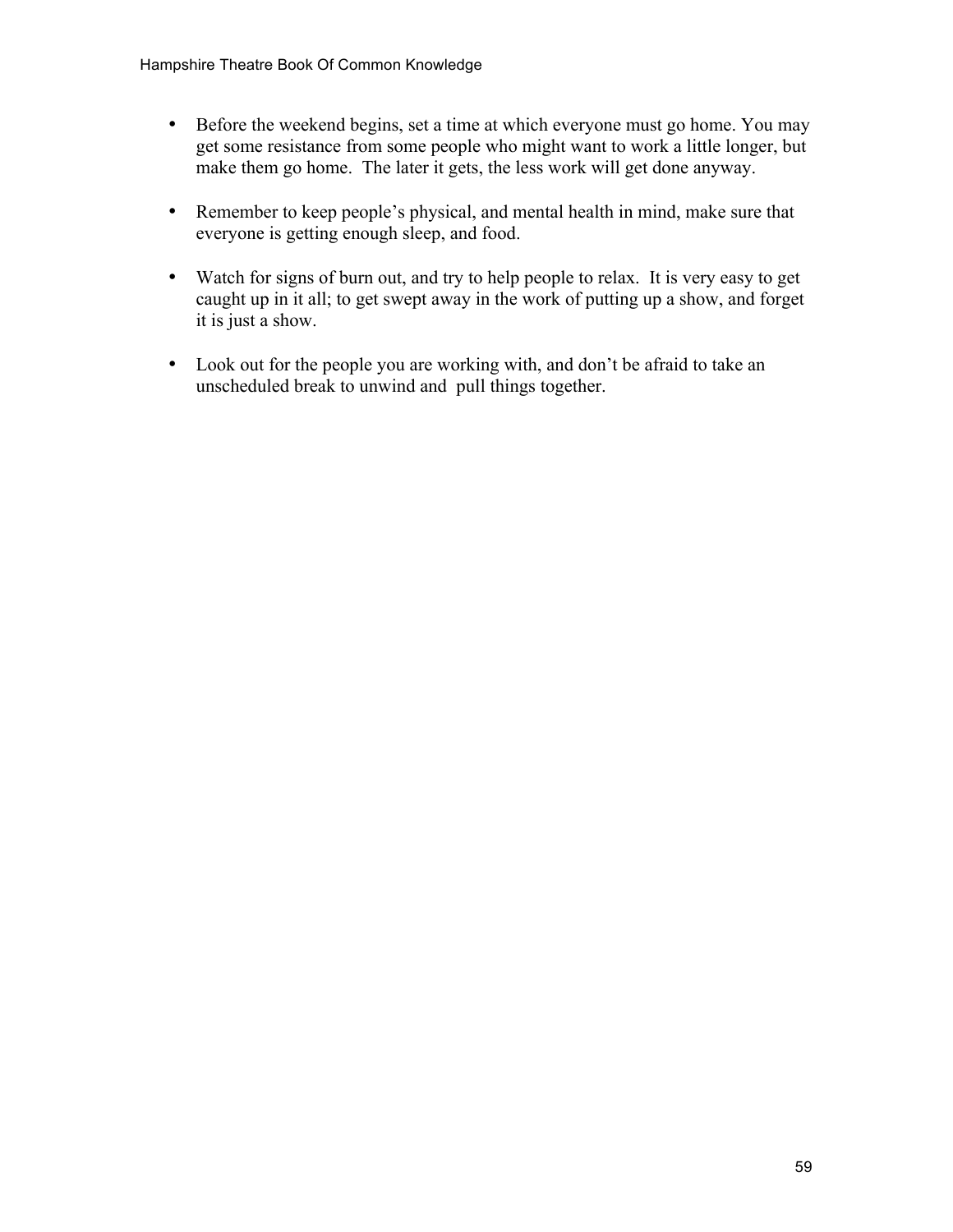- Before the weekend begins, set a time at which everyone must go home. You may get some resistance from some people who might want to work a little longer, but make them go home. The later it gets, the less work will get done anyway.

- Remember to keep people's physical, and mental health in mind, make sure that everyone is getting enough sleep, and food.

- Watch for signs of burn out, and try to help people to relax. It is very easy to get caught up in it all; to get swept away in the work of putting up a show, and forget it is just a show.

- Look out for the people you are working with, and don't be afraid to take an unscheduled break to unwind and pull things together.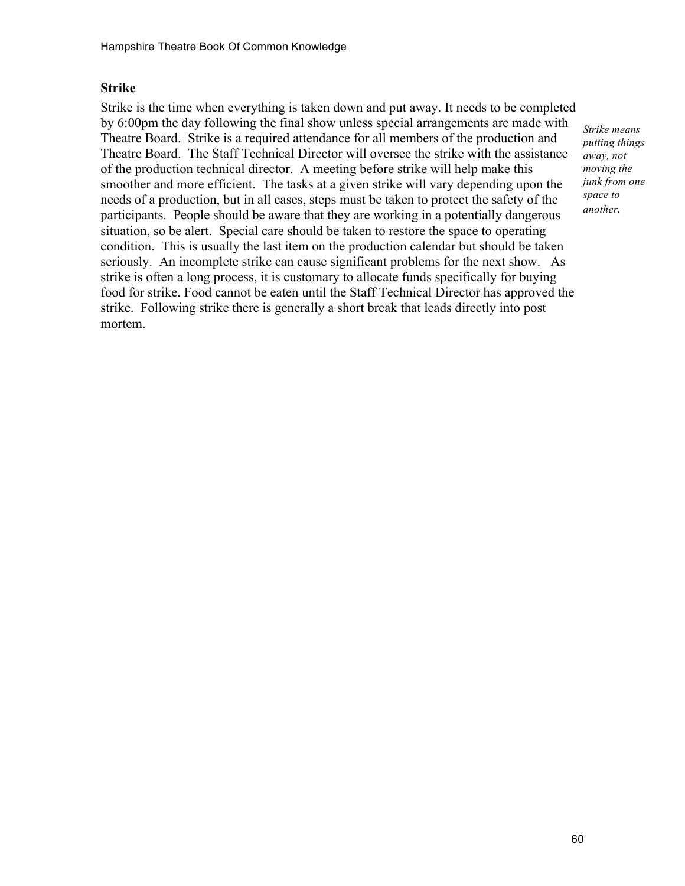### Strike

Strike is the time when everything is taken down and put away. It needs to be completed by 6:00pm the day following the final show unless special arrangements are made with Theatre Board. Strike is a required attendance for all members of the production and Theatre Board. The Staff Technical Director will oversee the strike with the assistance of the production technical director. A meeting before strike will help make this smoother and more efficient. The tasks at a given strike will vary depending upon the needs of a production, but in all cases, steps must be taken to protect the safety of the participants. People should be aware that they are working in a potentially dangerous situation, so be alert. Special care should be taken to restore the space to operating condition. This is usually the last item on the production calendar but should be taken seriously. An incomplete strike can cause significant problems for the next show. As strike is often a long process, it is customary to allocate funds specifically for buying food for strike. Food cannot be eaten until the Staff Technical Director has approved the strike. Following strike there is generally a short break that leads directly into post mortem.

*Strike means putting things away, not moving the junk from one space to another.*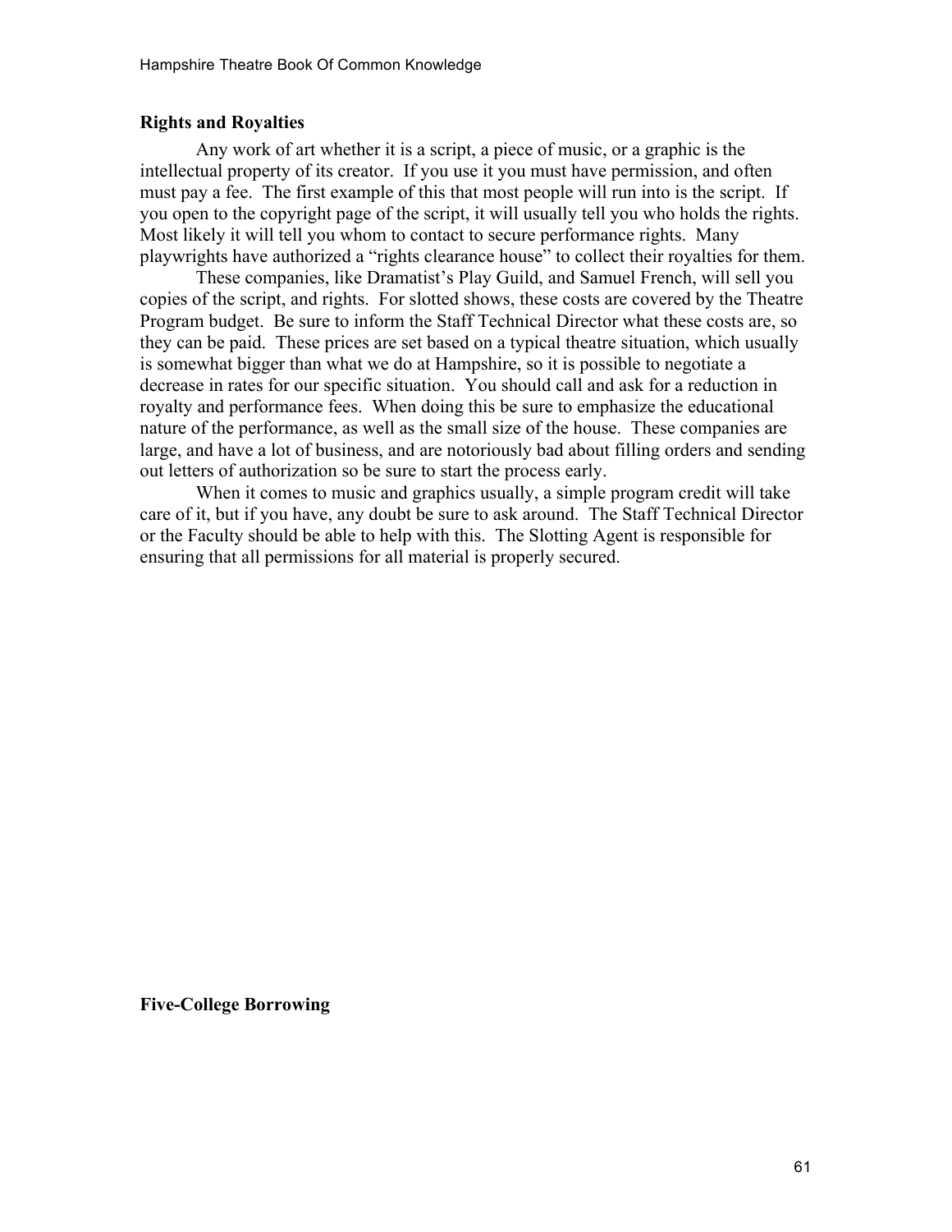## Rights and Royalties

Any work of art whether it is a script, a piece of music, or a graphic is the intellectual property of its creator. If you use it you must have permission, and often must pay a fee. The first example of this that most people will run into is the script. If you open to the copyright page of the script, it will usually tell you who holds the rights. Most likely it will tell you whom to contact to secure performance rights. Many playwrights have authorized a "rights clearance house" to collect their royalties for them.

These companies, like Dramatist's Play Guild, and Samuel French, will sell you copies of the script, and rights. For slotted shows, these costs are covered by the Theatre Program budget. Be sure to inform the Staff Technical Director what these costs are, so they can be paid. These prices are set based on a typical theatre situation, which usually is somewhat bigger than what we do at Hampshire, so it is possible to negotiate a decrease in rates for our specific situation. You should call and ask for a reduction in royalty and performance fees. When doing this be sure to emphasize the educational nature of the performance, as well as the small size of the house. These companies are large, and have a lot of business, and are notoriously bad about filling orders and sending out letters of authorization so be sure to start the process early.

When it comes to music and graphics usually, a simple program credit will take care of it, but if you have, any doubt be sure to ask around. The Staff Technical Director or the Faculty should be able to help with this. The Slotting Agent is responsible for ensuring that all permissions for all material is properly secured.

## Five-College Borrowing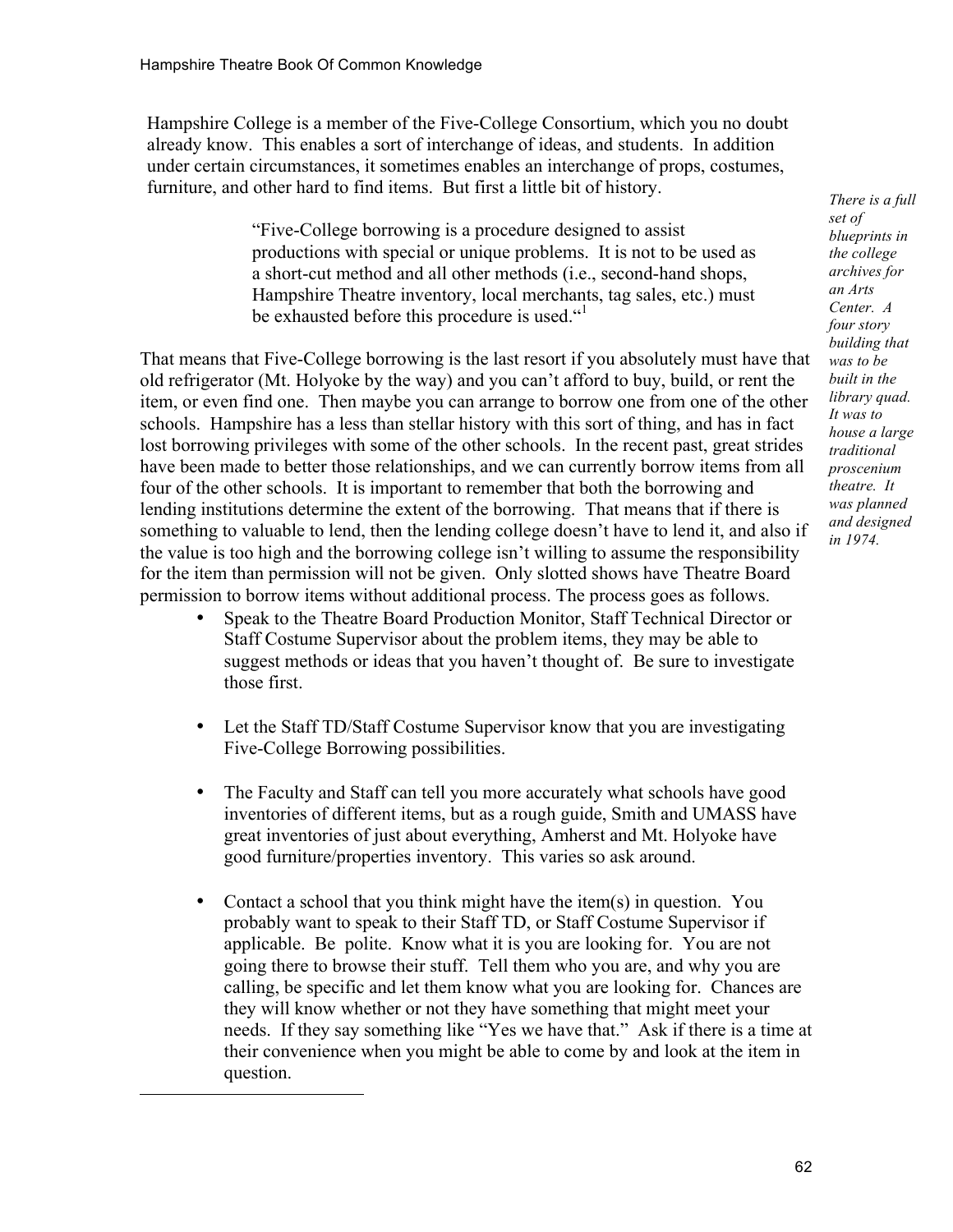Hampshire College is a member of the Five-College Consortium, which you no doubt already know. This enables a sort of interchange of ideas, and students. In addition under certain circumstances, it sometimes enables an interchange of props, costumes, furniture, and other hard to find items. But first a little bit of history.

> "Five-College borrowing is a procedure designed to assist productions with special or unique problems. It is not to be used as a short-cut method and all other methods (i.e., second-hand shops, Hampshire Theatre inventory, local merchants, tag sales, etc.) must be exhausted before this procedure is used."[1]

*There is a full set of blueprints in the college archives for an Arts Center. A four story building that was to be built in the library quad. It was to house a large traditional proscenium theatre. It was planned and designed in 1974.*

That means that Five-College borrowing is the last resort if you absolutely must have that old refrigerator (Mt. Holyoke by the way) and you can't afford to buy, build, or rent the item, or even find one. Then maybe you can arrange to borrow one from one of the other schools. Hampshire has a less than stellar history with this sort of thing, and has in fact lost borrowing privileges with some of the other schools. In the recent past, great strides have been made to better those relationships, and we can currently borrow items from all four of the other schools. It is important to remember that both the borrowing and lending institutions determine the extent of the borrowing. That means that if there is something to valuable to lend, then the lending college doesn't have to lend it, and also if the value is too high and the borrowing college isn't willing to assume the responsibility for the item than permission will not be given. Only slotted shows have Theatre Board permission to borrow items without additional process. The process goes as follows.

- Speak to the Theatre Board Production Monitor, Staff Technical Director or Staff Costume Supervisor about the problem items, they may be able to suggest methods or ideas that you haven't thought of. Be sure to investigate those first.

- Let the Staff TD/Staff Costume Supervisor know that you are investigating Five-College Borrowing possibilities.

- The Faculty and Staff can tell you more accurately what schools have good inventories of different items, but as a rough guide, Smith and UMASS have great inventories of just about everything, Amherst and Mt. Holyoke have good furniture/properties inventory. This varies so ask around.

- Contact a school that you think might have the item(s) in question. You probably want to speak to their Staff TD, or Staff Costume Supervisor if applicable. Be polite. Know what it is you are looking for. You are not going there to browse their stuff. Tell them who you are, and why you are calling, be specific and let them know what you are looking for. Chances are they will know whether or not they have something that might meet your needs. If they say something like "Yes we have that." Ask if there is a time at their convenience when you might be able to come by and look at the item in question.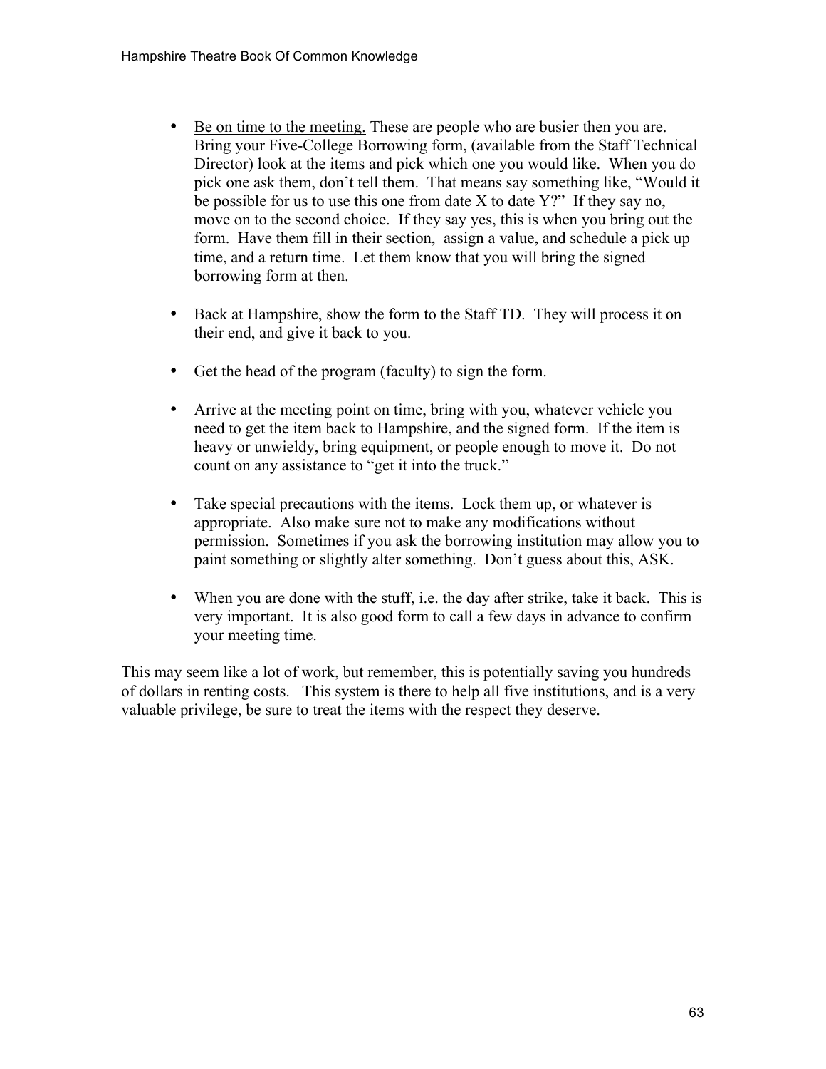- <u>Be on time to the meeting.</u> These are people who are busier then you are. Bring your Five-College Borrowing form, (available from the Staff Technical Director) look at the items and pick which one you would like. When you do pick one ask them, don't tell them. That means say something like, "Would it be possible for us to use this one from date X to date Y?" If they say no, move on to the second choice. If they say yes, this is when you bring out the form. Have them fill in their section, assign a value, and schedule a pick up time, and a return time. Let them know that you will bring the signed borrowing form at then.

- Back at Hampshire, show the form to the Staff TD. They will process it on their end, and give it back to you.

- Get the head of the program (faculty) to sign the form.

- Arrive at the meeting point on time, bring with you, whatever vehicle you need to get the item back to Hampshire, and the signed form. If the item is heavy or unwieldy, bring equipment, or people enough to move it. Do not count on any assistance to "get it into the truck."

- Take special precautions with the items. Lock them up, or whatever is appropriate. Also make sure not to make any modifications without permission. Sometimes if you ask the borrowing institution may allow you to paint something or slightly alter something. Don't guess about this, ASK.

- When you are done with the stuff, i.e. the day after strike, take it back. This is very important. It is also good form to call a few days in advance to confirm your meeting time.

This may seem like a lot of work, but remember, this is potentially saving you hundreds of dollars in renting costs. This system is there to help all five institutions, and is a very valuable privilege, be sure to treat the items with the respect they deserve.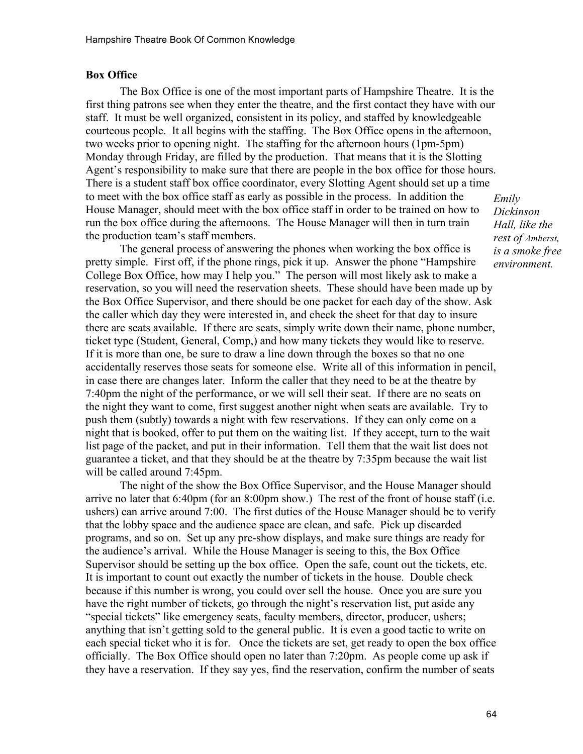### Box Office

The Box Office is one of the most important parts of Hampshire Theatre. It is the first thing patrons see when they enter the theatre, and the first contact they have with our staff. It must be well organized, consistent in its policy, and staffed by knowledgeable courteous people. It all begins with the staffing. The Box Office opens in the afternoon, two weeks prior to opening night. The staffing for the afternoon hours (1pm-5pm) Monday through Friday, are filled by the production. That means that it is the Slotting Agent's responsibility to make sure that there are people in the box office for those hours. There is a student staff box office coordinator, every Slotting Agent should set up a time to meet with the box office staff as early as possible in the process. In addition the House Manager, should meet with the box office staff in order to be trained on how to run the box office during the afternoons. The House Manager will then in turn train the production team's staff members.

*Emily Dickinson Hall, like the rest of Amherst, is a smoke free environment.*

The general process of answering the phones when working the box office is pretty simple. First off, if the phone rings, pick it up. Answer the phone "Hampshire College Box Office, how may I help you." The person will most likely ask to make a reservation, so you will need the reservation sheets. These should have been made up by the Box Office Supervisor, and there should be one packet for each day of the show. Ask the caller which day they were interested in, and check the sheet for that day to insure there are seats available. If there are seats, simply write down their name, phone number, ticket type (Student, General, Comp,) and how many tickets they would like to reserve. If it is more than one, be sure to draw a line down through the boxes so that no one accidentally reserves those seats for someone else. Write all of this information in pencil, in case there are changes later. Inform the caller that they need to be at the theatre by 7:40pm the night of the performance, or we will sell their seat. If there are no seats on the night they want to come, first suggest another night when seats are available. Try to push them (subtly) towards a night with few reservations. If they can only come on a night that is booked, offer to put them on the waiting list. If they accept, turn to the wait list page of the packet, and put in their information. Tell them that the wait list does not guarantee a ticket, and that they should be at the theatre by 7:35pm because the wait list will be called around 7:45pm.

The night of the show the Box Office Supervisor, and the House Manager should arrive no later that 6:40pm (for an 8:00pm show.) The rest of the front of house staff (i.e. ushers) can arrive around 7:00. The first duties of the House Manager should be to verify that the lobby space and the audience space are clean, and safe. Pick up discarded programs, and so on. Set up any pre-show displays, and make sure things are ready for the audience's arrival. While the House Manager is seeing to this, the Box Office Supervisor should be setting up the box office. Open the safe, count out the tickets, etc. It is important to count out exactly the number of tickets in the house. Double check because if this number is wrong, you could over sell the house. Once you are sure you have the right number of tickets, go through the night's reservation list, put aside any "special tickets" like emergency seats, faculty members, director, producer, ushers; anything that isn't getting sold to the general public. It is even a good tactic to write on each special ticket who it is for. Once the tickets are set, get ready to open the box office officially. The Box Office should open no later than 7:20pm. As people come up ask if they have a reservation. If they say yes, find the reservation, confirm the number of seats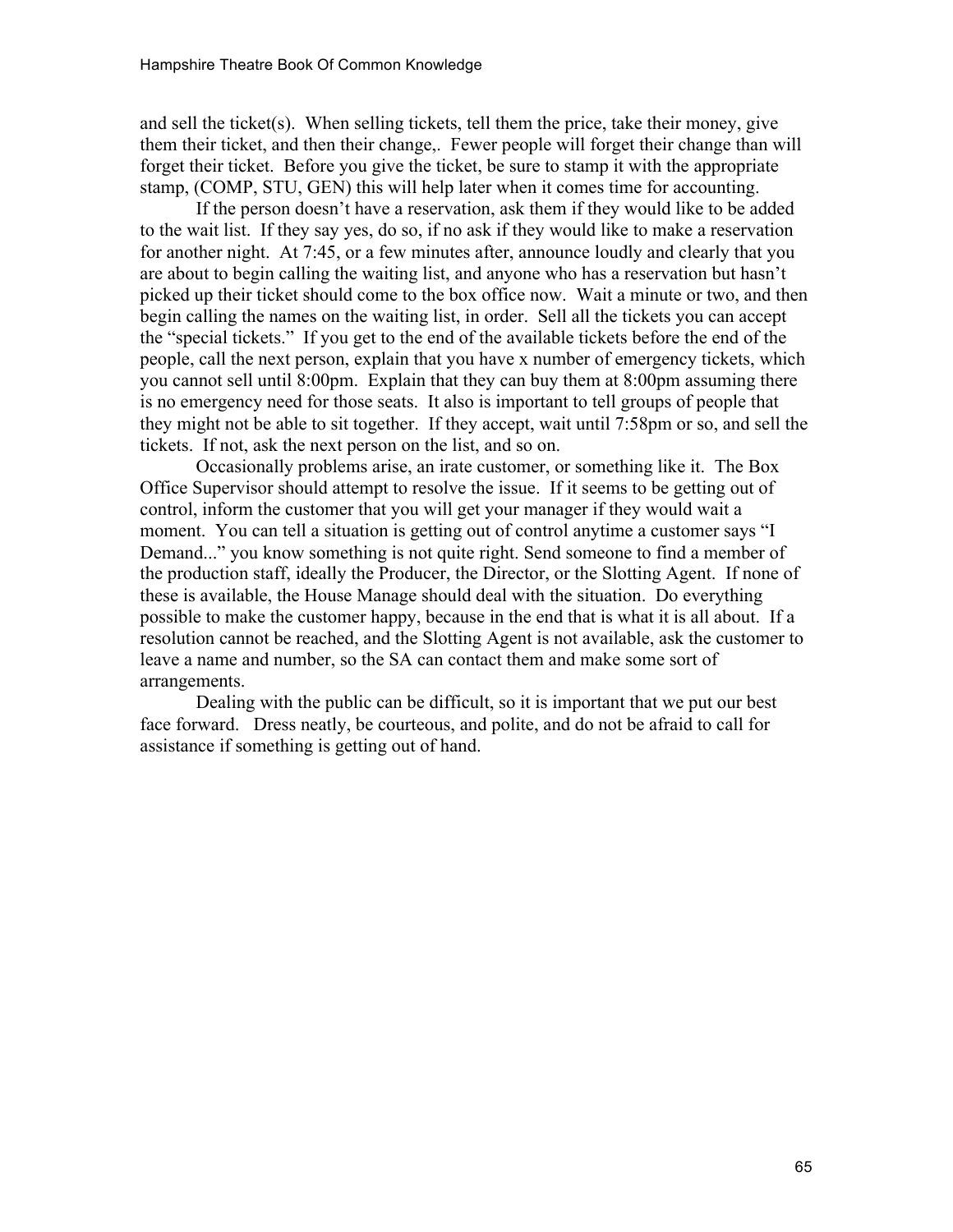and sell the ticket(s). When selling tickets, tell them the price, take their money, give them their ticket, and then their change,. Fewer people will forget their change than will forget their ticket. Before you give the ticket, be sure to stamp it with the appropriate stamp, (COMP, STU, GEN) this will help later when it comes time for accounting.

If the person doesn't have a reservation, ask them if they would like to be added to the wait list. If they say yes, do so, if no ask if they would like to make a reservation for another night. At 7:45, or a few minutes after, announce loudly and clearly that you are about to begin calling the waiting list, and anyone who has a reservation but hasn't picked up their ticket should come to the box office now. Wait a minute or two, and then begin calling the names on the waiting list, in order. Sell all the tickets you can accept the "special tickets." If you get to the end of the available tickets before the end of the people, call the next person, explain that you have x number of emergency tickets, which you cannot sell until 8:00pm. Explain that they can buy them at 8:00pm assuming there is no emergency need for those seats. It also is important to tell groups of people that they might not be able to sit together. If they accept, wait until 7:58pm or so, and sell the tickets. If not, ask the next person on the list, and so on.

Occasionally problems arise, an irate customer, or something like it. The Box Office Supervisor should attempt to resolve the issue. If it seems to be getting out of control, inform the customer that you will get your manager if they would wait a moment. You can tell a situation is getting out of control anytime a customer says "I Demand..." you know something is not quite right. Send someone to find a member of the production staff, ideally the Producer, the Director, or the Slotting Agent. If none of these is available, the House Manage should deal with the situation. Do everything possible to make the customer happy, because in the end that is what it is all about. If a resolution cannot be reached, and the Slotting Agent is not available, ask the customer to leave a name and number, so the SA can contact them and make some sort of arrangements.

Dealing with the public can be difficult, so it is important that we put our best face forward. Dress neatly, be courteous, and polite, and do not be afraid to call for assistance if something is getting out of hand.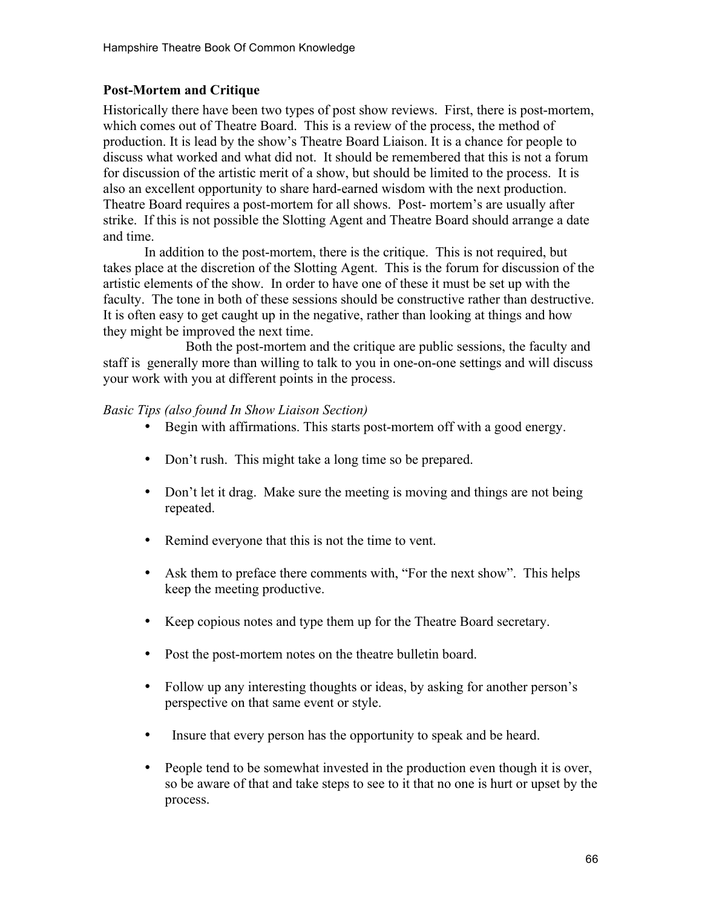## Post-Mortem and Critique

Historically there have been two types of post show reviews. First, there is post-mortem, which comes out of Theatre Board. This is a review of the process, the method of production. It is lead by the show's Theatre Board Liaison. It is a chance for people to discuss what worked and what did not. It should be remembered that this is not a forum for discussion of the artistic merit of a show, but should be limited to the process. It is also an excellent opportunity to share hard-earned wisdom with the next production. Theatre Board requires a post-mortem for all shows. Post- mortem's are usually after strike. If this is not possible the Slotting Agent and Theatre Board should arrange a date and time.

In addition to the post-mortem, there is the critique. This is not required, but takes place at the discretion of the Slotting Agent. This is the forum for discussion of the artistic elements of the show. In order to have one of these it must be set up with the faculty. The tone in both of these sessions should be constructive rather than destructive. It is often easy to get caught up in the negative, rather than looking at things and how they might be improved the next time.

Both the post-mortem and the critique are public sessions, the faculty and staff is generally more than willing to talk to you in one-on-one settings and will discuss your work with you at different points in the process.

*Basic Tips (also found In Show Liaison Section)*

- Begin with affirmations. This starts post-mortem off with a good energy.
- Don't rush. This might take a long time so be prepared.
- Don't let it drag. Make sure the meeting is moving and things are not being repeated.
- Remind everyone that this is not the time to vent.
- Ask them to preface there comments with, "For the next show". This helps keep the meeting productive.
- Keep copious notes and type them up for the Theatre Board secretary.
- Post the post-mortem notes on the theatre bulletin board.
- Follow up any interesting thoughts or ideas, by asking for another person's perspective on that same event or style.
- Insure that every person has the opportunity to speak and be heard.
- People tend to be somewhat invested in the production even though it is over, so be aware of that and take steps to see to it that no one is hurt or upset by the process.